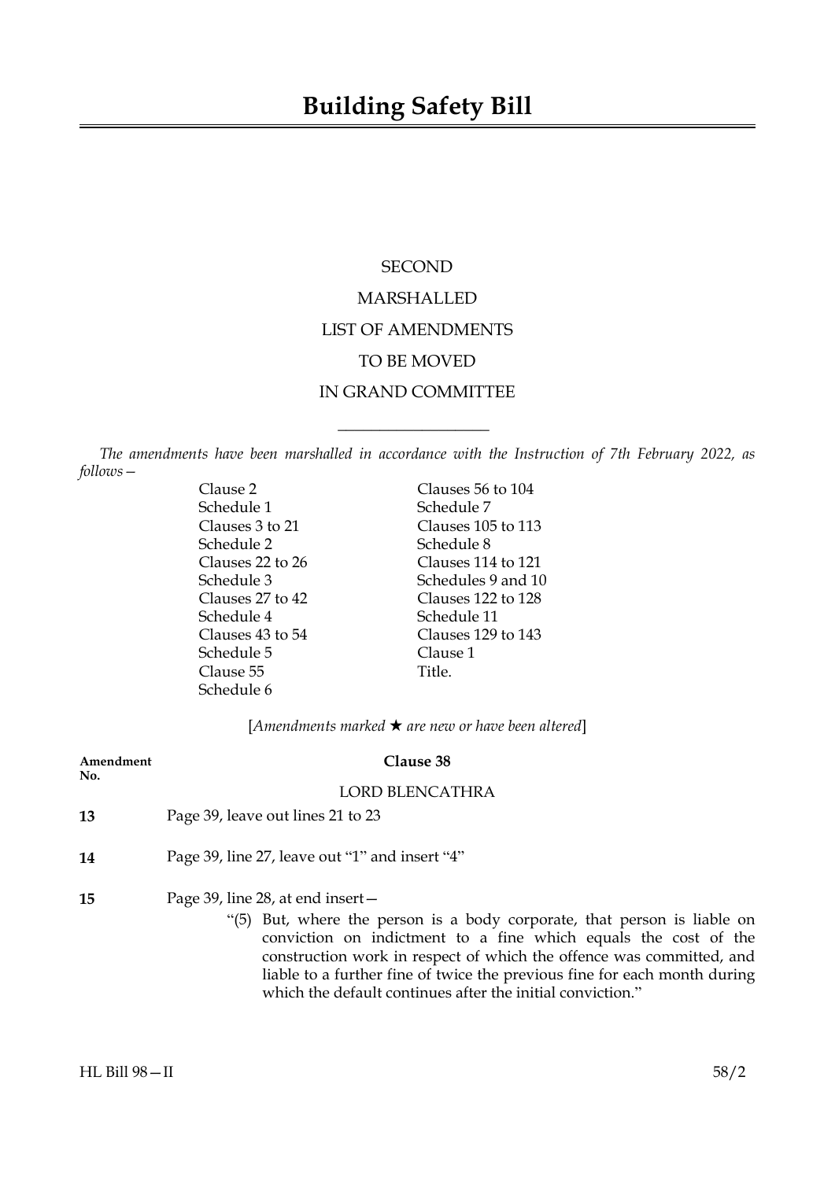# Building Safety Bill

SECOND

MARSHALLED

LIST OF AMENDMENTS

TO BE MOVED

IN GRAND COMMITTEE

---

*The amendments have been marshalled in accordance with the Instruction of 7th February 2022, as follows—*

Clause 2
Schedule 1
Clauses 3 to 21
Schedule 2
Clauses 22 to 26
Schedule 3
Clauses 27 to 42
Schedule 4
Clauses 43 to 54
Schedule 5
Clause 55
Schedule 6
Clauses 56 to 104
Schedule 7
Clauses 105 to 113
Schedule 8
Clauses 114 to 121
Schedules 9 and 10
Clauses 122 to 128
Schedule 11
Clauses 129 to 143
Clause 1
Title.

[*Amendments marked ★ are new or have been altered*]

**Amendment No.**

**Clause 38**

LORD BLENCATHRA

**13** Page 39, leave out lines 21 to 23

**14** Page 39, line 27, leave out "1" and insert "4"

**15** Page 39, line 28, at end insert—

"(5) But, where the person is a body corporate, that person is liable on conviction on indictment to a fine which equals the cost of the construction work in respect of which the offence was committed, and liable to a further fine of twice the previous fine for each month during which the default continues after the initial conviction."

HL Bill 98—II 58/2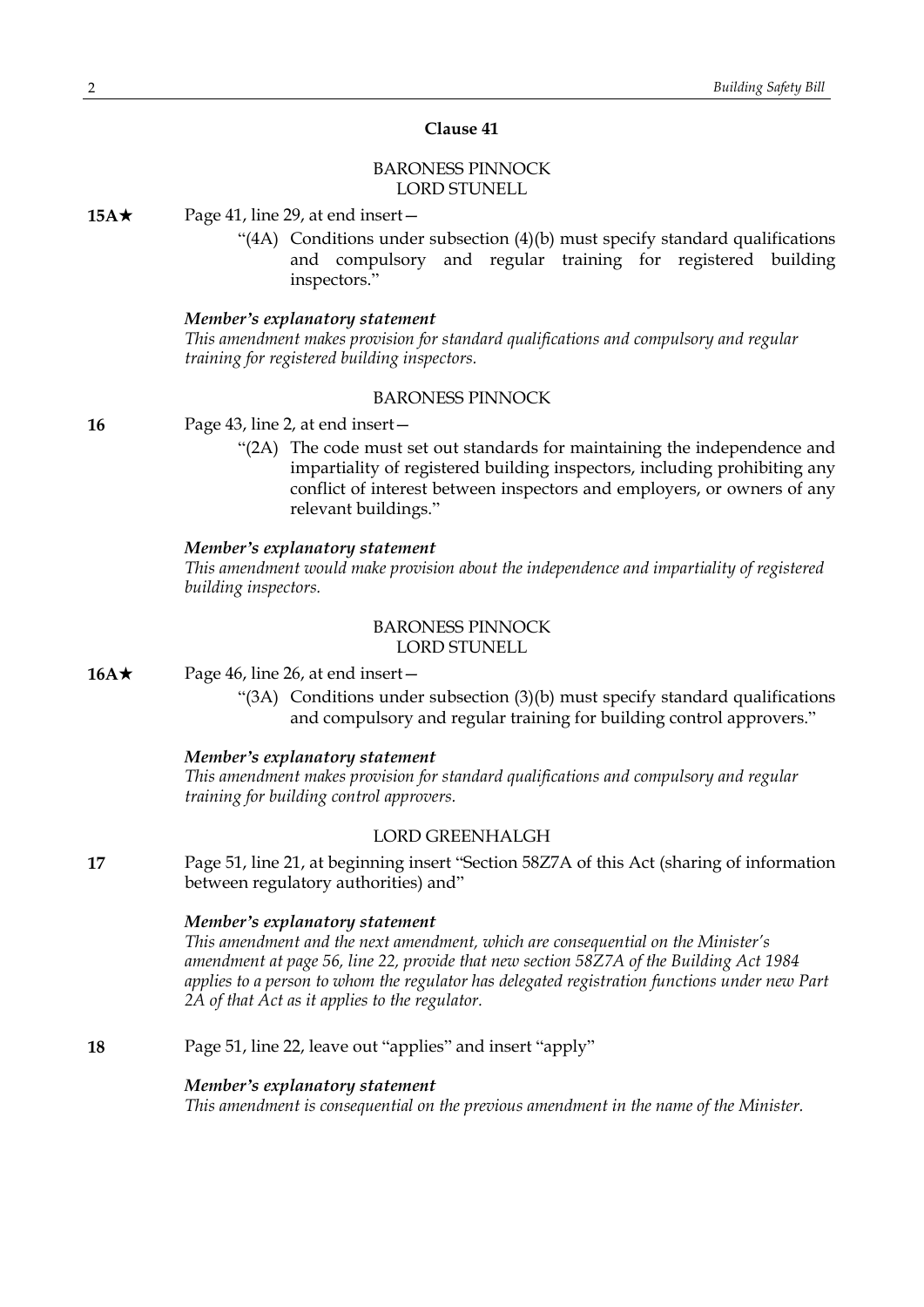## Clause 41

BARONESS PINNOCK
LORD STUNELL

**15A★** Page 41, line 29, at end insert—

"(4A) Conditions under subsection (4)(b) must specify standard qualifications and compulsory and regular training for registered building inspectors."

***Member's explanatory statement***

*This amendment makes provision for standard qualifications and compulsory and regular training for registered building inspectors.*

BARONESS PINNOCK

**16** Page 43, line 2, at end insert—

"(2A) The code must set out standards for maintaining the independence and impartiality of registered building inspectors, including prohibiting any conflict of interest between inspectors and employers, or owners of any relevant buildings."

***Member's explanatory statement***

*This amendment would make provision about the independence and impartiality of registered building inspectors.*

BARONESS PINNOCK
LORD STUNELL

**16A★** Page 46, line 26, at end insert—

"(3A) Conditions under subsection (3)(b) must specify standard qualifications and compulsory and regular training for building control approvers."

***Member's explanatory statement***

*This amendment makes provision for standard qualifications and compulsory and regular training for building control approvers.*

LORD GREENHALGH

**17** Page 51, line 21, at beginning insert "Section 58Z7A of this Act (sharing of information between regulatory authorities) and"

***Member's explanatory statement***

*This amendment and the next amendment, which are consequential on the Minister's amendment at page 56, line 22, provide that new section 58Z7A of the Building Act 1984 applies to a person to whom the regulator has delegated registration functions under new Part 2A of that Act as it applies to the regulator.*

**18** Page 51, line 22, leave out "applies" and insert "apply"

***Member's explanatory statement***

*This amendment is consequential on the previous amendment in the name of the Minister.*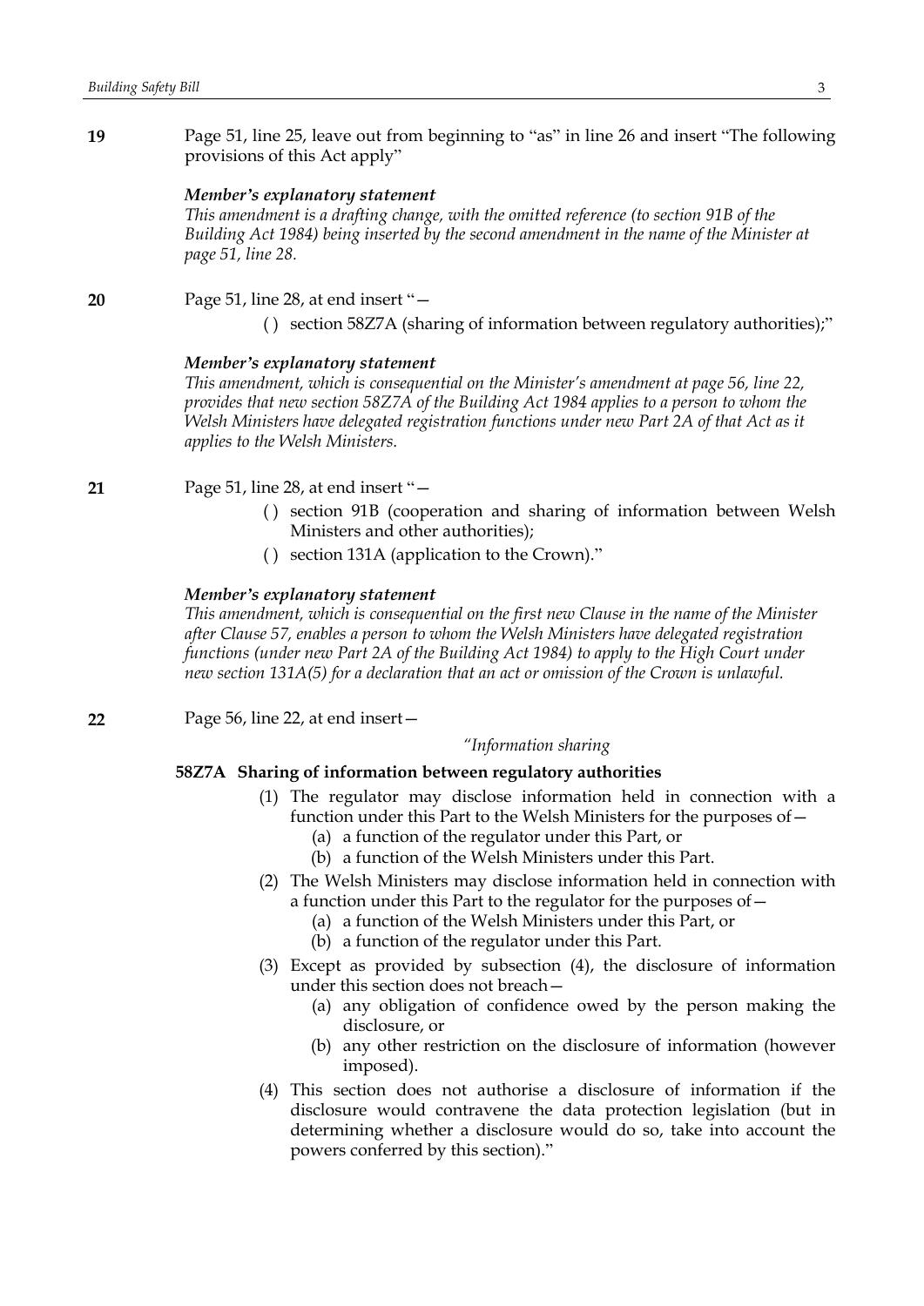**19** Page 51, line 25, leave out from beginning to "as" in line 26 and insert "The following provisions of this Act apply"

***Member's explanatory statement***

*This amendment is a drafting change, with the omitted reference (to section 91B of the Building Act 1984) being inserted by the second amendment in the name of the Minister at page 51, line 28.*

**20** Page 51, line 28, at end insert "—

( ) section 58Z7A (sharing of information between regulatory authorities);"

***Member's explanatory statement***

*This amendment, which is consequential on the Minister's amendment at page 56, line 22, provides that new section 58Z7A of the Building Act 1984 applies to a person to whom the Welsh Ministers have delegated registration functions under new Part 2A of that Act as it applies to the Welsh Ministers.*

**21** Page 51, line 28, at end insert "—

( ) section 91B (cooperation and sharing of information between Welsh Ministers and other authorities);

( ) section 131A (application to the Crown)."

***Member's explanatory statement***

*This amendment, which is consequential on the first new Clause in the name of the Minister after Clause 57, enables a person to whom the Welsh Ministers have delegated registration functions (under new Part 2A of the Building Act 1984) to apply to the High Court under new section 131A(5) for a declaration that an act or omission of the Crown is unlawful.*

**22** Page 56, line 22, at end insert—

*"Information sharing*

**58Z7A Sharing of information between regulatory authorities**

(1) The regulator may disclose information held in connection with a function under this Part to the Welsh Ministers for the purposes of—

(a) a function of the regulator under this Part, or

(b) a function of the Welsh Ministers under this Part.

(2) The Welsh Ministers may disclose information held in connection with a function under this Part to the regulator for the purposes of—

(a) a function of the Welsh Ministers under this Part, or

(b) a function of the regulator under this Part.

(3) Except as provided by subsection (4), the disclosure of information under this section does not breach—

(a) any obligation of confidence owed by the person making the disclosure, or

(b) any other restriction on the disclosure of information (however imposed).

(4) This section does not authorise a disclosure of information if the disclosure would contravene the data protection legislation (but in determining whether a disclosure would do so, take into account the powers conferred by this section)."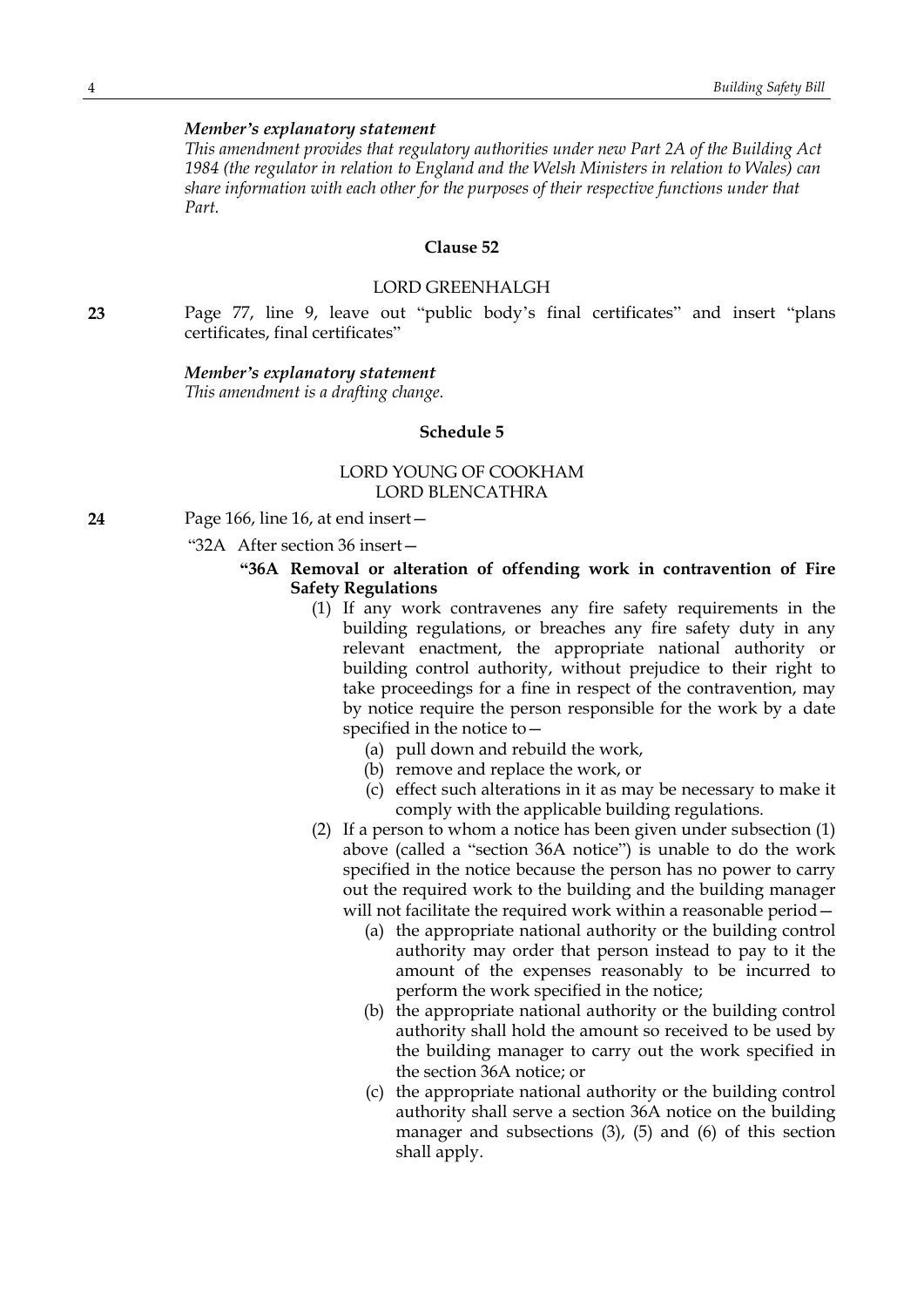***Member's explanatory statement***

*This amendment provides that regulatory authorities under new Part 2A of the Building Act 1984 (the regulator in relation to England and the Welsh Ministers in relation to Wales) can share information with each other for the purposes of their respective functions under that Part.*

**Clause 52**

LORD GREENHALGH

**23** Page 77, line 9, leave out "public body's final certificates" and insert "plans certificates, final certificates"

***Member's explanatory statement***

*This amendment is a drafting change.*

**Schedule 5**

LORD YOUNG OF COOKHAM
LORD BLENCATHRA

**24** Page 166, line 16, at end insert—

"32A After section 36 insert—

**"36A Removal or alteration of offending work in contravention of Fire Safety Regulations**

(1) If any work contravenes any fire safety requirements in the building regulations, or breaches any fire safety duty in any relevant enactment, the appropriate national authority or building control authority, without prejudice to their right to take proceedings for a fine in respect of the contravention, may by notice require the person responsible for the work by a date specified in the notice to—

(a) pull down and rebuild the work,

(b) remove and replace the work, or

(c) effect such alterations in it as may be necessary to make it comply with the applicable building regulations.

(2) If a person to whom a notice has been given under subsection (1) above (called a "section 36A notice") is unable to do the work specified in the notice because the person has no power to carry out the required work to the building and the building manager will not facilitate the required work within a reasonable period—

(a) the appropriate national authority or the building control authority may order that person instead to pay to it the amount of the expenses reasonably to be incurred to perform the work specified in the notice;

(b) the appropriate national authority or the building control authority shall hold the amount so received to be used by the building manager to carry out the work specified in the section 36A notice; or

(c) the appropriate national authority or the building control authority shall serve a section 36A notice on the building manager and subsections (3), (5) and (6) of this section shall apply.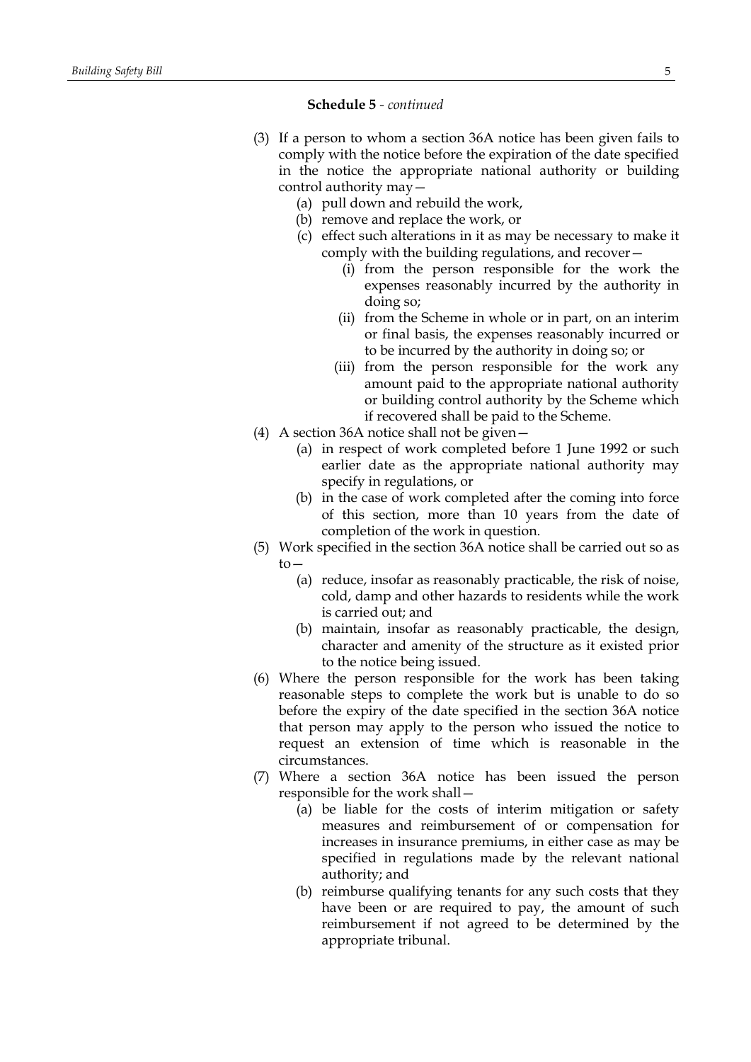**Schedule 5** - *continued*

(3) If a person to whom a section 36A notice has been given fails to comply with the notice before the expiration of the date specified in the notice the appropriate national authority or building control authority may—

- (a) pull down and rebuild the work,
- (b) remove and replace the work, or
- (c) effect such alterations in it as may be necessary to make it comply with the building regulations, and recover—
  - (i) from the person responsible for the work the expenses reasonably incurred by the authority in doing so;
  - (ii) from the Scheme in whole or in part, on an interim or final basis, the expenses reasonably incurred or to be incurred by the authority in doing so; or
  - (iii) from the person responsible for the work any amount paid to the appropriate national authority or building control authority by the Scheme which if recovered shall be paid to the Scheme.

(4) A section 36A notice shall not be given—

- (a) in respect of work completed before 1 June 1992 or such earlier date as the appropriate national authority may specify in regulations, or
- (b) in the case of work completed after the coming into force of this section, more than 10 years from the date of completion of the work in question.

(5) Work specified in the section 36A notice shall be carried out so as to—

- (a) reduce, insofar as reasonably practicable, the risk of noise, cold, damp and other hazards to residents while the work is carried out; and
- (b) maintain, insofar as reasonably practicable, the design, character and amenity of the structure as it existed prior to the notice being issued.

(6) Where the person responsible for the work has been taking reasonable steps to complete the work but is unable to do so before the expiry of the date specified in the section 36A notice that person may apply to the person who issued the notice to request an extension of time which is reasonable in the circumstances.

(7) Where a section 36A notice has been issued the person responsible for the work shall—

- (a) be liable for the costs of interim mitigation or safety measures and reimbursement of or compensation for increases in insurance premiums, in either case as may be specified in regulations made by the relevant national authority; and
- (b) reimburse qualifying tenants for any such costs that they have been or are required to pay, the amount of such reimbursement if not agreed to be determined by the appropriate tribunal.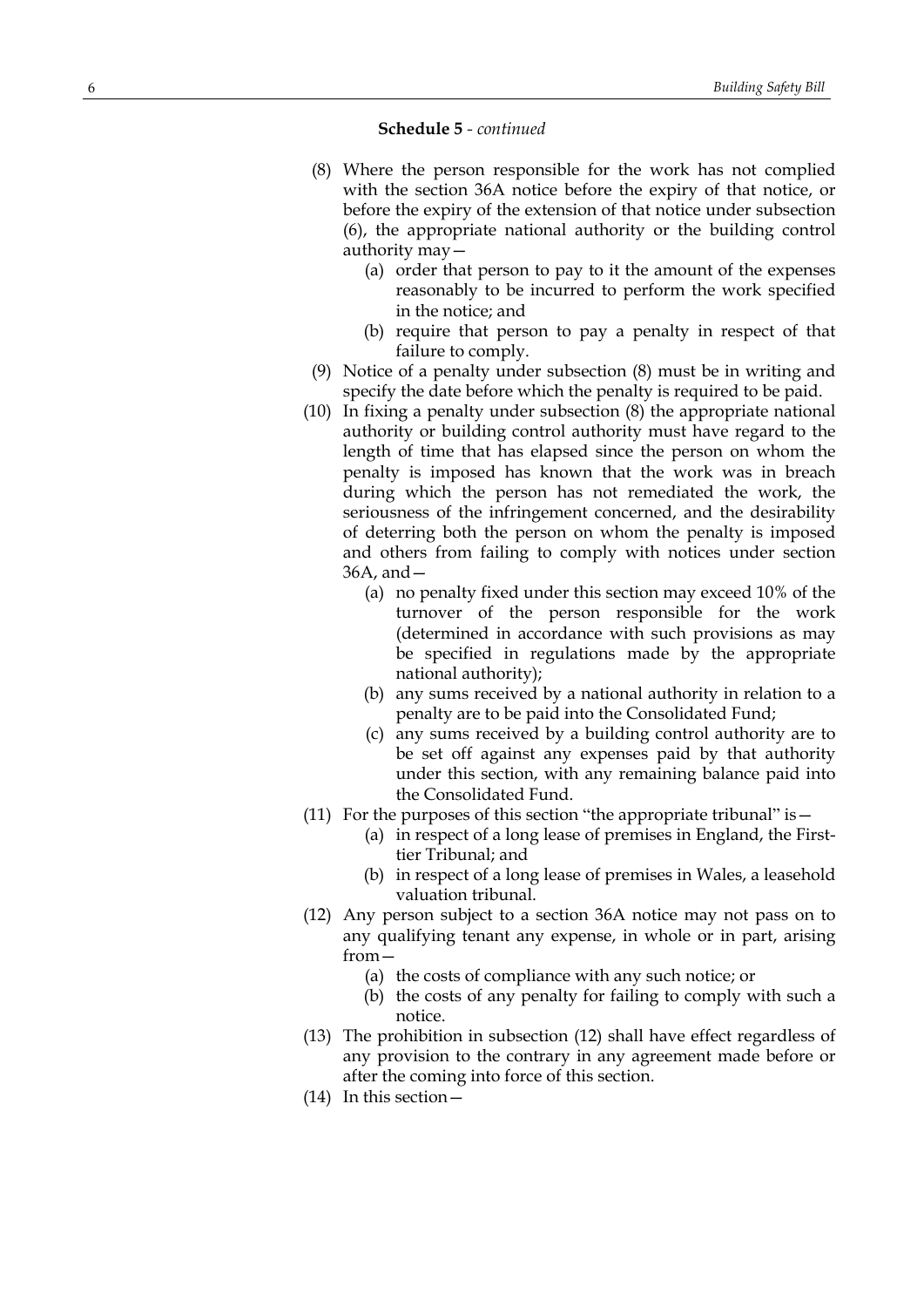**Schedule 5** - *continued*

(8) Where the person responsible for the work has not complied with the section 36A notice before the expiry of that notice, or before the expiry of the extension of that notice under subsection (6), the appropriate national authority or the building control authority may—

   (a) order that person to pay to it the amount of the expenses reasonably to be incurred to perform the work specified in the notice; and

   (b) require that person to pay a penalty in respect of that failure to comply.

(9) Notice of a penalty under subsection (8) must be in writing and specify the date before which the penalty is required to be paid.

(10) In fixing a penalty under subsection (8) the appropriate national authority or building control authority must have regard to the length of time that has elapsed since the person on whom the penalty is imposed has known that the work was in breach during which the person has not remediated the work, the seriousness of the infringement concerned, and the desirability of deterring both the person on whom the penalty is imposed and others from failing to comply with notices under section 36A, and—

   (a) no penalty fixed under this section may exceed 10% of the turnover of the person responsible for the work (determined in accordance with such provisions as may be specified in regulations made by the appropriate national authority);

   (b) any sums received by a national authority in relation to a penalty are to be paid into the Consolidated Fund;

   (c) any sums received by a building control authority are to be set off against any expenses paid by that authority under this section, with any remaining balance paid into the Consolidated Fund.

(11) For the purposes of this section "the appropriate tribunal" is—

   (a) in respect of a long lease of premises in England, the First-tier Tribunal; and

   (b) in respect of a long lease of premises in Wales, a leasehold valuation tribunal.

(12) Any person subject to a section 36A notice may not pass on to any qualifying tenant any expense, in whole or in part, arising from—

   (a) the costs of compliance with any such notice; or

   (b) the costs of any penalty for failing to comply with such a notice.

(13) The prohibition in subsection (12) shall have effect regardless of any provision to the contrary in any agreement made before or after the coming into force of this section.

(14) In this section—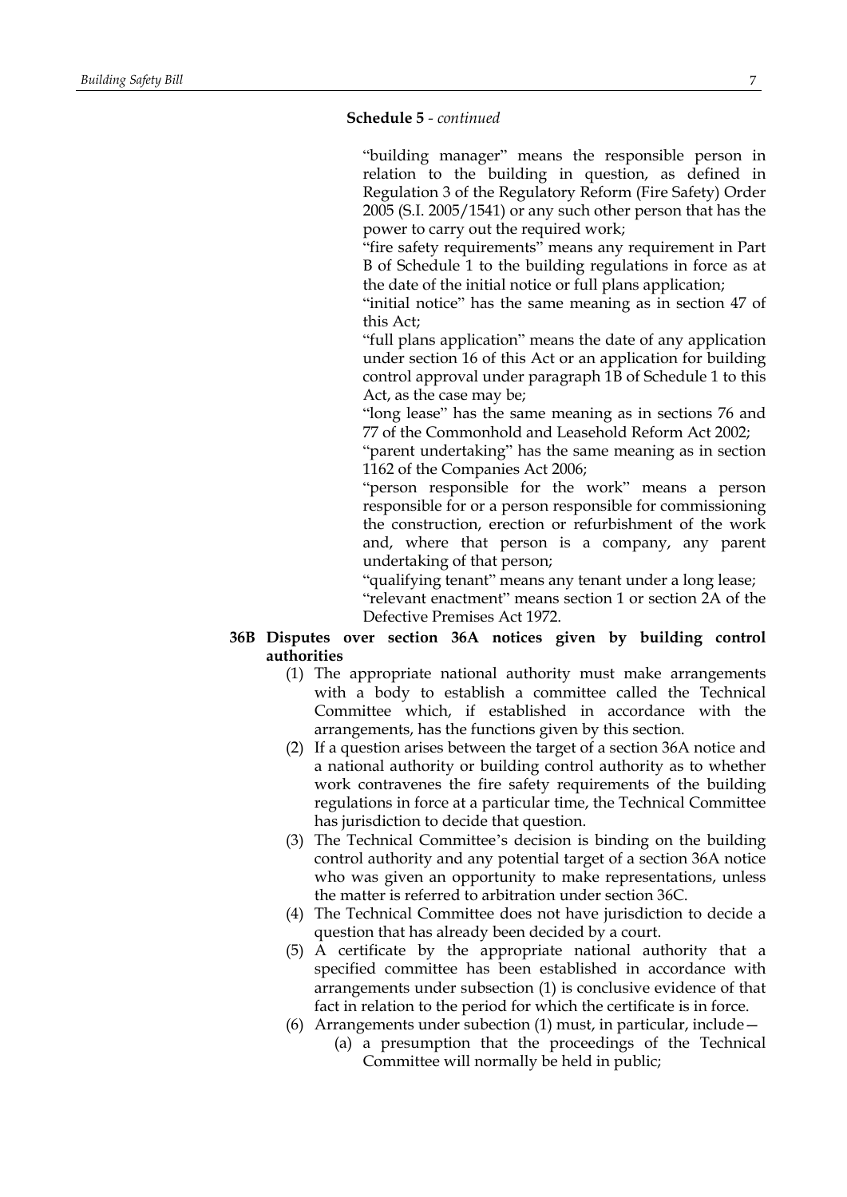**Schedule 5** - *continued*

"building manager" means the responsible person in relation to the building in question, as defined in Regulation 3 of the Regulatory Reform (Fire Safety) Order 2005 (S.I. 2005/1541) or any such other person that has the power to carry out the required work;

"fire safety requirements" means any requirement in Part B of Schedule 1 to the building regulations in force as at the date of the initial notice or full plans application;

"initial notice" has the same meaning as in section 47 of this Act;

"full plans application" means the date of any application under section 16 of this Act or an application for building control approval under paragraph 1B of Schedule 1 to this Act, as the case may be;

"long lease" has the same meaning as in sections 76 and 77 of the Commonhold and Leasehold Reform Act 2002;

"parent undertaking" has the same meaning as in section 1162 of the Companies Act 2006;

"person responsible for the work" means a person responsible for or a person responsible for commissioning the construction, erection or refurbishment of the work and, where that person is a company, any parent undertaking of that person;

"qualifying tenant" means any tenant under a long lease;

"relevant enactment" means section 1 or section 2A of the Defective Premises Act 1972.

**36B Disputes over section 36A notices given by building control authorities**

(1) The appropriate national authority must make arrangements with a body to establish a committee called the Technical Committee which, if established in accordance with the arrangements, has the functions given by this section.

(2) If a question arises between the target of a section 36A notice and a national authority or building control authority as to whether work contravenes the fire safety requirements of the building regulations in force at a particular time, the Technical Committee has jurisdiction to decide that question.

(3) The Technical Committee's decision is binding on the building control authority and any potential target of a section 36A notice who was given an opportunity to make representations, unless the matter is referred to arbitration under section 36C.

(4) The Technical Committee does not have jurisdiction to decide a question that has already been decided by a court.

(5) A certificate by the appropriate national authority that a specified committee has been established in accordance with arrangements under subsection (1) is conclusive evidence of that fact in relation to the period for which the certificate is in force.

(6) Arrangements under subection (1) must, in particular, include—

(a) a presumption that the proceedings of the Technical Committee will normally be held in public;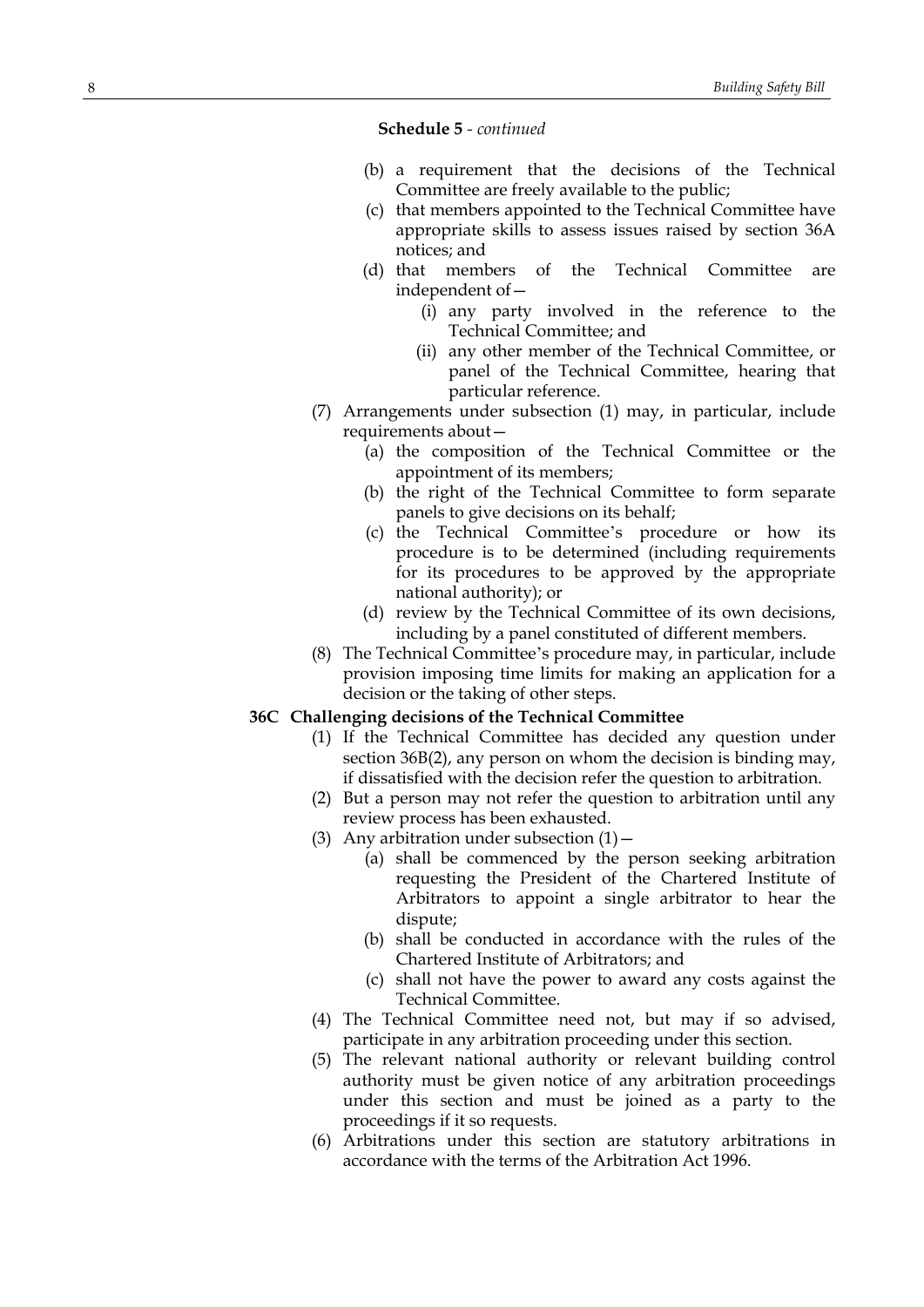**Schedule 5** - *continued*

(b) a requirement that the decisions of the Technical Committee are freely available to the public;

(c) that members appointed to the Technical Committee have appropriate skills to assess issues raised by section 36A notices; and

(d) that members of the Technical Committee are independent of—

(i) any party involved in the reference to the Technical Committee; and

(ii) any other member of the Technical Committee, or panel of the Technical Committee, hearing that particular reference.

(7) Arrangements under subsection (1) may, in particular, include requirements about—

(a) the composition of the Technical Committee or the appointment of its members;

(b) the right of the Technical Committee to form separate panels to give decisions on its behalf;

(c) the Technical Committee's procedure or how its procedure is to be determined (including requirements for its procedures to be approved by the appropriate national authority); or

(d) review by the Technical Committee of its own decisions, including by a panel constituted of different members.

(8) The Technical Committee's procedure may, in particular, include provision imposing time limits for making an application for a decision or the taking of other steps.

**36C Challenging decisions of the Technical Committee**

(1) If the Technical Committee has decided any question under section 36B(2), any person on whom the decision is binding may, if dissatisfied with the decision refer the question to arbitration.

(2) But a person may not refer the question to arbitration until any review process has been exhausted.

(3) Any arbitration under subsection (1)—

(a) shall be commenced by the person seeking arbitration requesting the President of the Chartered Institute of Arbitrators to appoint a single arbitrator to hear the dispute;

(b) shall be conducted in accordance with the rules of the Chartered Institute of Arbitrators; and

(c) shall not have the power to award any costs against the Technical Committee.

(4) The Technical Committee need not, but may if so advised, participate in any arbitration proceeding under this section.

(5) The relevant national authority or relevant building control authority must be given notice of any arbitration proceedings under this section and must be joined as a party to the proceedings if it so requests.

(6) Arbitrations under this section are statutory arbitrations in accordance with the terms of the Arbitration Act 1996.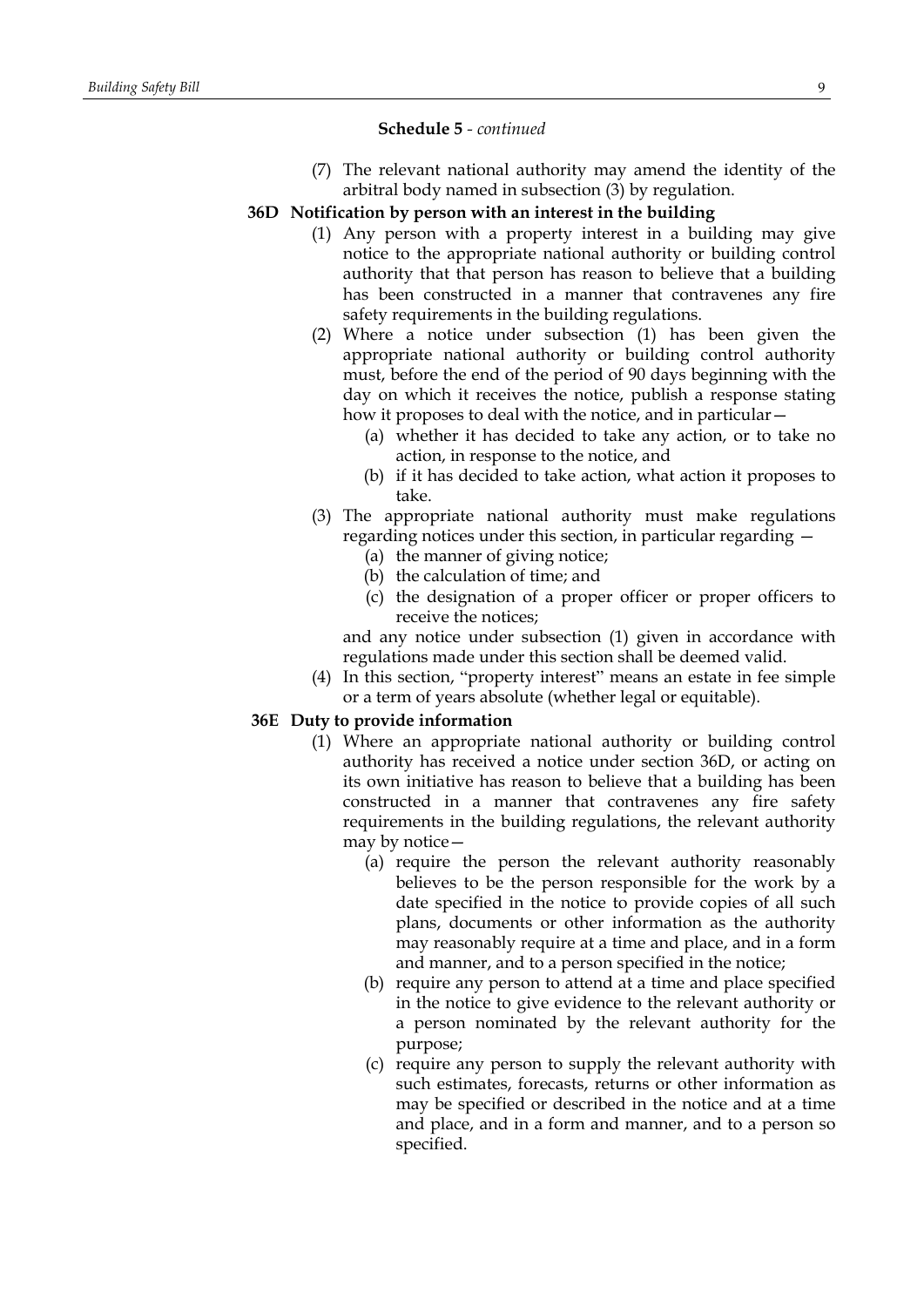**Schedule 5** - *continued*

(7) The relevant national authority may amend the identity of the arbitral body named in subsection (3) by regulation.

**36D Notification by person with an interest in the building**

(1) Any person with a property interest in a building may give notice to the appropriate national authority or building control authority that that person has reason to believe that a building has been constructed in a manner that contravenes any fire safety requirements in the building regulations.

(2) Where a notice under subsection (1) has been given the appropriate national authority or building control authority must, before the end of the period of 90 days beginning with the day on which it receives the notice, publish a response stating how it proposes to deal with the notice, and in particular—

(a) whether it has decided to take any action, or to take no action, in response to the notice, and

(b) if it has decided to take action, what action it proposes to take.

(3) The appropriate national authority must make regulations regarding notices under this section, in particular regarding —

(a) the manner of giving notice;

(b) the calculation of time; and

(c) the designation of a proper officer or proper officers to receive the notices;

and any notice under subsection (1) given in accordance with regulations made under this section shall be deemed valid.

(4) In this section, "property interest" means an estate in fee simple or a term of years absolute (whether legal or equitable).

**36E Duty to provide information**

(1) Where an appropriate national authority or building control authority has received a notice under section 36D, or acting on its own initiative has reason to believe that a building has been constructed in a manner that contravenes any fire safety requirements in the building regulations, the relevant authority may by notice—

(a) require the person the relevant authority reasonably believes to be the person responsible for the work by a date specified in the notice to provide copies of all such plans, documents or other information as the authority may reasonably require at a time and place, and in a form and manner, and to a person specified in the notice;

(b) require any person to attend at a time and place specified in the notice to give evidence to the relevant authority or a person nominated by the relevant authority for the purpose;

(c) require any person to supply the relevant authority with such estimates, forecasts, returns or other information as may be specified or described in the notice and at a time and place, and in a form and manner, and to a person so specified.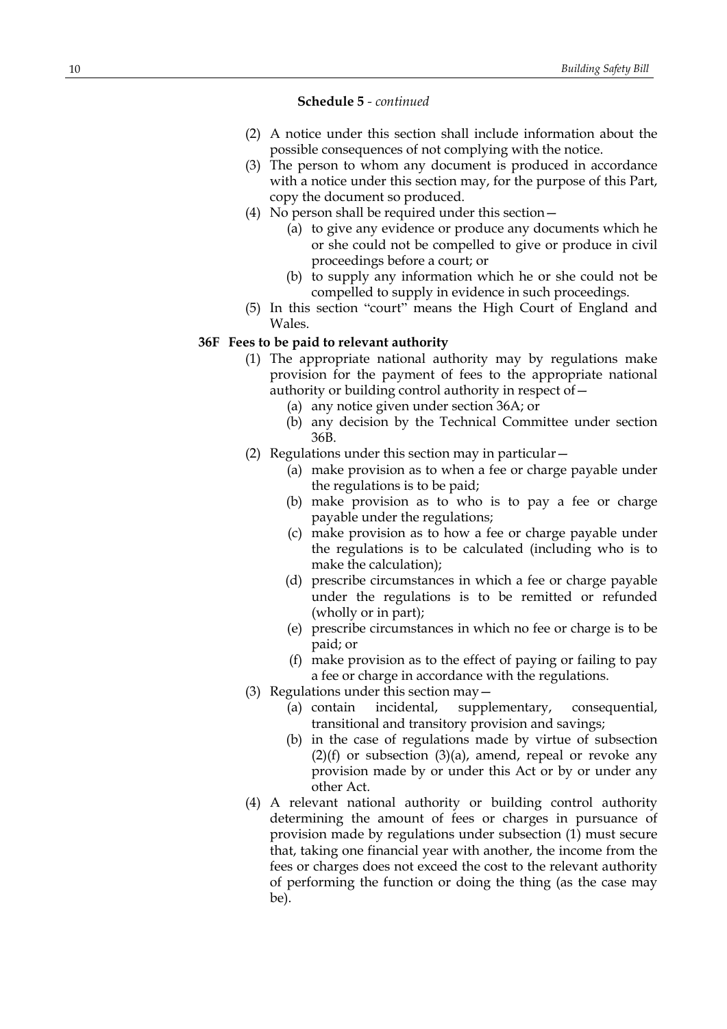**Schedule 5** - *continued*

(2) A notice under this section shall include information about the possible consequences of not complying with the notice.

(3) The person to whom any document is produced in accordance with a notice under this section may, for the purpose of this Part, copy the document so produced.

(4) No person shall be required under this section—

(a) to give any evidence or produce any documents which he or she could not be compelled to give or produce in civil proceedings before a court; or

(b) to supply any information which he or she could not be compelled to supply in evidence in such proceedings.

(5) In this section "court" means the High Court of England and Wales.

**36F Fees to be paid to relevant authority**

(1) The appropriate national authority may by regulations make provision for the payment of fees to the appropriate national authority or building control authority in respect of—

(a) any notice given under section 36A; or

(b) any decision by the Technical Committee under section 36B.

(2) Regulations under this section may in particular—

(a) make provision as to when a fee or charge payable under the regulations is to be paid;

(b) make provision as to who is to pay a fee or charge payable under the regulations;

(c) make provision as to how a fee or charge payable under the regulations is to be calculated (including who is to make the calculation);

(d) prescribe circumstances in which a fee or charge payable under the regulations is to be remitted or refunded (wholly or in part);

(e) prescribe circumstances in which no fee or charge is to be paid; or

(f) make provision as to the effect of paying or failing to pay a fee or charge in accordance with the regulations.

(3) Regulations under this section may—

(a) contain incidental, supplementary, consequential, transitional and transitory provision and savings;

(b) in the case of regulations made by virtue of subsection (2)(f) or subsection (3)(a), amend, repeal or revoke any provision made by or under this Act or by or under any other Act.

(4) A relevant national authority or building control authority determining the amount of fees or charges in pursuance of provision made by regulations under subsection (1) must secure that, taking one financial year with another, the income from the fees or charges does not exceed the cost to the relevant authority of performing the function or doing the thing (as the case may be).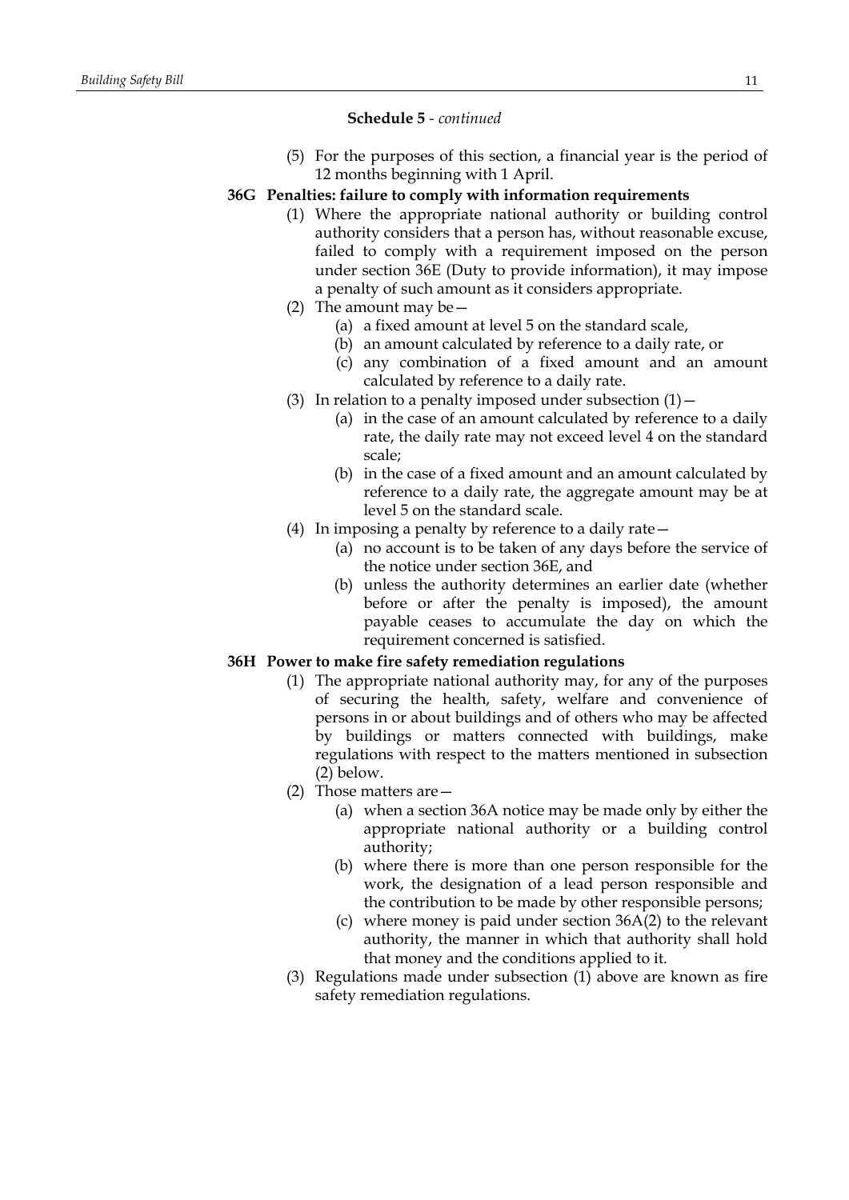**Schedule 5** - *continued*

(5) For the purposes of this section, a financial year is the period of 12 months beginning with 1 April.

**36G Penalties: failure to comply with information requirements**

(1) Where the appropriate national authority or building control authority considers that a person has, without reasonable excuse, failed to comply with a requirement imposed on the person under section 36E (Duty to provide information), it may impose a penalty of such amount as it considers appropriate.

(2) The amount may be—

(a) a fixed amount at level 5 on the standard scale,

(b) an amount calculated by reference to a daily rate, or

(c) any combination of a fixed amount and an amount calculated by reference to a daily rate.

(3) In relation to a penalty imposed under subsection (1)—

(a) in the case of an amount calculated by reference to a daily rate, the daily rate may not exceed level 4 on the standard scale;

(b) in the case of a fixed amount and an amount calculated by reference to a daily rate, the aggregate amount may be at level 5 on the standard scale.

(4) In imposing a penalty by reference to a daily rate—

(a) no account is to be taken of any days before the service of the notice under section 36E, and

(b) unless the authority determines an earlier date (whether before or after the penalty is imposed), the amount payable ceases to accumulate the day on which the requirement concerned is satisfied.

**36H Power to make fire safety remediation regulations**

(1) The appropriate national authority may, for any of the purposes of securing the health, safety, welfare and convenience of persons in or about buildings and of others who may be affected by buildings or matters connected with buildings, make regulations with respect to the matters mentioned in subsection (2) below.

(2) Those matters are—

(a) when a section 36A notice may be made only by either the appropriate national authority or a building control authority;

(b) where there is more than one person responsible for the work, the designation of a lead person responsible and the contribution to be made by other responsible persons;

(c) where money is paid under section 36A(2) to the relevant authority, the manner in which that authority shall hold that money and the conditions applied to it.

(3) Regulations made under subsection (1) above are known as fire safety remediation regulations.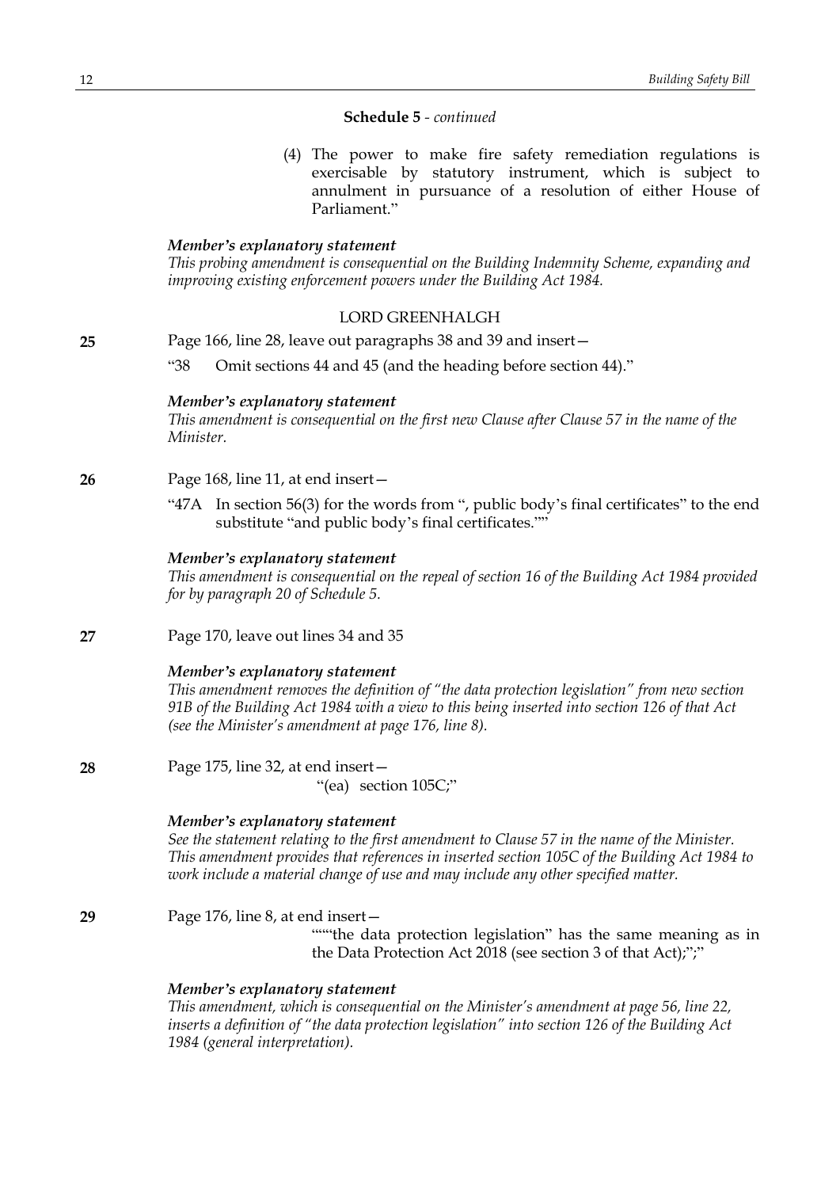**Schedule 5** - *continued*

(4) The power to make fire safety remediation regulations is exercisable by statutory instrument, which is subject to annulment in pursuance of a resolution of either House of Parliament."

***Member's explanatory statement***

*This probing amendment is consequential on the Building Indemnity Scheme, expanding and improving existing enforcement powers under the Building Act 1984.*

LORD GREENHALGH

**25** Page 166, line 28, leave out paragraphs 38 and 39 and insert—

"38 Omit sections 44 and 45 (and the heading before section 44)."

***Member's explanatory statement***

*This amendment is consequential on the first new Clause after Clause 57 in the name of the Minister.*

**26** Page 168, line 11, at end insert—

"47A In section 56(3) for the words from ", public body's final certificates" to the end substitute "and public body's final certificates.""

***Member's explanatory statement***

*This amendment is consequential on the repeal of section 16 of the Building Act 1984 provided for by paragraph 20 of Schedule 5.*

**27** Page 170, leave out lines 34 and 35

***Member's explanatory statement***

*This amendment removes the definition of "the data protection legislation" from new section 91B of the Building Act 1984 with a view to this being inserted into section 126 of that Act (see the Minister's amendment at page 176, line 8).*

**28** Page 175, line 32, at end insert—

"(ea) section 105C;"

***Member's explanatory statement***

*See the statement relating to the first amendment to Clause 57 in the name of the Minister. This amendment provides that references in inserted section 105C of the Building Act 1984 to work include a material change of use and may include any other specified matter.*

**29** Page 176, line 8, at end insert—

"""the data protection legislation" has the same meaning as in the Data Protection Act 2018 (see section 3 of that Act);";"

***Member's explanatory statement***

*This amendment, which is consequential on the Minister's amendment at page 56, line 22, inserts a definition of "the data protection legislation" into section 126 of the Building Act 1984 (general interpretation).*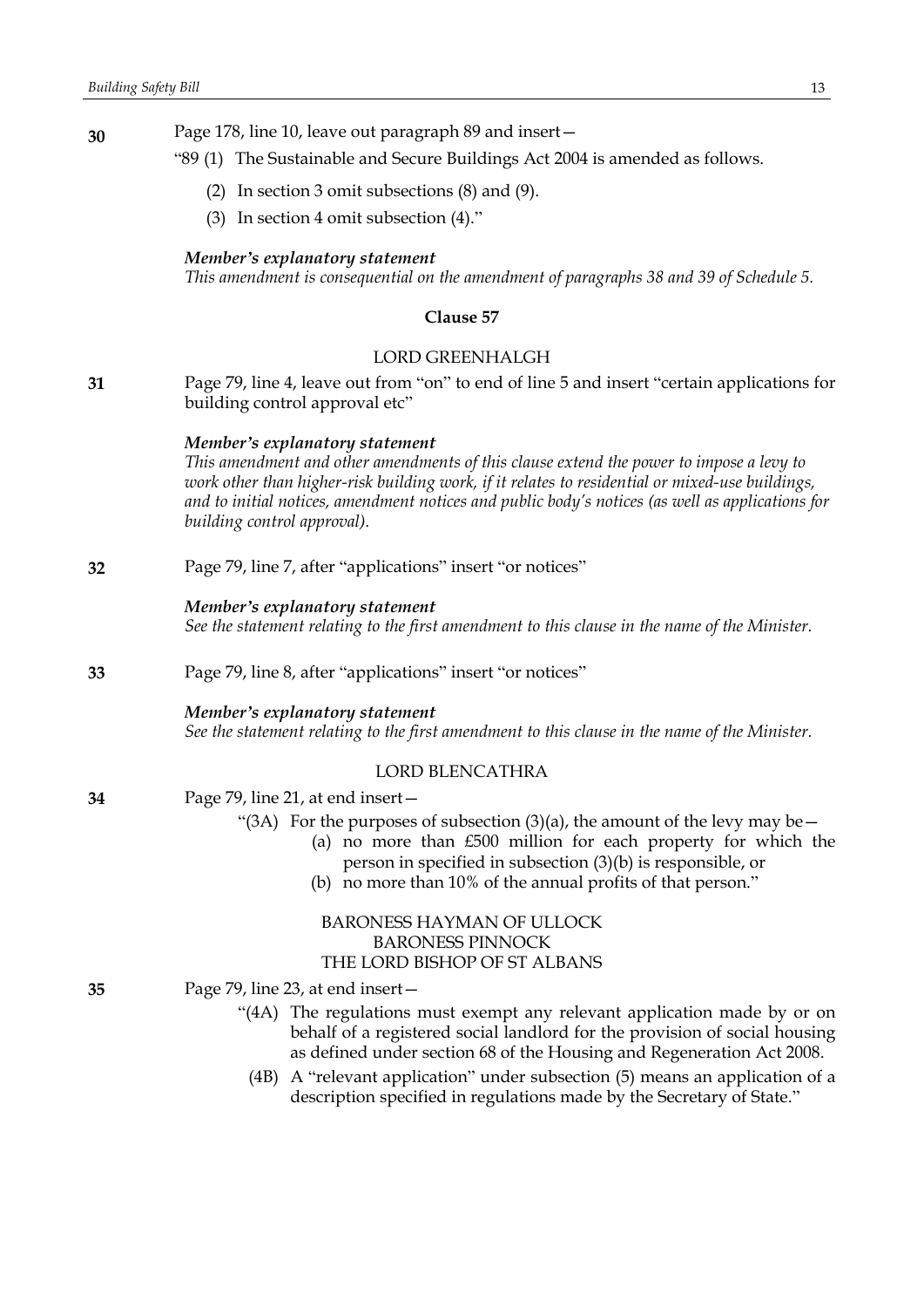**30** Page 178, line 10, leave out paragraph 89 and insert—

"89 (1) The Sustainable and Secure Buildings Act 2004 is amended as follows.

(2) In section 3 omit subsections (8) and (9).

(3) In section 4 omit subsection (4)."

***Member's explanatory statement***

*This amendment is consequential on the amendment of paragraphs 38 and 39 of Schedule 5.*

### Clause 57

LORD GREENHALGH

**31** Page 79, line 4, leave out from "on" to end of line 5 and insert "certain applications for building control approval etc"

***Member's explanatory statement***

*This amendment and other amendments of this clause extend the power to impose a levy to work other than higher-risk building work, if it relates to residential or mixed-use buildings, and to initial notices, amendment notices and public body's notices (as well as applications for building control approval).*

**32** Page 79, line 7, after "applications" insert "or notices"

***Member's explanatory statement***

*See the statement relating to the first amendment to this clause in the name of the Minister.*

**33** Page 79, line 8, after "applications" insert "or notices"

***Member's explanatory statement***

*See the statement relating to the first amendment to this clause in the name of the Minister.*

LORD BLENCATHRA

**34** Page 79, line 21, at end insert—

"(3A) For the purposes of subsection (3)(a), the amount of the levy may be—

(a) no more than £500 million for each property for which the person in specified in subsection (3)(b) is responsible, or

(b) no more than 10% of the annual profits of that person."

BARONESS HAYMAN OF ULLOCK
BARONESS PINNOCK
THE LORD BISHOP OF ST ALBANS

**35** Page 79, line 23, at end insert—

"(4A) The regulations must exempt any relevant application made by or on behalf of a registered social landlord for the provision of social housing as defined under section 68 of the Housing and Regeneration Act 2008.

(4B) A "relevant application" under subsection (5) means an application of a description specified in regulations made by the Secretary of State."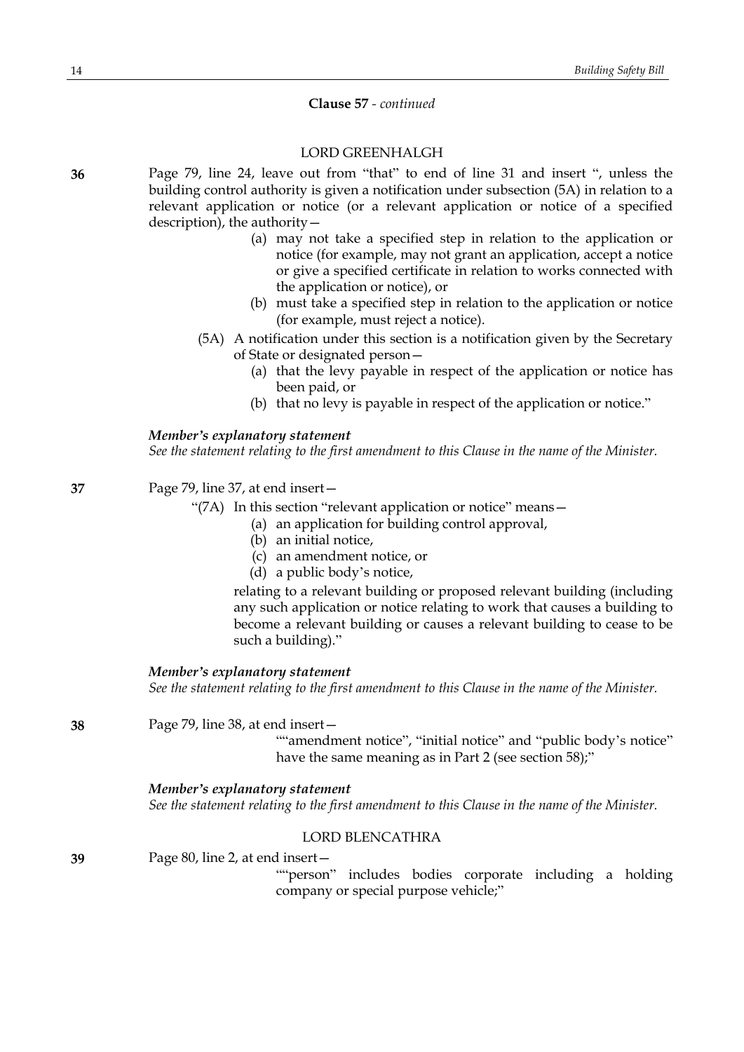**Clause 57** - *continued*

LORD GREENHALGH

**36** Page 79, line 24, leave out from "that" to end of line 31 and insert ", unless the building control authority is given a notification under subsection (5A) in relation to a relevant application or notice (or a relevant application or notice of a specified description), the authority—

(a) may not take a specified step in relation to the application or notice (for example, may not grant an application, accept a notice or give a specified certificate in relation to works connected with the application or notice), or

(b) must take a specified step in relation to the application or notice (for example, must reject a notice).

(5A) A notification under this section is a notification given by the Secretary of State or designated person—

(a) that the levy payable in respect of the application or notice has been paid, or

(b) that no levy is payable in respect of the application or notice."

***Member's explanatory statement***

*See the statement relating to the first amendment to this Clause in the name of the Minister.*

**37** Page 79, line 37, at end insert—

"(7A) In this section "relevant application or notice" means—

(a) an application for building control approval,

(b) an initial notice,

(c) an amendment notice, or

(d) a public body's notice,

relating to a relevant building or proposed relevant building (including any such application or notice relating to work that causes a building to become a relevant building or causes a relevant building to cease to be such a building)."

***Member's explanatory statement***

*See the statement relating to the first amendment to this Clause in the name of the Minister.*

**38** Page 79, line 38, at end insert—

""amendment notice", "initial notice" and "public body's notice" have the same meaning as in Part 2 (see section 58);"

***Member's explanatory statement***

*See the statement relating to the first amendment to this Clause in the name of the Minister.*

LORD BLENCATHRA

**39** Page 80, line 2, at end insert—

""person" includes bodies corporate including a holding company or special purpose vehicle;"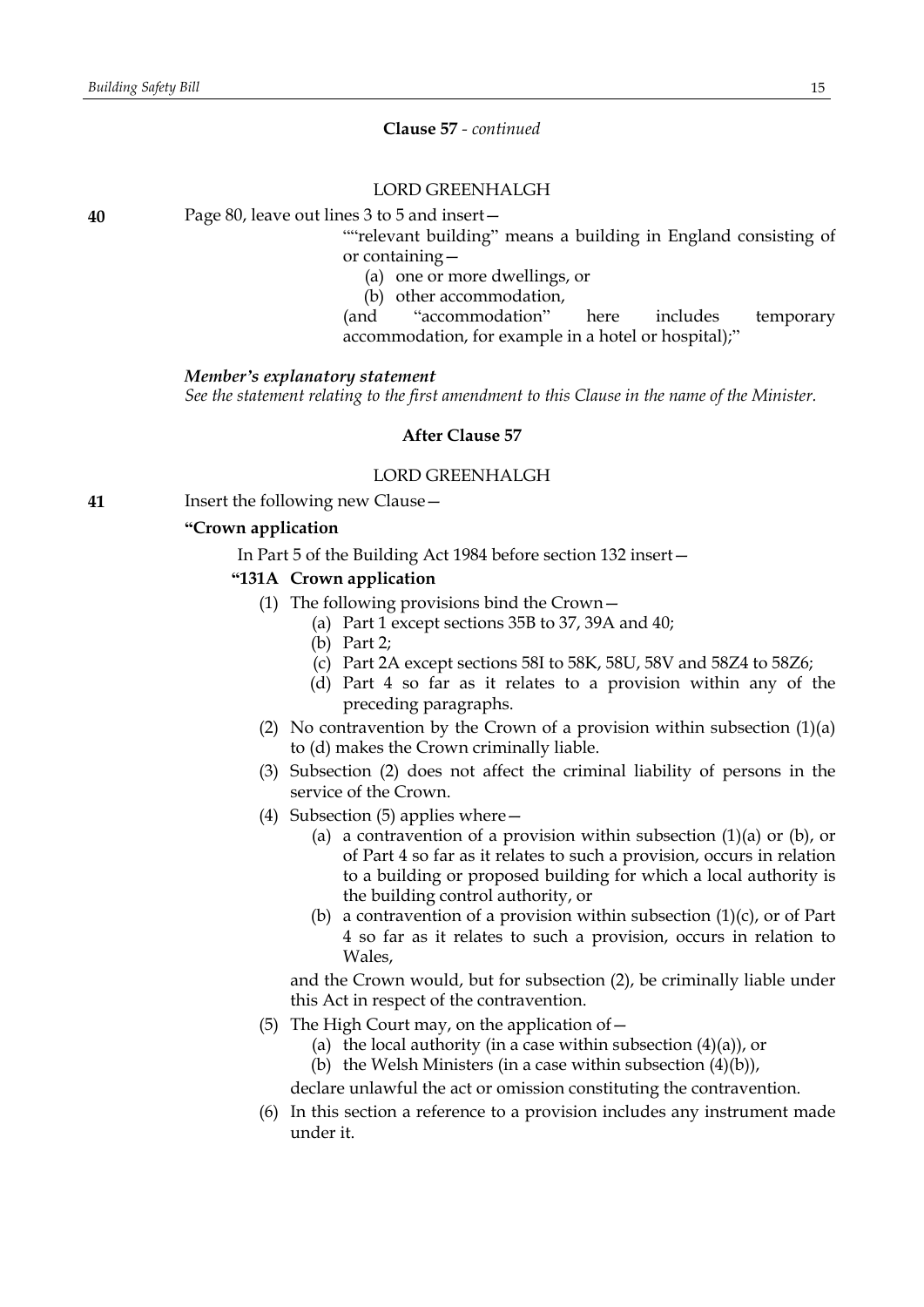**Clause 57** - *continued*

LORD GREENHALGH

**40** Page 80, leave out lines 3 to 5 and insert—

""relevant building" means a building in England consisting of or containing—

(a) one or more dwellings, or

(b) other accommodation,

(and "accommodation" here includes temporary accommodation, for example in a hotel or hospital);"

***Member's explanatory statement***

*See the statement relating to the first amendment to this Clause in the name of the Minister.*

**After Clause 57**

LORD GREENHALGH

**41** Insert the following new Clause—

**"Crown application**

In Part 5 of the Building Act 1984 before section 132 insert—

**"131A Crown application**

(1) The following provisions bind the Crown—

(a) Part 1 except sections 35B to 37, 39A and 40;

(b) Part 2;

(c) Part 2A except sections 58I to 58K, 58U, 58V and 58Z4 to 58Z6;

(d) Part 4 so far as it relates to a provision within any of the preceding paragraphs.

(2) No contravention by the Crown of a provision within subsection (1)(a) to (d) makes the Crown criminally liable.

(3) Subsection (2) does not affect the criminal liability of persons in the service of the Crown.

(4) Subsection (5) applies where—

(a) a contravention of a provision within subsection (1)(a) or (b), or of Part 4 so far as it relates to such a provision, occurs in relation to a building or proposed building for which a local authority is the building control authority, or

(b) a contravention of a provision within subsection (1)(c), or of Part 4 so far as it relates to such a provision, occurs in relation to Wales,

and the Crown would, but for subsection (2), be criminally liable under this Act in respect of the contravention.

(5) The High Court may, on the application of—

(a) the local authority (in a case within subsection (4)(a)), or

(b) the Welsh Ministers (in a case within subsection (4)(b)),

declare unlawful the act or omission constituting the contravention.

(6) In this section a reference to a provision includes any instrument made under it.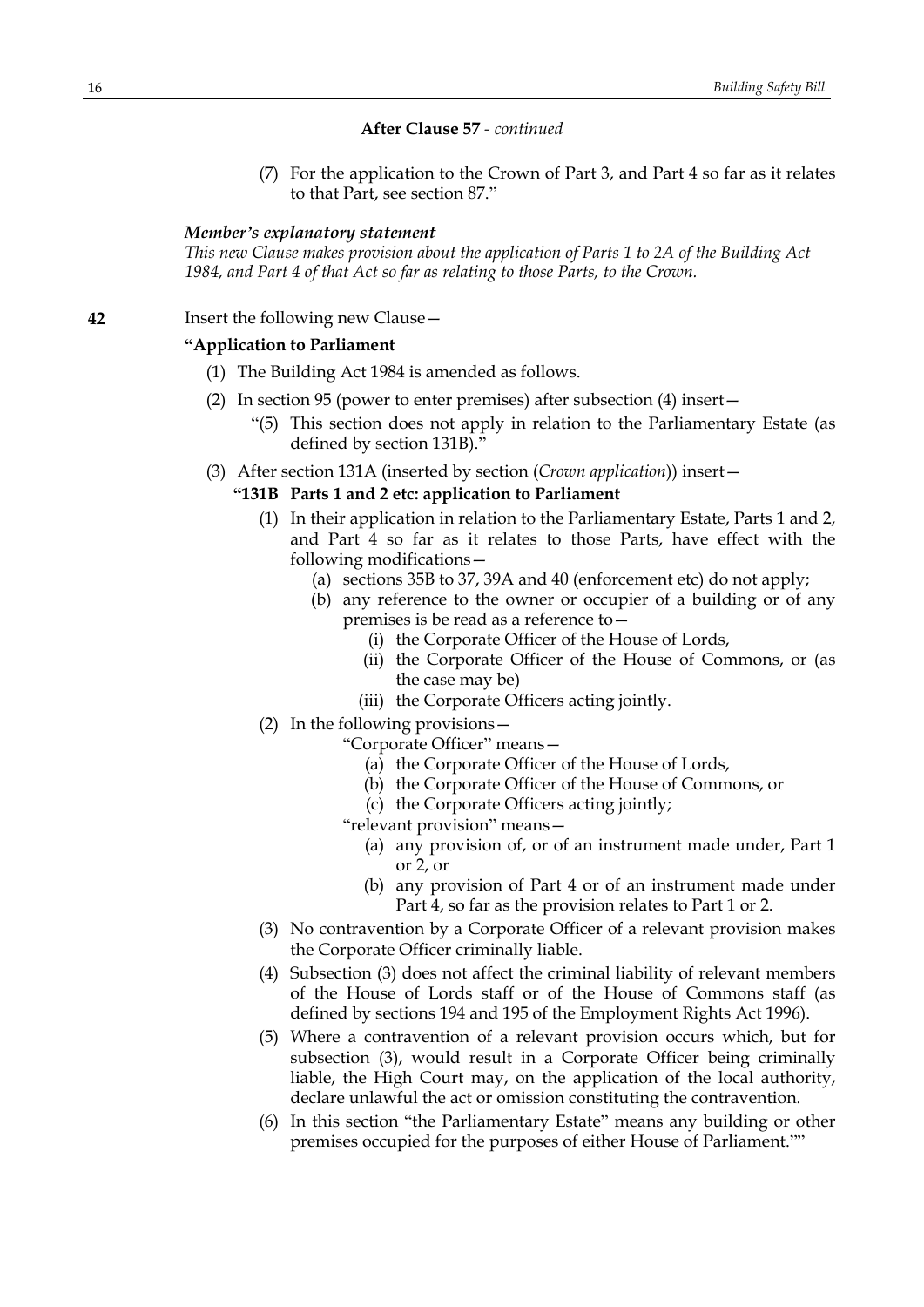**After Clause 57** - *continued*

(7) For the application to the Crown of Part 3, and Part 4 so far as it relates to that Part, see section 87."

***Member's explanatory statement***

*This new Clause makes provision about the application of Parts 1 to 2A of the Building Act 1984, and Part 4 of that Act so far as relating to those Parts, to the Crown.*

**42** Insert the following new Clause—

**"Application to Parliament**

(1) The Building Act 1984 is amended as follows.

(2) In section 95 (power to enter premises) after subsection (4) insert—

"(5) This section does not apply in relation to the Parliamentary Estate (as defined by section 131B)."

(3) After section 131A (inserted by section (*Crown application*)) insert—

**"131B Parts 1 and 2 etc: application to Parliament**

(1) In their application in relation to the Parliamentary Estate, Parts 1 and 2, and Part 4 so far as it relates to those Parts, have effect with the following modifications—

(a) sections 35B to 37, 39A and 40 (enforcement etc) do not apply;

(b) any reference to the owner or occupier of a building or of any premises is be read as a reference to—

(i) the Corporate Officer of the House of Lords,

(ii) the Corporate Officer of the House of Commons, or (as the case may be)

(iii) the Corporate Officers acting jointly.

(2) In the following provisions—

"Corporate Officer" means—

(a) the Corporate Officer of the House of Lords,

(b) the Corporate Officer of the House of Commons, or

(c) the Corporate Officers acting jointly;

"relevant provision" means—

(a) any provision of, or of an instrument made under, Part 1 or 2, or

(b) any provision of Part 4 or of an instrument made under Part 4, so far as the provision relates to Part 1 or 2.

(3) No contravention by a Corporate Officer of a relevant provision makes the Corporate Officer criminally liable.

(4) Subsection (3) does not affect the criminal liability of relevant members of the House of Lords staff or of the House of Commons staff (as defined by sections 194 and 195 of the Employment Rights Act 1996).

(5) Where a contravention of a relevant provision occurs which, but for subsection (3), would result in a Corporate Officer being criminally liable, the High Court may, on the application of the local authority, declare unlawful the act or omission constituting the contravention.

(6) In this section "the Parliamentary Estate" means any building or other premises occupied for the purposes of either House of Parliament.""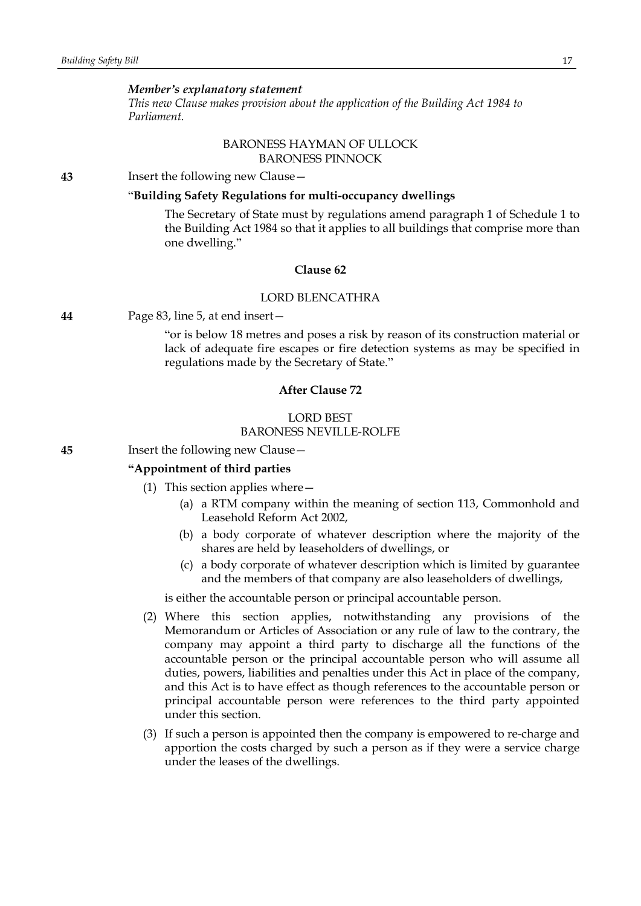*Member's explanatory statement*
*This new Clause makes provision about the application of the Building Act 1984 to Parliament.*

BARONESS HAYMAN OF ULLOCK
BARONESS PINNOCK

**43** Insert the following new Clause—

"**Building Safety Regulations for multi-occupancy dwellings**

The Secretary of State must by regulations amend paragraph 1 of Schedule 1 to the Building Act 1984 so that it applies to all buildings that comprise more than one dwelling."

**Clause 62**

LORD BLENCATHRA

**44** Page 83, line 5, at end insert—

"or is below 18 metres and poses a risk by reason of its construction material or lack of adequate fire escapes or fire detection systems as may be specified in regulations made by the Secretary of State."

**After Clause 72**

LORD BEST
BARONESS NEVILLE-ROLFE

**45** Insert the following new Clause—

**"Appointment of third parties**

(1) This section applies where—

(a) a RTM company within the meaning of section 113, Commonhold and Leasehold Reform Act 2002,

(b) a body corporate of whatever description where the majority of the shares are held by leaseholders of dwellings, or

(c) a body corporate of whatever description which is limited by guarantee and the members of that company are also leaseholders of dwellings,

is either the accountable person or principal accountable person.

(2) Where this section applies, notwithstanding any provisions of the Memorandum or Articles of Association or any rule of law to the contrary, the company may appoint a third party to discharge all the functions of the accountable person or the principal accountable person who will assume all duties, powers, liabilities and penalties under this Act in place of the company, and this Act is to have effect as though references to the accountable person or principal accountable person were references to the third party appointed under this section.

(3) If such a person is appointed then the company is empowered to re-charge and apportion the costs charged by such a person as if they were a service charge under the leases of the dwellings.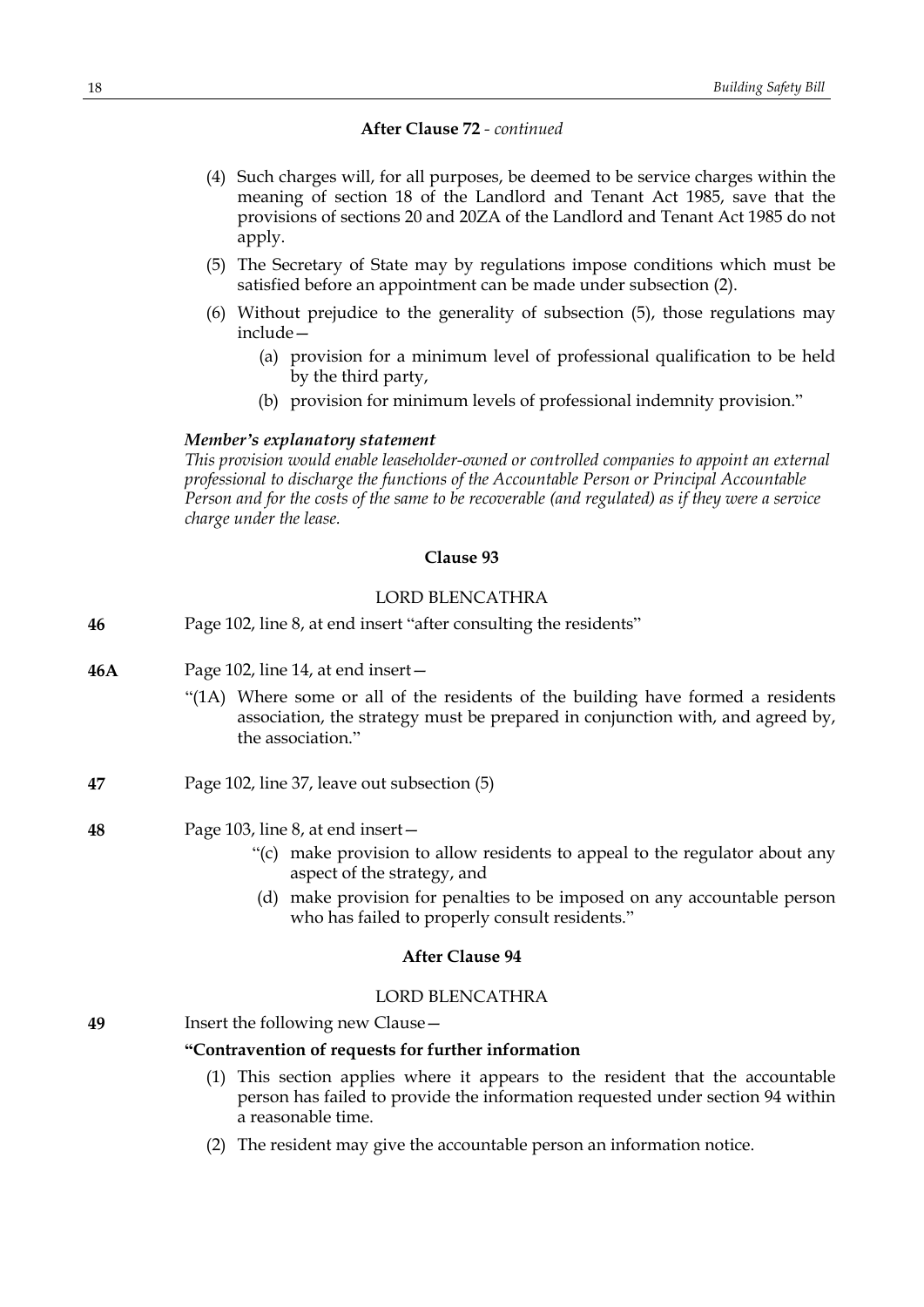**After Clause 72** - *continued*

(4) Such charges will, for all purposes, be deemed to be service charges within the meaning of section 18 of the Landlord and Tenant Act 1985, save that the provisions of sections 20 and 20ZA of the Landlord and Tenant Act 1985 do not apply.

(5) The Secretary of State may by regulations impose conditions which must be satisfied before an appointment can be made under subsection (2).

(6) Without prejudice to the generality of subsection (5), those regulations may include—

(a) provision for a minimum level of professional qualification to be held by the third party,

(b) provision for minimum levels of professional indemnity provision."

***Member's explanatory statement***

*This provision would enable leaseholder-owned or controlled companies to appoint an external professional to discharge the functions of the Accountable Person or Principal Accountable Person and for the costs of the same to be recoverable (and regulated) as if they were a service charge under the lease.*

**Clause 93**

LORD BLENCATHRA

**46** Page 102, line 8, at end insert "after consulting the residents"

**46A** Page 102, line 14, at end insert—

"(1A) Where some or all of the residents of the building have formed a residents association, the strategy must be prepared in conjunction with, and agreed by, the association."

**47** Page 102, line 37, leave out subsection (5)

**48** Page 103, line 8, at end insert—

"(c) make provision to allow residents to appeal to the regulator about any aspect of the strategy, and

(d) make provision for penalties to be imposed on any accountable person who has failed to properly consult residents."

**After Clause 94**

LORD BLENCATHRA

**49** Insert the following new Clause—

**"Contravention of requests for further information**

(1) This section applies where it appears to the resident that the accountable person has failed to provide the information requested under section 94 within a reasonable time.

(2) The resident may give the accountable person an information notice.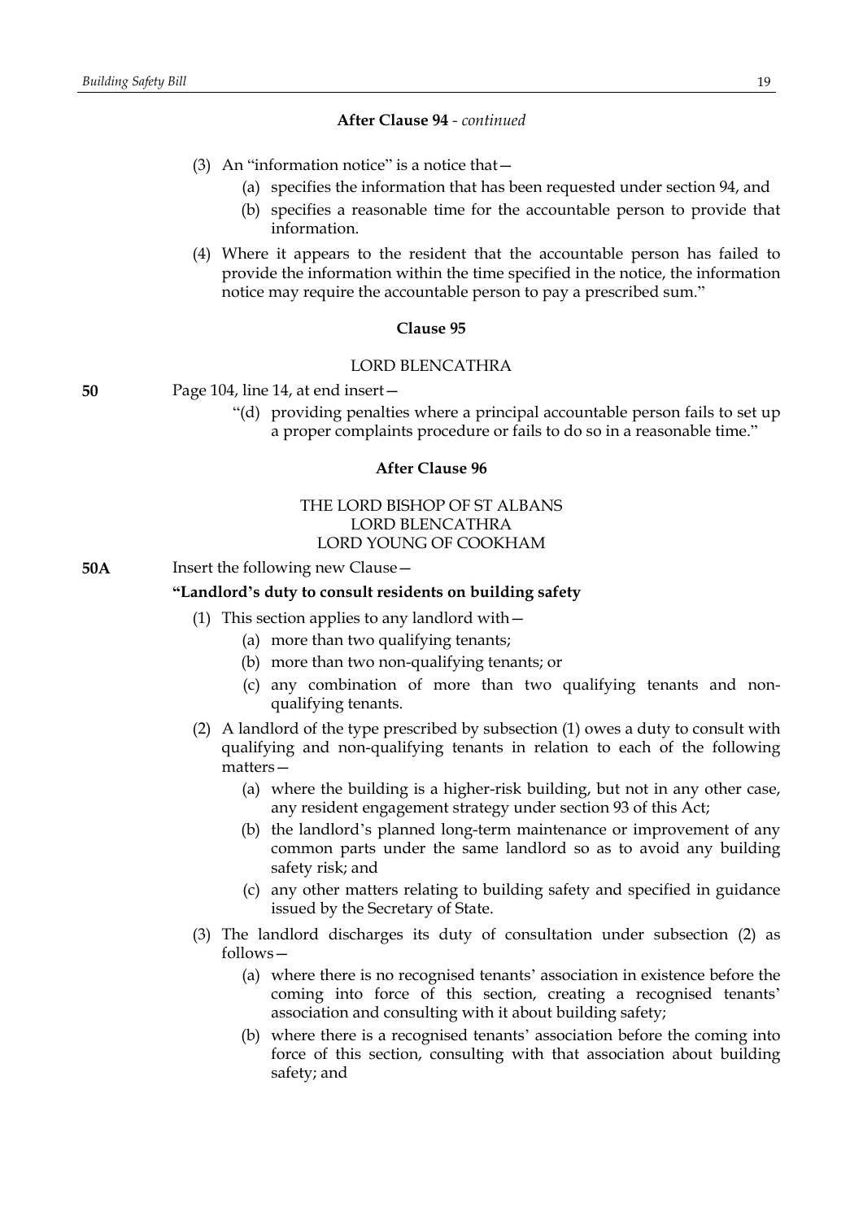**After Clause 94** - *continued*

(3) An "information notice" is a notice that—

(a) specifies the information that has been requested under section 94, and

(b) specifies a reasonable time for the accountable person to provide that information.

(4) Where it appears to the resident that the accountable person has failed to provide the information within the time specified in the notice, the information notice may require the accountable person to pay a prescribed sum."

**Clause 95**

LORD BLENCATHRA

**50** Page 104, line 14, at end insert—

"(d) providing penalties where a principal accountable person fails to set up a proper complaints procedure or fails to do so in a reasonable time."

**After Clause 96**

THE LORD BISHOP OF ST ALBANS
LORD BLENCATHRA
LORD YOUNG OF COOKHAM

**50A** Insert the following new Clause—

**"Landlord's duty to consult residents on building safety**

(1) This section applies to any landlord with—

(a) more than two qualifying tenants;

(b) more than two non-qualifying tenants; or

(c) any combination of more than two qualifying tenants and non-qualifying tenants.

(2) A landlord of the type prescribed by subsection (1) owes a duty to consult with qualifying and non-qualifying tenants in relation to each of the following matters—

(a) where the building is a higher-risk building, but not in any other case, any resident engagement strategy under section 93 of this Act;

(b) the landlord's planned long-term maintenance or improvement of any common parts under the same landlord so as to avoid any building safety risk; and

(c) any other matters relating to building safety and specified in guidance issued by the Secretary of State.

(3) The landlord discharges its duty of consultation under subsection (2) as follows—

(a) where there is no recognised tenants' association in existence before the coming into force of this section, creating a recognised tenants' association and consulting with it about building safety;

(b) where there is a recognised tenants' association before the coming into force of this section, consulting with that association about building safety; and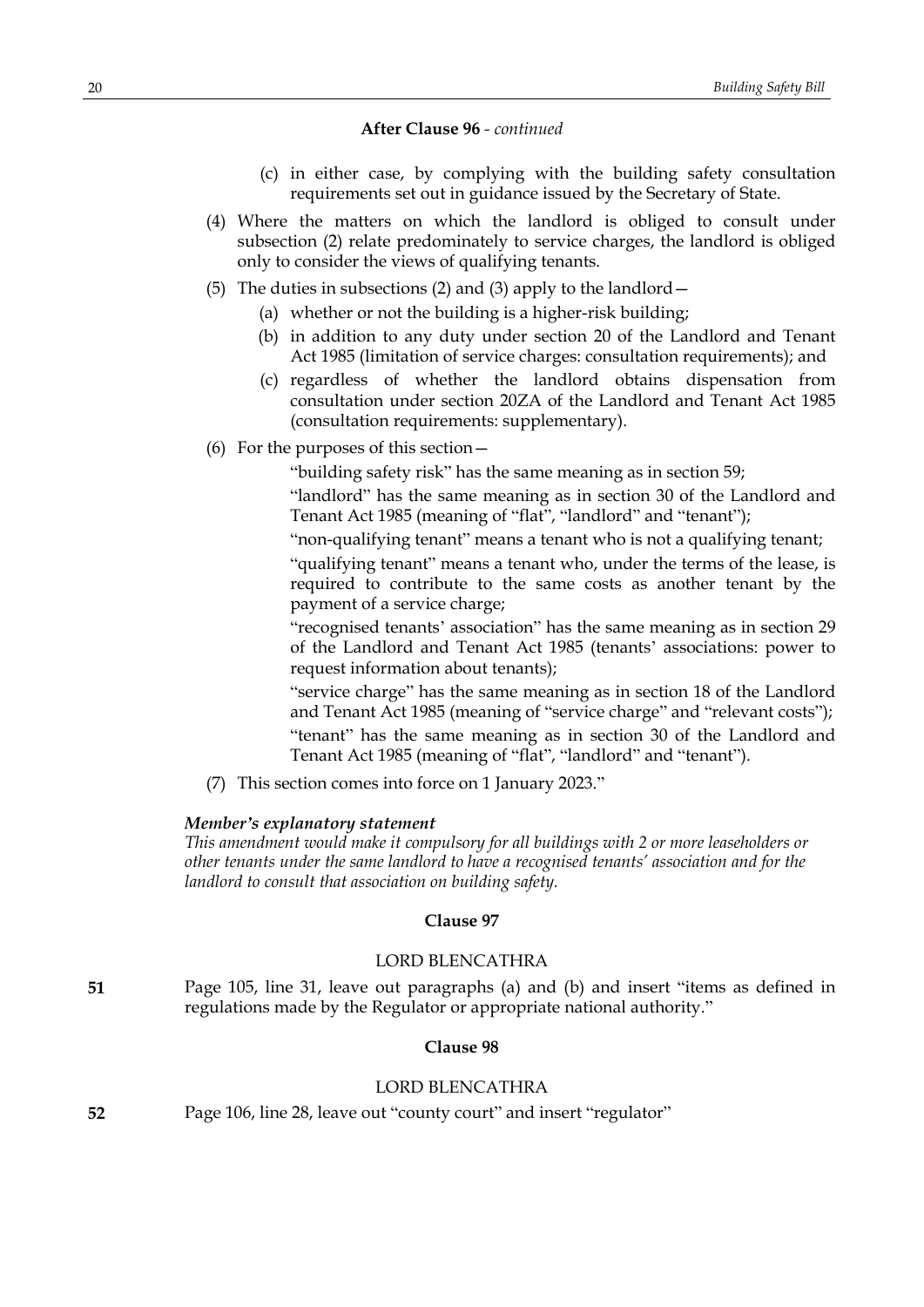**After Clause 96** - *continued*

(c) in either case, by complying with the building safety consultation requirements set out in guidance issued by the Secretary of State.

(4) Where the matters on which the landlord is obliged to consult under subsection (2) relate predominately to service charges, the landlord is obliged only to consider the views of qualifying tenants.

(5) The duties in subsections (2) and (3) apply to the landlord—

(a) whether or not the building is a higher-risk building;

(b) in addition to any duty under section 20 of the Landlord and Tenant Act 1985 (limitation of service charges: consultation requirements); and

(c) regardless of whether the landlord obtains dispensation from consultation under section 20ZA of the Landlord and Tenant Act 1985 (consultation requirements: supplementary).

(6) For the purposes of this section—

"building safety risk" has the same meaning as in section 59;

"landlord" has the same meaning as in section 30 of the Landlord and Tenant Act 1985 (meaning of "flat", "landlord" and "tenant");

"non-qualifying tenant" means a tenant who is not a qualifying tenant;

"qualifying tenant" means a tenant who, under the terms of the lease, is required to contribute to the same costs as another tenant by the payment of a service charge;

"recognised tenants' association" has the same meaning as in section 29 of the Landlord and Tenant Act 1985 (tenants' associations: power to request information about tenants);

"service charge" has the same meaning as in section 18 of the Landlord and Tenant Act 1985 (meaning of "service charge" and "relevant costs");

"tenant" has the same meaning as in section 30 of the Landlord and Tenant Act 1985 (meaning of "flat", "landlord" and "tenant").

(7) This section comes into force on 1 January 2023."

***Member's explanatory statement***

*This amendment would make it compulsory for all buildings with 2 or more leaseholders or other tenants under the same landlord to have a recognised tenants' association and for the landlord to consult that association on building safety.*

**Clause 97**

LORD BLENCATHRA

**51** Page 105, line 31, leave out paragraphs (a) and (b) and insert "items as defined in regulations made by the Regulator or appropriate national authority."

**Clause 98**

LORD BLENCATHRA

**52** Page 106, line 28, leave out "county court" and insert "regulator"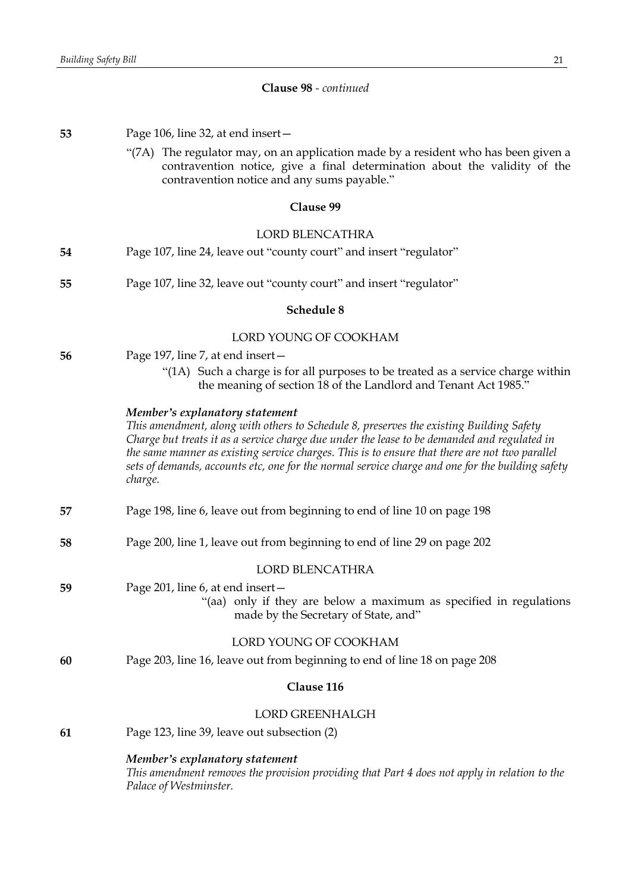**Clause 98** - *continued*

**53** Page 106, line 32, at end insert—

"(7A) The regulator may, on an application made by a resident who has been given a contravention notice, give a final determination about the validity of the contravention notice and any sums payable."

**Clause 99**

LORD BLENCATHRA

**54** Page 107, line 24, leave out "county court" and insert "regulator"

**55** Page 107, line 32, leave out "county court" and insert "regulator"

**Schedule 8**

LORD YOUNG OF COOKHAM

**56** Page 197, line 7, at end insert—

"(1A) Such a charge is for all purposes to be treated as a service charge within the meaning of section 18 of the Landlord and Tenant Act 1985."

***Member's explanatory statement***

*This amendment, along with others to Schedule 8, preserves the existing Building Safety Charge but treats it as a service charge due under the lease to be demanded and regulated in the same manner as existing service charges. This is to ensure that there are not two parallel sets of demands, accounts etc, one for the normal service charge and one for the building safety charge.*

**57** Page 198, line 6, leave out from beginning to end of line 10 on page 198

**58** Page 200, line 1, leave out from beginning to end of line 29 on page 202

LORD BLENCATHRA

**59** Page 201, line 6, at end insert—

"(aa) only if they are below a maximum as specified in regulations made by the Secretary of State, and"

LORD YOUNG OF COOKHAM

**60** Page 203, line 16, leave out from beginning to end of line 18 on page 208

**Clause 116**

LORD GREENHALGH

**61** Page 123, line 39, leave out subsection (2)

***Member's explanatory statement***

*This amendment removes the provision providing that Part 4 does not apply in relation to the Palace of Westminster.*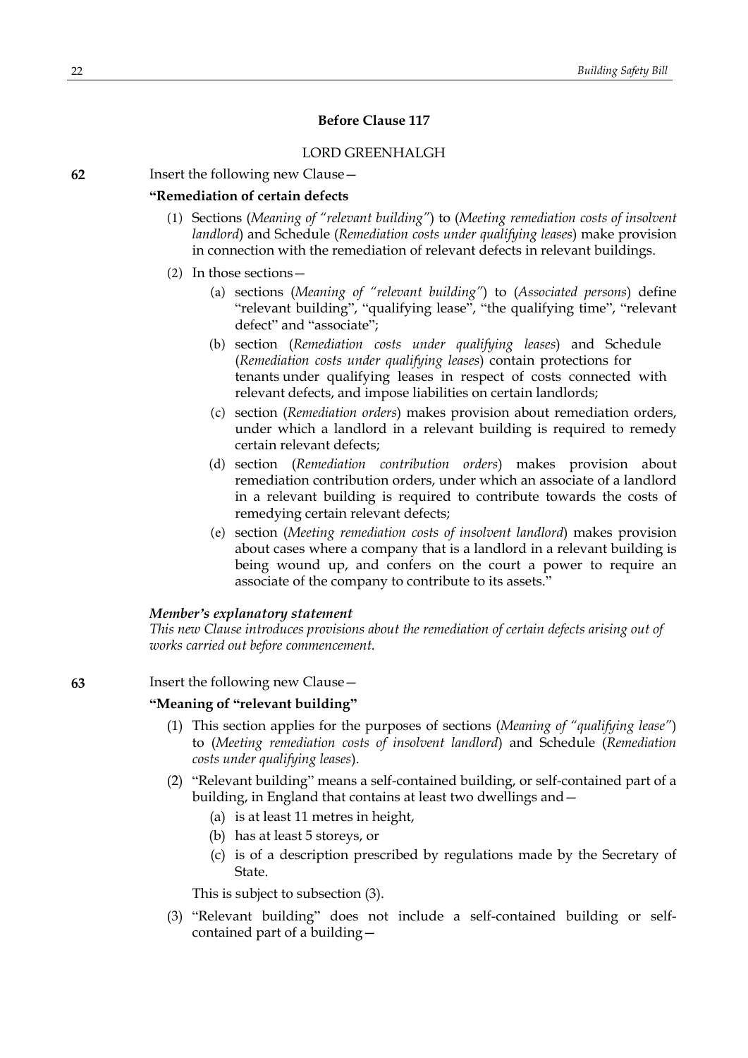**Before Clause 117**

LORD GREENHALGH

**62** Insert the following new Clause—

**"Remediation of certain defects**

(1) Sections (*Meaning of "relevant building"*) to (*Meeting remediation costs of insolvent landlord*) and Schedule (*Remediation costs under qualifying leases*) make provision in connection with the remediation of relevant defects in relevant buildings.

(2) In those sections—

(a) sections (*Meaning of "relevant building"*) to (*Associated persons*) define "relevant building", "qualifying lease", "the qualifying time", "relevant defect" and "associate";

(b) section (*Remediation costs under qualifying leases*) and Schedule (*Remediation costs under qualifying leases*) contain protections for tenants under qualifying leases in respect of costs connected with relevant defects, and impose liabilities on certain landlords;

(c) section (*Remediation orders*) makes provision about remediation orders, under which a landlord in a relevant building is required to remedy certain relevant defects;

(d) section (*Remediation contribution orders*) makes provision about remediation contribution orders, under which an associate of a landlord in a relevant building is required to contribute towards the costs of remedying certain relevant defects;

(e) section (*Meeting remediation costs of insolvent landlord*) makes provision about cases where a company that is a landlord in a relevant building is being wound up, and confers on the court a power to require an associate of the company to contribute to its assets."

***Member's explanatory statement***

*This new Clause introduces provisions about the remediation of certain defects arising out of works carried out before commencement.*

**63** Insert the following new Clause—

**"Meaning of "relevant building"**

(1) This section applies for the purposes of sections (*Meaning of "qualifying lease"*) to (*Meeting remediation costs of insolvent landlord*) and Schedule (*Remediation costs under qualifying leases*).

(2) "Relevant building" means a self-contained building, or self-contained part of a building, in England that contains at least two dwellings and—

(a) is at least 11 metres in height,

(b) has at least 5 storeys, or

(c) is of a description prescribed by regulations made by the Secretary of State.

This is subject to subsection (3).

(3) "Relevant building" does not include a self-contained building or self-contained part of a building—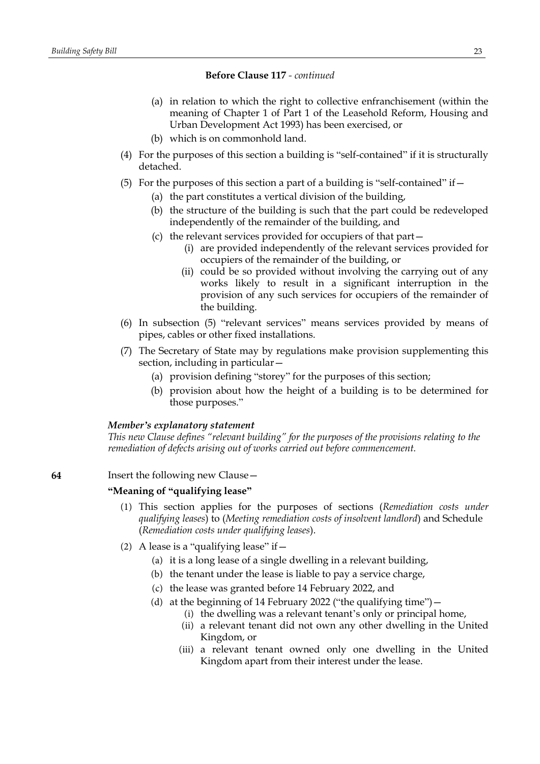**Before Clause 117** - *continued*

- (a) in relation to which the right to collective enfranchisement (within the meaning of Chapter 1 of Part 1 of the Leasehold Reform, Housing and Urban Development Act 1993) has been exercised, or
- (b) which is on commonhold land.

(4) For the purposes of this section a building is "self-contained" if it is structurally detached.

(5) For the purposes of this section a part of a building is "self-contained" if—

- (a) the part constitutes a vertical division of the building,
- (b) the structure of the building is such that the part could be redeveloped independently of the remainder of the building, and
- (c) the relevant services provided for occupiers of that part—
  - (i) are provided independently of the relevant services provided for occupiers of the remainder of the building, or
  - (ii) could be so provided without involving the carrying out of any works likely to result in a significant interruption in the provision of any such services for occupiers of the remainder of the building.

(6) In subsection (5) "relevant services" means services provided by means of pipes, cables or other fixed installations.

(7) The Secretary of State may by regulations make provision supplementing this section, including in particular—

- (a) provision defining "storey" for the purposes of this section;
- (b) provision about how the height of a building is to be determined for those purposes."

***Member's explanatory statement***
*This new Clause defines "relevant building" for the purposes of the provisions relating to the remediation of defects arising out of works carried out before commencement.*

**64** Insert the following new Clause—

**"Meaning of "qualifying lease"**

(1) This section applies for the purposes of sections (*Remediation costs under qualifying leases*) to (*Meeting remediation costs of insolvent landlord*) and Schedule (*Remediation costs under qualifying leases*).

(2) A lease is a "qualifying lease" if—

- (a) it is a long lease of a single dwelling in a relevant building,
- (b) the tenant under the lease is liable to pay a service charge,
- (c) the lease was granted before 14 February 2022, and
- (d) at the beginning of 14 February 2022 ("the qualifying time")—
  - (i) the dwelling was a relevant tenant's only or principal home,
  - (ii) a relevant tenant did not own any other dwelling in the United Kingdom, or
  - (iii) a relevant tenant owned only one dwelling in the United Kingdom apart from their interest under the lease.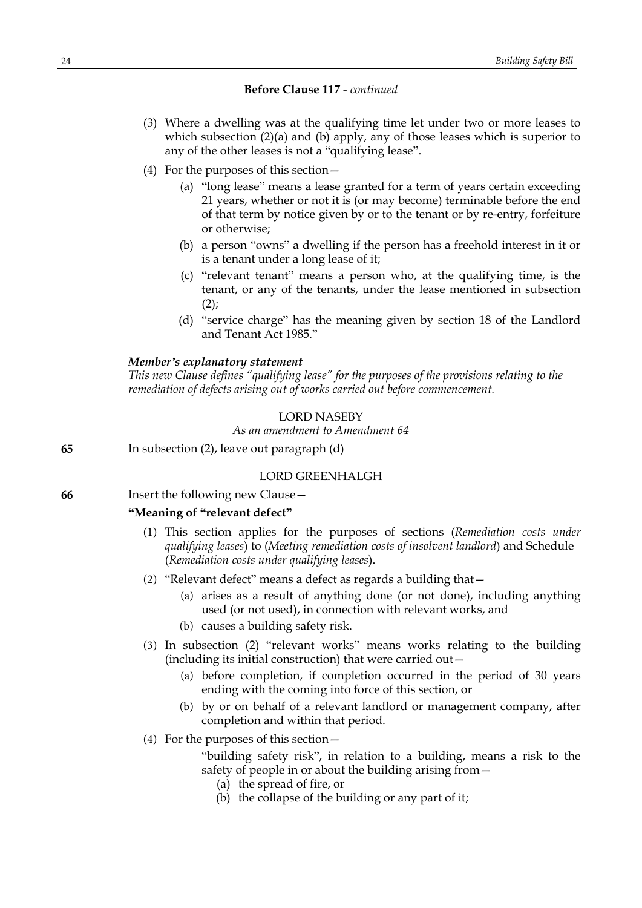**Before Clause 117** - *continued*

(3) Where a dwelling was at the qualifying time let under two or more leases to which subsection (2)(a) and (b) apply, any of those leases which is superior to any of the other leases is not a "qualifying lease".

(4) For the purposes of this section—

(a) "long lease" means a lease granted for a term of years certain exceeding 21 years, whether or not it is (or may become) terminable before the end of that term by notice given by or to the tenant or by re-entry, forfeiture or otherwise;

(b) a person "owns" a dwelling if the person has a freehold interest in it or is a tenant under a long lease of it;

(c) "relevant tenant" means a person who, at the qualifying time, is the tenant, or any of the tenants, under the lease mentioned in subsection (2);

(d) "service charge" has the meaning given by section 18 of the Landlord and Tenant Act 1985."

***Member's explanatory statement***

*This new Clause defines "qualifying lease" for the purposes of the provisions relating to the remediation of defects arising out of works carried out before commencement.*

LORD NASEBY

*As an amendment to Amendment 64*

**65** In subsection (2), leave out paragraph (d)

LORD GREENHALGH

**66** Insert the following new Clause—

**"Meaning of "relevant defect"**

(1) This section applies for the purposes of sections (*Remediation costs under qualifying leases*) to (*Meeting remediation costs of insolvent landlord*) and Schedule (*Remediation costs under qualifying leases*).

(2) "Relevant defect" means a defect as regards a building that—

(a) arises as a result of anything done (or not done), including anything used (or not used), in connection with relevant works, and

(b) causes a building safety risk.

(3) In subsection (2) "relevant works" means works relating to the building (including its initial construction) that were carried out—

(a) before completion, if completion occurred in the period of 30 years ending with the coming into force of this section, or

(b) by or on behalf of a relevant landlord or management company, after completion and within that period.

(4) For the purposes of this section—

"building safety risk", in relation to a building, means a risk to the safety of people in or about the building arising from—

(a) the spread of fire, or

(b) the collapse of the building or any part of it;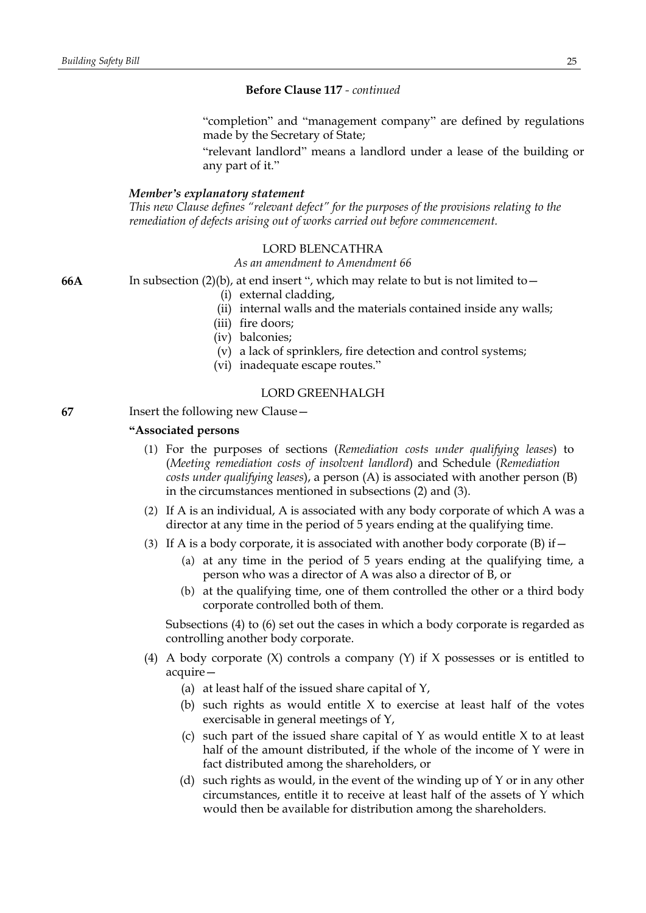**Before Clause 117** - *continued*

"completion" and "management company" are defined by regulations made by the Secretary of State;

"relevant landlord" means a landlord under a lease of the building or any part of it."

***Member's explanatory statement***

*This new Clause defines "relevant defect" for the purposes of the provisions relating to the remediation of defects arising out of works carried out before commencement.*

LORD BLENCATHRA

*As an amendment to Amendment 66*

**66A** In subsection (2)(b), at end insert ", which may relate to but is not limited to—

(i) external cladding,

(ii) internal walls and the materials contained inside any walls;

(iii) fire doors;

(iv) balconies;

(v) a lack of sprinklers, fire detection and control systems;

(vi) inadequate escape routes."

LORD GREENHALGH

**67** Insert the following new Clause—

**"Associated persons**

(1) For the purposes of sections (*Remediation costs under qualifying leases*) to (*Meeting remediation costs of insolvent landlord*) and Schedule (*Remediation costs under qualifying leases*), a person (A) is associated with another person (B) in the circumstances mentioned in subsections (2) and (3).

(2) If A is an individual, A is associated with any body corporate of which A was a director at any time in the period of 5 years ending at the qualifying time.

(3) If A is a body corporate, it is associated with another body corporate (B) if—

(a) at any time in the period of 5 years ending at the qualifying time, a person who was a director of A was also a director of B, or

(b) at the qualifying time, one of them controlled the other or a third body corporate controlled both of them.

Subsections (4) to (6) set out the cases in which a body corporate is regarded as controlling another body corporate.

(4) A body corporate (X) controls a company (Y) if X possesses or is entitled to acquire—

(a) at least half of the issued share capital of Y,

(b) such rights as would entitle X to exercise at least half of the votes exercisable in general meetings of Y,

(c) such part of the issued share capital of Y as would entitle X to at least half of the amount distributed, if the whole of the income of Y were in fact distributed among the shareholders, or

(d) such rights as would, in the event of the winding up of Y or in any other circumstances, entitle it to receive at least half of the assets of Y which would then be available for distribution among the shareholders.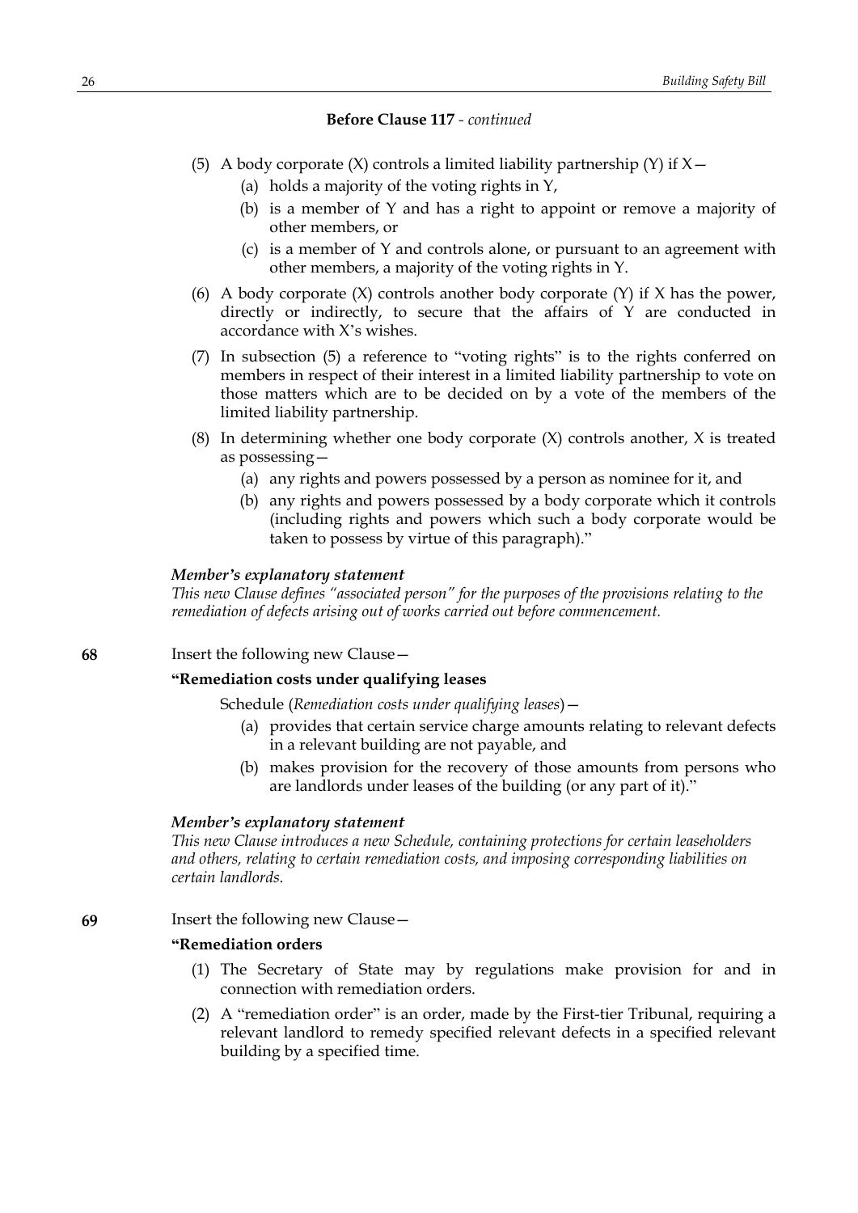**Before Clause 117** - *continued*

(5) A body corporate (X) controls a limited liability partnership (Y) if X—

(a) holds a majority of the voting rights in Y,

(b) is a member of Y and has a right to appoint or remove a majority of other members, or

(c) is a member of Y and controls alone, or pursuant to an agreement with other members, a majority of the voting rights in Y.

(6) A body corporate (X) controls another body corporate (Y) if X has the power, directly or indirectly, to secure that the affairs of Y are conducted in accordance with X's wishes.

(7) In subsection (5) a reference to "voting rights" is to the rights conferred on members in respect of their interest in a limited liability partnership to vote on those matters which are to be decided on by a vote of the members of the limited liability partnership.

(8) In determining whether one body corporate (X) controls another, X is treated as possessing—

(a) any rights and powers possessed by a person as nominee for it, and

(b) any rights and powers possessed by a body corporate which it controls (including rights and powers which such a body corporate would be taken to possess by virtue of this paragraph)."

***Member's explanatory statement***

*This new Clause defines "associated person" for the purposes of the provisions relating to the remediation of defects arising out of works carried out before commencement.*

**68** Insert the following new Clause—

**"Remediation costs under qualifying leases**

Schedule (*Remediation costs under qualifying leases*)—

(a) provides that certain service charge amounts relating to relevant defects in a relevant building are not payable, and

(b) makes provision for the recovery of those amounts from persons who are landlords under leases of the building (or any part of it)."

***Member's explanatory statement***

*This new Clause introduces a new Schedule, containing protections for certain leaseholders and others, relating to certain remediation costs, and imposing corresponding liabilities on certain landlords.*

**69** Insert the following new Clause—

**"Remediation orders**

(1) The Secretary of State may by regulations make provision for and in connection with remediation orders.

(2) A "remediation order" is an order, made by the First-tier Tribunal, requiring a relevant landlord to remedy specified relevant defects in a specified relevant building by a specified time.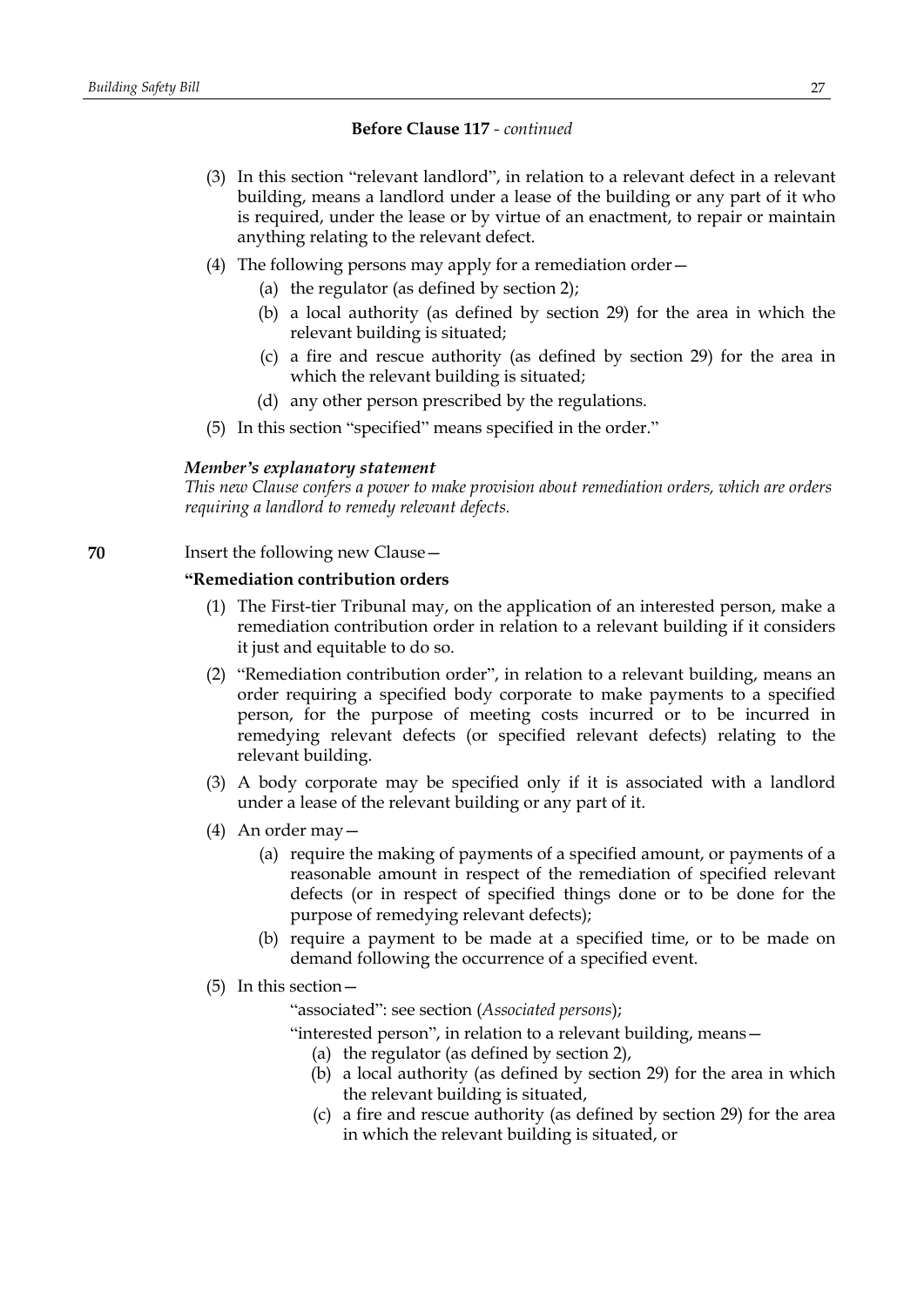**Before Clause 117** - *continued*

(3) In this section "relevant landlord", in relation to a relevant defect in a relevant building, means a landlord under a lease of the building or any part of it who is required, under the lease or by virtue of an enactment, to repair or maintain anything relating to the relevant defect.

(4) The following persons may apply for a remediation order—

- (a) the regulator (as defined by section 2);
- (b) a local authority (as defined by section 29) for the area in which the relevant building is situated;
- (c) a fire and rescue authority (as defined by section 29) for the area in which the relevant building is situated;
- (d) any other person prescribed by the regulations.

(5) In this section "specified" means specified in the order."

***Member's explanatory statement***

*This new Clause confers a power to make provision about remediation orders, which are orders requiring a landlord to remedy relevant defects.*

**70** Insert the following new Clause—

**"Remediation contribution orders**

(1) The First-tier Tribunal may, on the application of an interested person, make a remediation contribution order in relation to a relevant building if it considers it just and equitable to do so.

(2) "Remediation contribution order", in relation to a relevant building, means an order requiring a specified body corporate to make payments to a specified person, for the purpose of meeting costs incurred or to be incurred in remedying relevant defects (or specified relevant defects) relating to the relevant building.

(3) A body corporate may be specified only if it is associated with a landlord under a lease of the relevant building or any part of it.

(4) An order may—

- (a) require the making of payments of a specified amount, or payments of a reasonable amount in respect of the remediation of specified relevant defects (or in respect of specified things done or to be done for the purpose of remedying relevant defects);
- (b) require a payment to be made at a specified time, or to be made on demand following the occurrence of a specified event.

(5) In this section—

"associated": see section (*Associated persons*);

"interested person", in relation to a relevant building, means—

- (a) the regulator (as defined by section 2),
- (b) a local authority (as defined by section 29) for the area in which the relevant building is situated,
- (c) a fire and rescue authority (as defined by section 29) for the area in which the relevant building is situated, or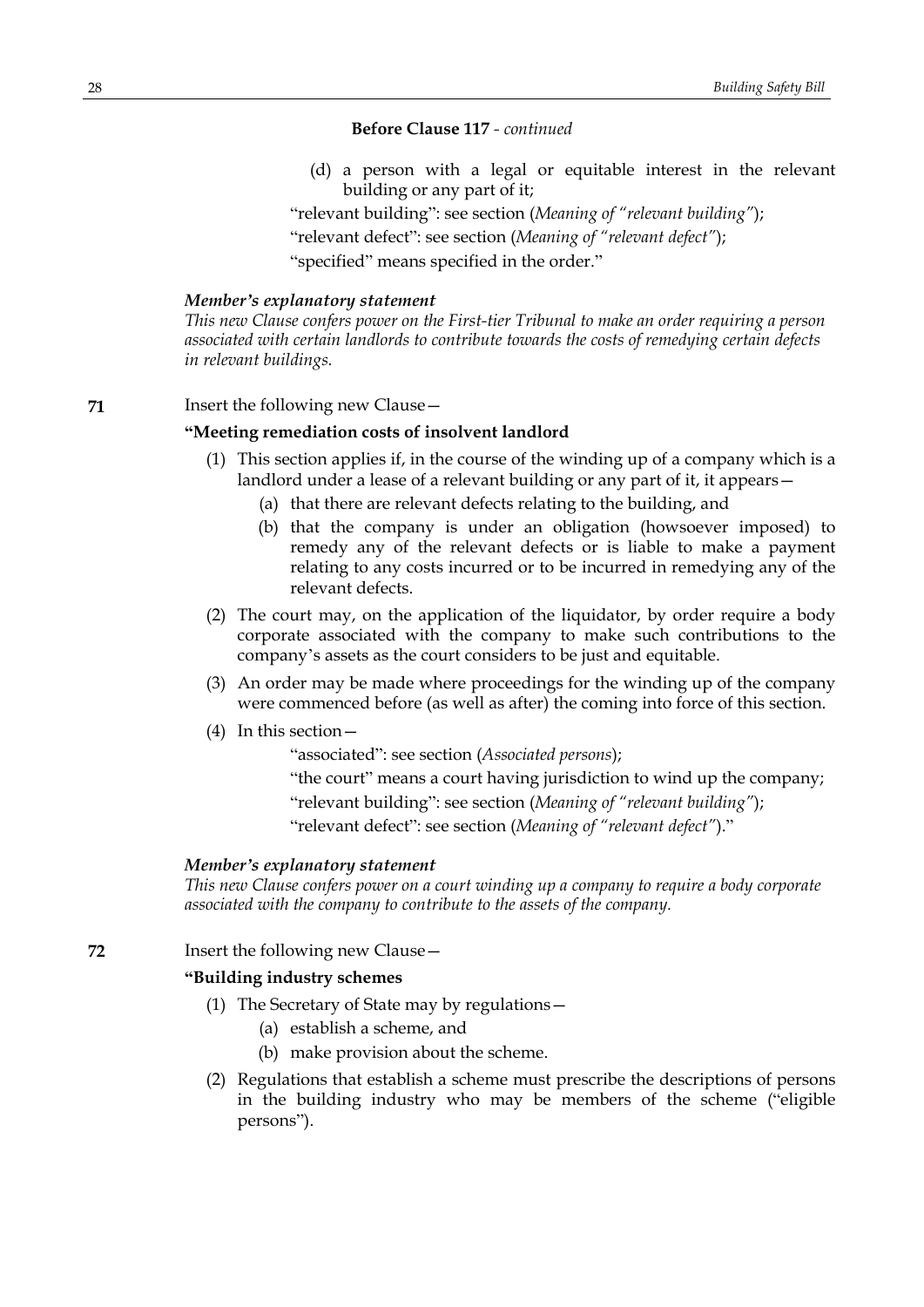**Before Clause 117** - *continued*

(d) a person with a legal or equitable interest in the relevant building or any part of it;

"relevant building": see section (*Meaning of "relevant building"*);

"relevant defect": see section (*Meaning of "relevant defect"*);

"specified" means specified in the order."

***Member's explanatory statement***

*This new Clause confers power on the First-tier Tribunal to make an order requiring a person associated with certain landlords to contribute towards the costs of remedying certain defects in relevant buildings.*

**71** Insert the following new Clause—

**"Meeting remediation costs of insolvent landlord**

(1) This section applies if, in the course of the winding up of a company which is a landlord under a lease of a relevant building or any part of it, it appears—

(a) that there are relevant defects relating to the building, and

(b) that the company is under an obligation (howsoever imposed) to remedy any of the relevant defects or is liable to make a payment relating to any costs incurred or to be incurred in remedying any of the relevant defects.

(2) The court may, on the application of the liquidator, by order require a body corporate associated with the company to make such contributions to the company's assets as the court considers to be just and equitable.

(3) An order may be made where proceedings for the winding up of the company were commenced before (as well as after) the coming into force of this section.

(4) In this section—

"associated": see section (*Associated persons*);

"the court" means a court having jurisdiction to wind up the company;

"relevant building": see section (*Meaning of "relevant building"*);

"relevant defect": see section (*Meaning of "relevant defect"*)."

***Member's explanatory statement***

*This new Clause confers power on a court winding up a company to require a body corporate associated with the company to contribute to the assets of the company.*

**72** Insert the following new Clause—

**"Building industry schemes**

(1) The Secretary of State may by regulations—

(a) establish a scheme, and

(b) make provision about the scheme.

(2) Regulations that establish a scheme must prescribe the descriptions of persons in the building industry who may be members of the scheme ("eligible persons").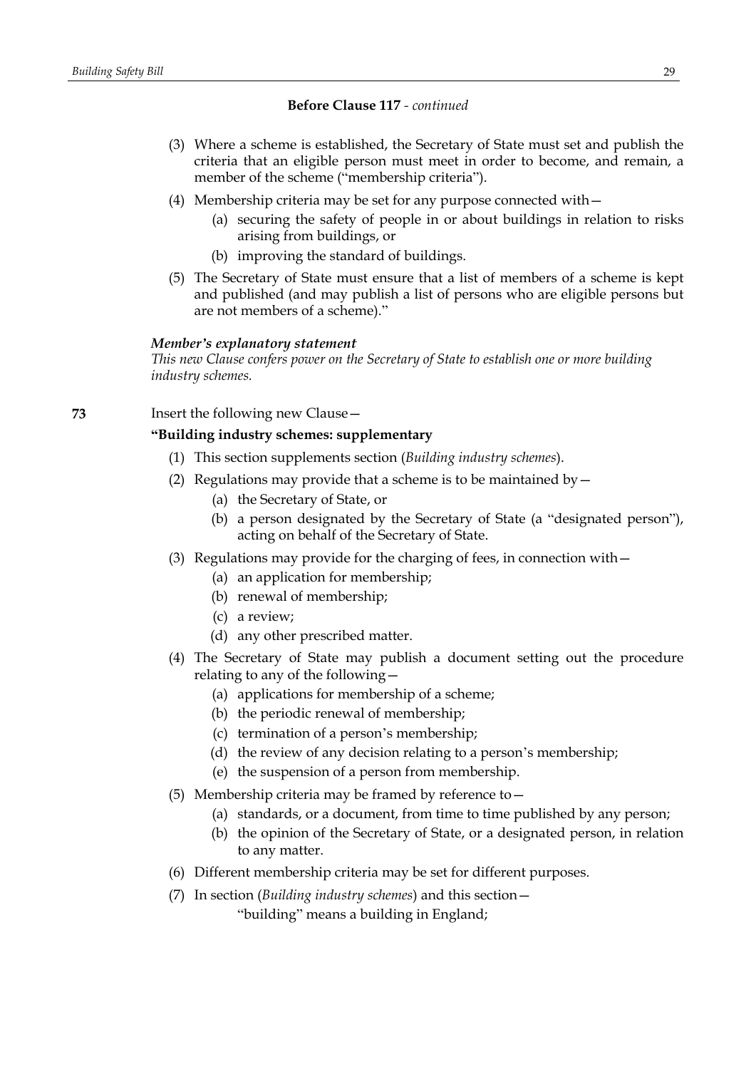**Before Clause 117** - *continued*

(3) Where a scheme is established, the Secretary of State must set and publish the criteria that an eligible person must meet in order to become, and remain, a member of the scheme ("membership criteria").

(4) Membership criteria may be set for any purpose connected with—

(a) securing the safety of people in or about buildings in relation to risks arising from buildings, or

(b) improving the standard of buildings.

(5) The Secretary of State must ensure that a list of members of a scheme is kept and published (and may publish a list of persons who are eligible persons but are not members of a scheme)."

***Member's explanatory statement***

*This new Clause confers power on the Secretary of State to establish one or more building industry schemes.*

**73** Insert the following new Clause—

**"Building industry schemes: supplementary**

(1) This section supplements section (*Building industry schemes*).

(2) Regulations may provide that a scheme is to be maintained by—

(a) the Secretary of State, or

(b) a person designated by the Secretary of State (a "designated person"), acting on behalf of the Secretary of State.

(3) Regulations may provide for the charging of fees, in connection with—

(a) an application for membership;

(b) renewal of membership;

(c) a review;

(d) any other prescribed matter.

(4) The Secretary of State may publish a document setting out the procedure relating to any of the following—

(a) applications for membership of a scheme;

(b) the periodic renewal of membership;

(c) termination of a person's membership;

(d) the review of any decision relating to a person's membership;

(e) the suspension of a person from membership.

(5) Membership criteria may be framed by reference to—

(a) standards, or a document, from time to time published by any person;

(b) the opinion of the Secretary of State, or a designated person, in relation to any matter.

(6) Different membership criteria may be set for different purposes.

(7) In section (*Building industry schemes*) and this section—

"building" means a building in England;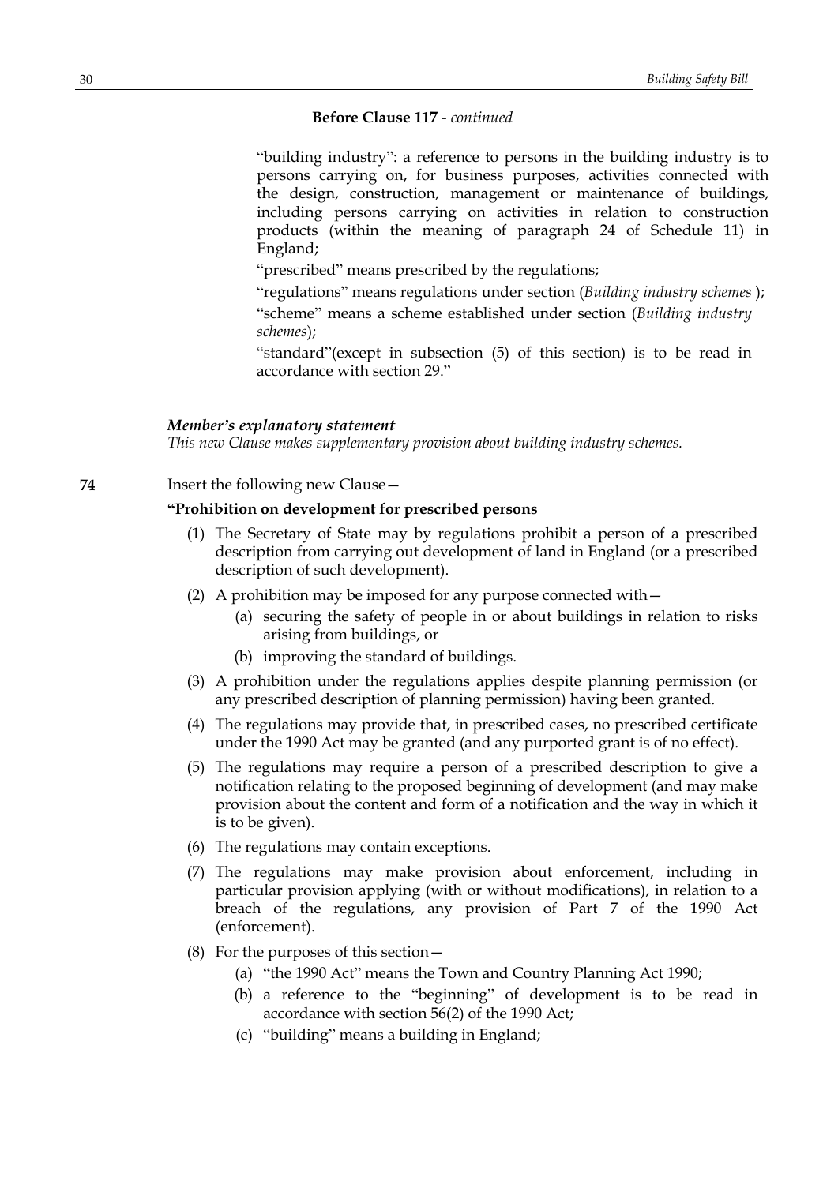**Before Clause 117** *- continued*

"building industry": a reference to persons in the building industry is to persons carrying on, for business purposes, activities connected with the design, construction, management or maintenance of buildings, including persons carrying on activities in relation to construction products (within the meaning of paragraph 24 of Schedule 11) in England;

"prescribed" means prescribed by the regulations;

"regulations" means regulations under section (*Building industry schemes* );

"scheme" means a scheme established under section (*Building industry schemes*);

"standard"(except in subsection (5) of this section) is to be read in accordance with section 29."

***Member's explanatory statement***

*This new Clause makes supplementary provision about building industry schemes.*

**74** Insert the following new Clause—

**"Prohibition on development for prescribed persons**

(1) The Secretary of State may by regulations prohibit a person of a prescribed description from carrying out development of land in England (or a prescribed description of such development).

(2) A prohibition may be imposed for any purpose connected with—

(a) securing the safety of people in or about buildings in relation to risks arising from buildings, or

(b) improving the standard of buildings.

(3) A prohibition under the regulations applies despite planning permission (or any prescribed description of planning permission) having been granted.

(4) The regulations may provide that, in prescribed cases, no prescribed certificate under the 1990 Act may be granted (and any purported grant is of no effect).

(5) The regulations may require a person of a prescribed description to give a notification relating to the proposed beginning of development (and may make provision about the content and form of a notification and the way in which it is to be given).

(6) The regulations may contain exceptions.

(7) The regulations may make provision about enforcement, including in particular provision applying (with or without modifications), in relation to a breach of the regulations, any provision of Part 7 of the 1990 Act (enforcement).

(8) For the purposes of this section—

(a) "the 1990 Act" means the Town and Country Planning Act 1990;

(b) a reference to the "beginning" of development is to be read in accordance with section 56(2) of the 1990 Act;

(c) "building" means a building in England;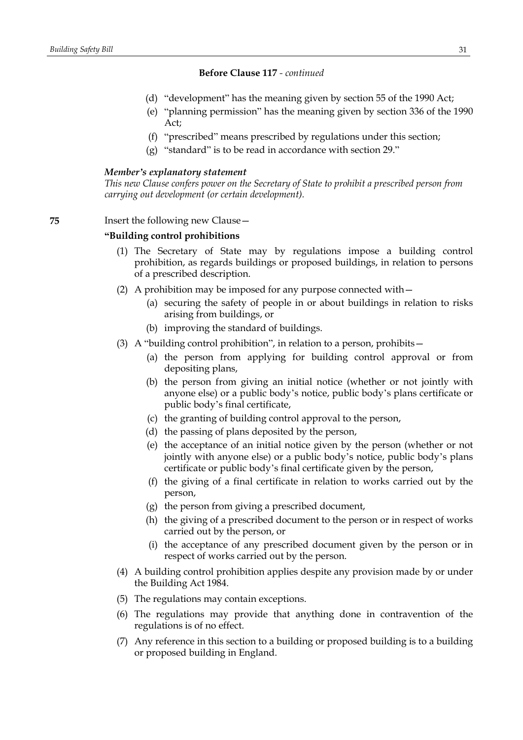**Before Clause 117** - *continued*

(d) "development" has the meaning given by section 55 of the 1990 Act;

(e) "planning permission" has the meaning given by section 336 of the 1990 Act;

(f) "prescribed" means prescribed by regulations under this section;

(g) "standard" is to be read in accordance with section 29."

***Member's explanatory statement***

*This new Clause confers power on the Secretary of State to prohibit a prescribed person from carrying out development (or certain development).*

**75** Insert the following new Clause—

**"Building control prohibitions**

(1) The Secretary of State may by regulations impose a building control prohibition, as regards buildings or proposed buildings, in relation to persons of a prescribed description.

(2) A prohibition may be imposed for any purpose connected with—

(a) securing the safety of people in or about buildings in relation to risks arising from buildings, or

(b) improving the standard of buildings.

(3) A "building control prohibition", in relation to a person, prohibits—

(a) the person from applying for building control approval or from depositing plans,

(b) the person from giving an initial notice (whether or not jointly with anyone else) or a public body's notice, public body's plans certificate or public body's final certificate,

(c) the granting of building control approval to the person,

(d) the passing of plans deposited by the person,

(e) the acceptance of an initial notice given by the person (whether or not jointly with anyone else) or a public body's notice, public body's plans certificate or public body's final certificate given by the person,

(f) the giving of a final certificate in relation to works carried out by the person,

(g) the person from giving a prescribed document,

(h) the giving of a prescribed document to the person or in respect of works carried out by the person, or

(i) the acceptance of any prescribed document given by the person or in respect of works carried out by the person.

(4) A building control prohibition applies despite any provision made by or under the Building Act 1984.

(5) The regulations may contain exceptions.

(6) The regulations may provide that anything done in contravention of the regulations is of no effect.

(7) Any reference in this section to a building or proposed building is to a building or proposed building in England.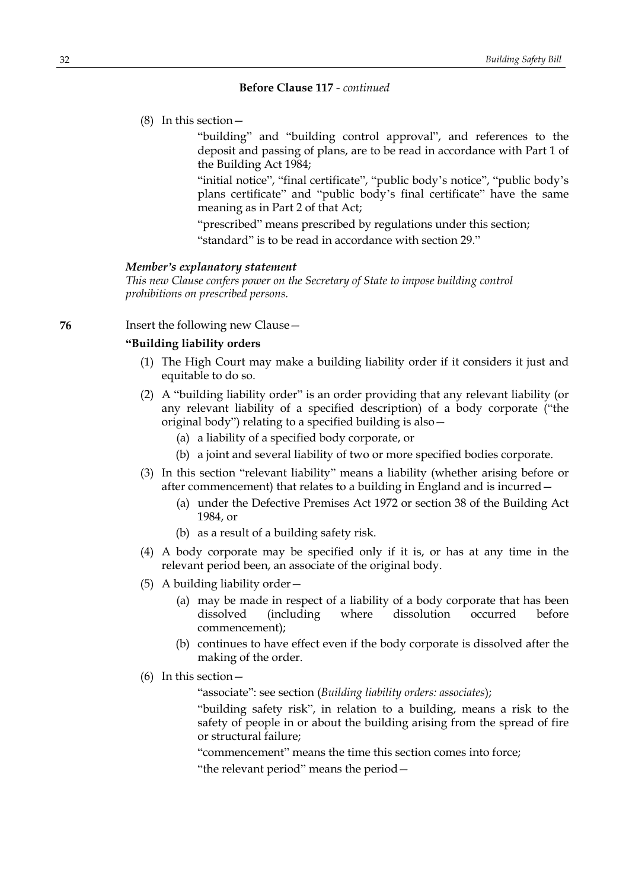**Before Clause 117** - *continued*

(8) In this section—

"building" and "building control approval", and references to the deposit and passing of plans, are to be read in accordance with Part 1 of the Building Act 1984;

"initial notice", "final certificate", "public body's notice", "public body's plans certificate" and "public body's final certificate" have the same meaning as in Part 2 of that Act;

"prescribed" means prescribed by regulations under this section;

"standard" is to be read in accordance with section 29."

***Member's explanatory statement***

*This new Clause confers power on the Secretary of State to impose building control prohibitions on prescribed persons.*

**76** Insert the following new Clause—

**"Building liability orders**

(1) The High Court may make a building liability order if it considers it just and equitable to do so.

(2) A "building liability order" is an order providing that any relevant liability (or any relevant liability of a specified description) of a body corporate ("the original body") relating to a specified building is also—

(a) a liability of a specified body corporate, or

(b) a joint and several liability of two or more specified bodies corporate.

(3) In this section "relevant liability" means a liability (whether arising before or after commencement) that relates to a building in England and is incurred—

(a) under the Defective Premises Act 1972 or section 38 of the Building Act 1984, or

(b) as a result of a building safety risk.

(4) A body corporate may be specified only if it is, or has at any time in the relevant period been, an associate of the original body.

(5) A building liability order—

(a) may be made in respect of a liability of a body corporate that has been dissolved (including where dissolution occurred before commencement);

(b) continues to have effect even if the body corporate is dissolved after the making of the order.

(6) In this section—

"associate": see section (*Building liability orders: associates*);

"building safety risk", in relation to a building, means a risk to the safety of people in or about the building arising from the spread of fire or structural failure;

"commencement" means the time this section comes into force;

"the relevant period" means the period—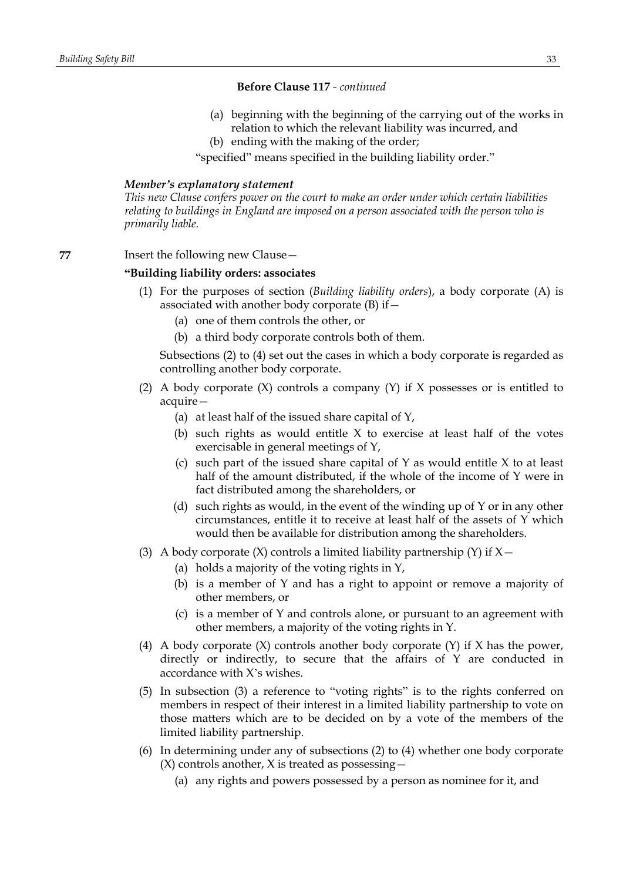**Before Clause 117** - *continued*

(a) beginning with the beginning of the carrying out of the works in relation to which the relevant liability was incurred, and

(b) ending with the making of the order;

"specified" means specified in the building liability order."

***Member's explanatory statement***

*This new Clause confers power on the court to make an order under which certain liabilities relating to buildings in England are imposed on a person associated with the person who is primarily liable.*

**77** Insert the following new Clause—

**"Building liability orders: associates**

(1) For the purposes of section (*Building liability orders*), a body corporate (A) is associated with another body corporate (B) if—

(a) one of them controls the other, or

(b) a third body corporate controls both of them.

Subsections (2) to (4) set out the cases in which a body corporate is regarded as controlling another body corporate.

(2) A body corporate (X) controls a company (Y) if X possesses or is entitled to acquire—

(a) at least half of the issued share capital of Y,

(b) such rights as would entitle X to exercise at least half of the votes exercisable in general meetings of Y,

(c) such part of the issued share capital of Y as would entitle X to at least half of the amount distributed, if the whole of the income of Y were in fact distributed among the shareholders, or

(d) such rights as would, in the event of the winding up of Y or in any other circumstances, entitle it to receive at least half of the assets of Y which would then be available for distribution among the shareholders.

(3) A body corporate (X) controls a limited liability partnership (Y) if X—

(a) holds a majority of the voting rights in Y,

(b) is a member of Y and has a right to appoint or remove a majority of other members, or

(c) is a member of Y and controls alone, or pursuant to an agreement with other members, a majority of the voting rights in Y.

(4) A body corporate (X) controls another body corporate (Y) if X has the power, directly or indirectly, to secure that the affairs of Y are conducted in accordance with X's wishes.

(5) In subsection (3) a reference to "voting rights" is to the rights conferred on members in respect of their interest in a limited liability partnership to vote on those matters which are to be decided on by a vote of the members of the limited liability partnership.

(6) In determining under any of subsections (2) to (4) whether one body corporate (X) controls another, X is treated as possessing—

(a) any rights and powers possessed by a person as nominee for it, and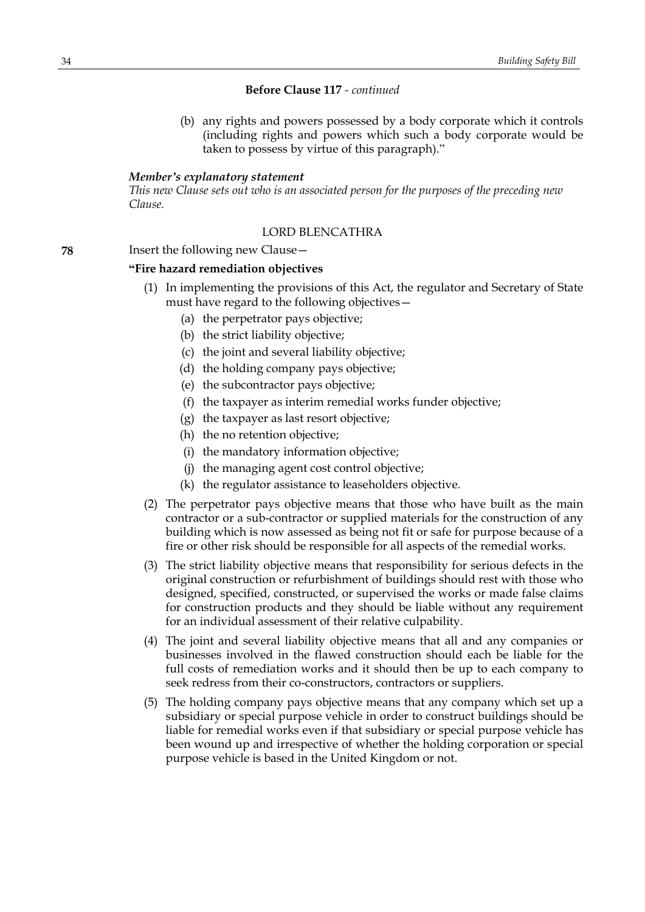**Before Clause 117** - *continued*

(b) any rights and powers possessed by a body corporate which it controls (including rights and powers which such a body corporate would be taken to possess by virtue of this paragraph)."

***Member's explanatory statement***

*This new Clause sets out who is an associated person for the purposes of the preceding new Clause.*

LORD BLENCATHRA

**78** Insert the following new Clause—

**"Fire hazard remediation objectives**

(1) In implementing the provisions of this Act, the regulator and Secretary of State must have regard to the following objectives—

(a) the perpetrator pays objective;

(b) the strict liability objective;

(c) the joint and several liability objective;

(d) the holding company pays objective;

(e) the subcontractor pays objective;

(f) the taxpayer as interim remedial works funder objective;

(g) the taxpayer as last resort objective;

(h) the no retention objective;

(i) the mandatory information objective;

(j) the managing agent cost control objective;

(k) the regulator assistance to leaseholders objective.

(2) The perpetrator pays objective means that those who have built as the main contractor or a sub-contractor or supplied materials for the construction of any building which is now assessed as being not fit or safe for purpose because of a fire or other risk should be responsible for all aspects of the remedial works.

(3) The strict liability objective means that responsibility for serious defects in the original construction or refurbishment of buildings should rest with those who designed, specified, constructed, or supervised the works or made false claims for construction products and they should be liable without any requirement for an individual assessment of their relative culpability.

(4) The joint and several liability objective means that all and any companies or businesses involved in the flawed construction should each be liable for the full costs of remediation works and it should then be up to each company to seek redress from their co-constructors, contractors or suppliers.

(5) The holding company pays objective means that any company which set up a subsidiary or special purpose vehicle in order to construct buildings should be liable for remedial works even if that subsidiary or special purpose vehicle has been wound up and irrespective of whether the holding corporation or special purpose vehicle is based in the United Kingdom or not.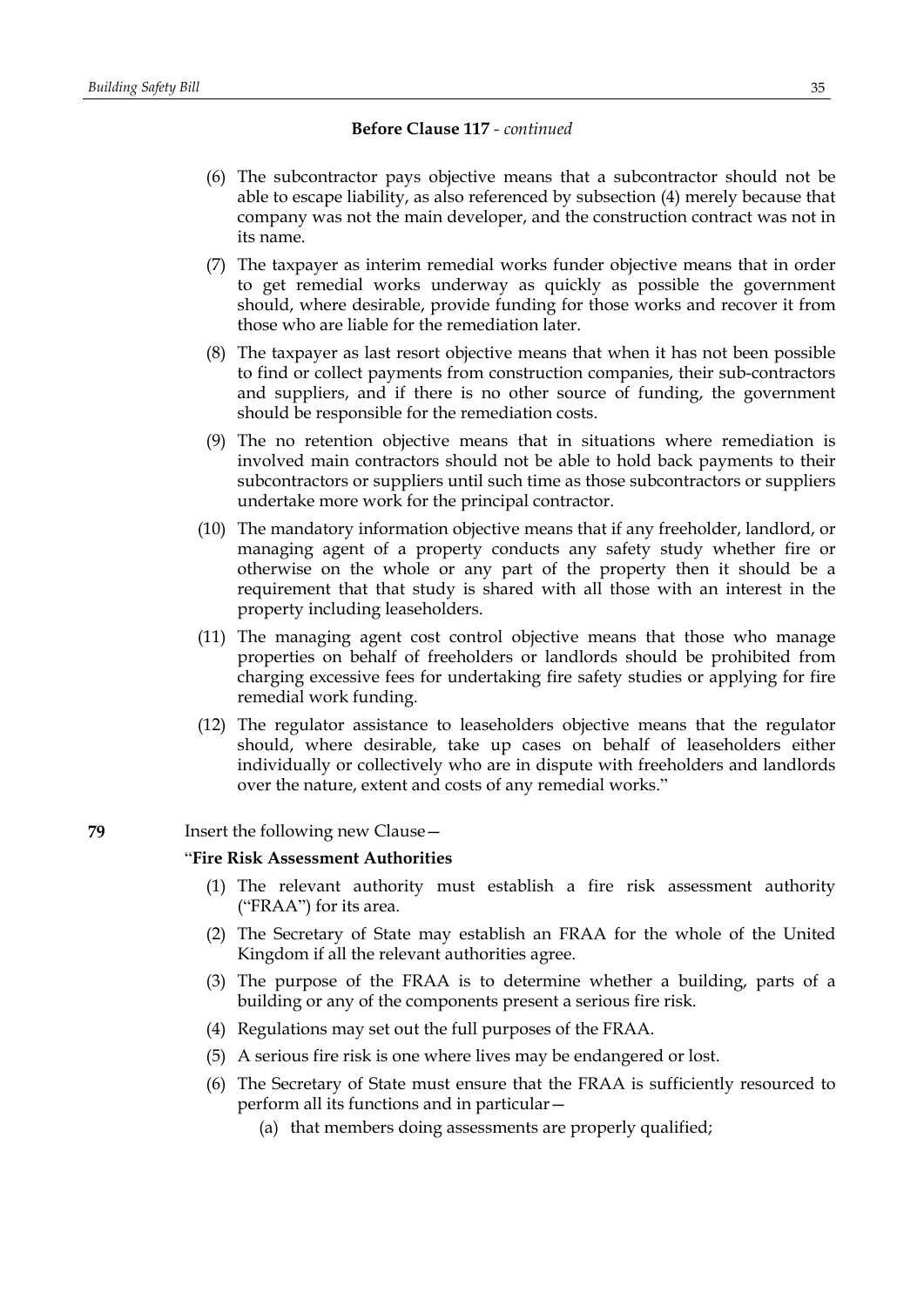**Before Clause 117** - *continued*

(6) The subcontractor pays objective means that a subcontractor should not be able to escape liability, as also referenced by subsection (4) merely because that company was not the main developer, and the construction contract was not in its name.

(7) The taxpayer as interim remedial works funder objective means that in order to get remedial works underway as quickly as possible the government should, where desirable, provide funding for those works and recover it from those who are liable for the remediation later.

(8) The taxpayer as last resort objective means that when it has not been possible to find or collect payments from construction companies, their sub-contractors and suppliers, and if there is no other source of funding, the government should be responsible for the remediation costs.

(9) The no retention objective means that in situations where remediation is involved main contractors should not be able to hold back payments to their subcontractors or suppliers until such time as those subcontractors or suppliers undertake more work for the principal contractor.

(10) The mandatory information objective means that if any freeholder, landlord, or managing agent of a property conducts any safety study whether fire or otherwise on the whole or any part of the property then it should be a requirement that that study is shared with all those with an interest in the property including leaseholders.

(11) The managing agent cost control objective means that those who manage properties on behalf of freeholders or landlords should be prohibited from charging excessive fees for undertaking fire safety studies or applying for fire remedial work funding.

(12) The regulator assistance to leaseholders objective means that the regulator should, where desirable, take up cases on behalf of leaseholders either individually or collectively who are in dispute with freeholders and landlords over the nature, extent and costs of any remedial works."

**79** Insert the following new Clause—

"**Fire Risk Assessment Authorities**

(1) The relevant authority must establish a fire risk assessment authority ("FRAA") for its area.

(2) The Secretary of State may establish an FRAA for the whole of the United Kingdom if all the relevant authorities agree.

(3) The purpose of the FRAA is to determine whether a building, parts of a building or any of the components present a serious fire risk.

(4) Regulations may set out the full purposes of the FRAA.

(5) A serious fire risk is one where lives may be endangered or lost.

(6) The Secretary of State must ensure that the FRAA is sufficiently resourced to perform all its functions and in particular—

(a) that members doing assessments are properly qualified;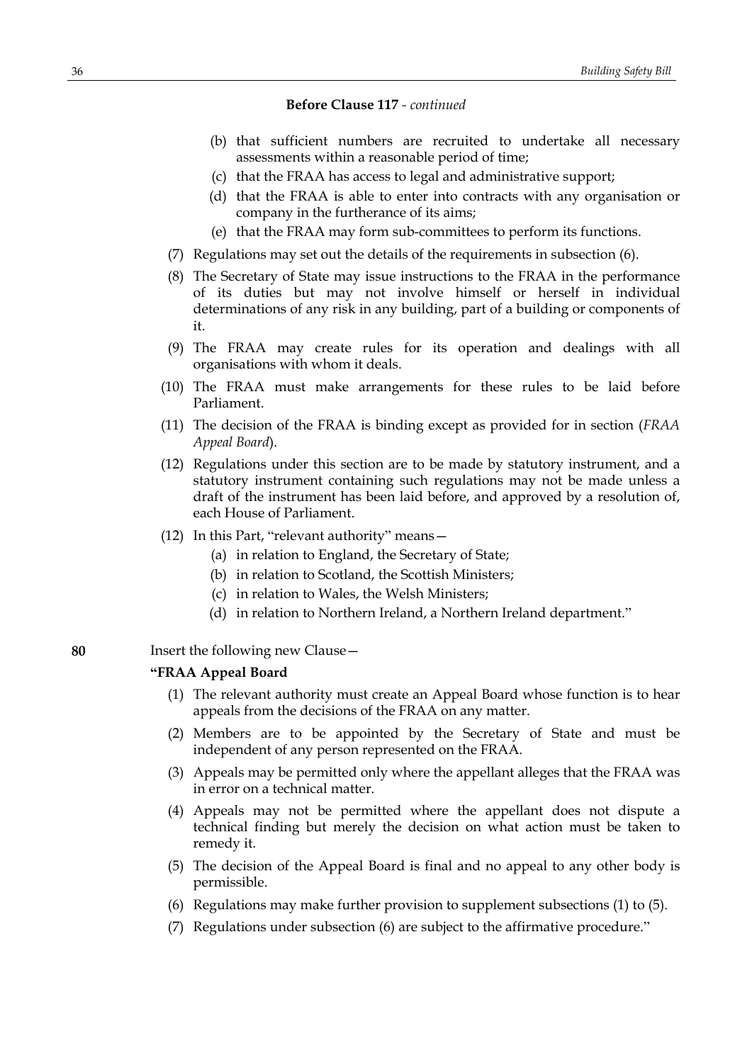**Before Clause 117** - *continued*

(b) that sufficient numbers are recruited to undertake all necessary assessments within a reasonable period of time;

(c) that the FRAA has access to legal and administrative support;

(d) that the FRAA is able to enter into contracts with any organisation or company in the furtherance of its aims;

(e) that the FRAA may form sub-committees to perform its functions.

(7) Regulations may set out the details of the requirements in subsection (6).

(8) The Secretary of State may issue instructions to the FRAA in the performance of its duties but may not involve himself or herself in individual determinations of any risk in any building, part of a building or components of it.

(9) The FRAA may create rules for its operation and dealings with all organisations with whom it deals.

(10) The FRAA must make arrangements for these rules to be laid before Parliament.

(11) The decision of the FRAA is binding except as provided for in section (*FRAA Appeal Board*).

(12) Regulations under this section are to be made by statutory instrument, and a statutory instrument containing such regulations may not be made unless a draft of the instrument has been laid before, and approved by a resolution of, each House of Parliament.

(12) In this Part, "relevant authority" means—

(a) in relation to England, the Secretary of State;

(b) in relation to Scotland, the Scottish Ministers;

(c) in relation to Wales, the Welsh Ministers;

(d) in relation to Northern Ireland, a Northern Ireland department."

**80** Insert the following new Clause—

**"FRAA Appeal Board**

(1) The relevant authority must create an Appeal Board whose function is to hear appeals from the decisions of the FRAA on any matter.

(2) Members are to be appointed by the Secretary of State and must be independent of any person represented on the FRAA.

(3) Appeals may be permitted only where the appellant alleges that the FRAA was in error on a technical matter.

(4) Appeals may not be permitted where the appellant does not dispute a technical finding but merely the decision on what action must be taken to remedy it.

(5) The decision of the Appeal Board is final and no appeal to any other body is permissible.

(6) Regulations may make further provision to supplement subsections (1) to (5).

(7) Regulations under subsection (6) are subject to the affirmative procedure."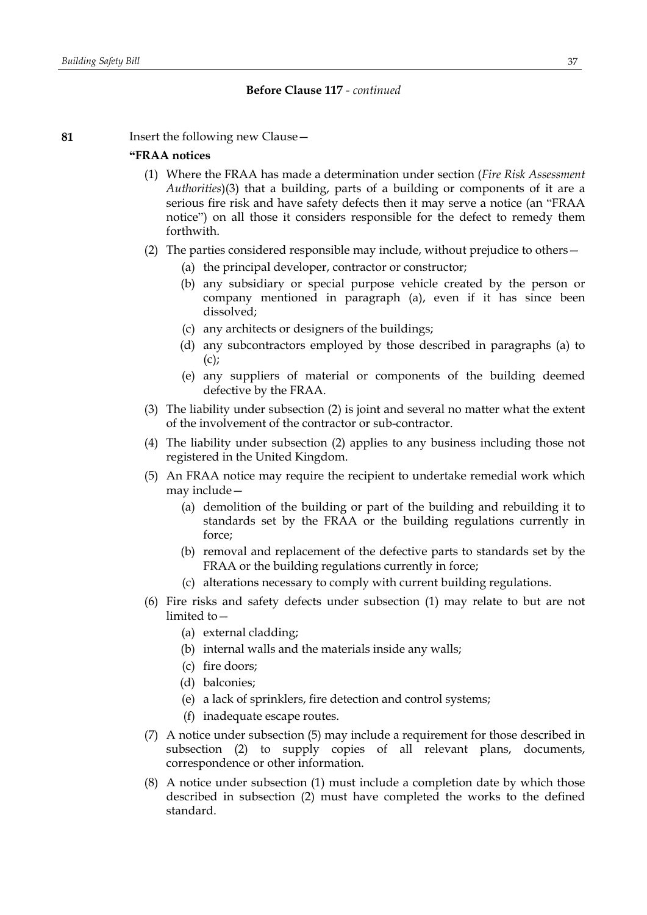**Before Clause 117** - *continued*

**81** Insert the following new Clause—

**"FRAA notices**

(1) Where the FRAA has made a determination under section (*Fire Risk Assessment Authorities*)(3) that a building, parts of a building or components of it are a serious fire risk and have safety defects then it may serve a notice (an "FRAA notice") on all those it considers responsible for the defect to remedy them forthwith.

(2) The parties considered responsible may include, without prejudice to others—

(a) the principal developer, contractor or constructor;

(b) any subsidiary or special purpose vehicle created by the person or company mentioned in paragraph (a), even if it has since been dissolved;

(c) any architects or designers of the buildings;

(d) any subcontractors employed by those described in paragraphs (a) to (c);

(e) any suppliers of material or components of the building deemed defective by the FRAA.

(3) The liability under subsection (2) is joint and several no matter what the extent of the involvement of the contractor or sub-contractor.

(4) The liability under subsection (2) applies to any business including those not registered in the United Kingdom.

(5) An FRAA notice may require the recipient to undertake remedial work which may include—

(a) demolition of the building or part of the building and rebuilding it to standards set by the FRAA or the building regulations currently in force;

(b) removal and replacement of the defective parts to standards set by the FRAA or the building regulations currently in force;

(c) alterations necessary to comply with current building regulations.

(6) Fire risks and safety defects under subsection (1) may relate to but are not limited to—

(a) external cladding;

(b) internal walls and the materials inside any walls;

(c) fire doors;

(d) balconies;

(e) a lack of sprinklers, fire detection and control systems;

(f) inadequate escape routes.

(7) A notice under subsection (5) may include a requirement for those described in subsection (2) to supply copies of all relevant plans, documents, correspondence or other information.

(8) A notice under subsection (1) must include a completion date by which those described in subsection (2) must have completed the works to the defined standard.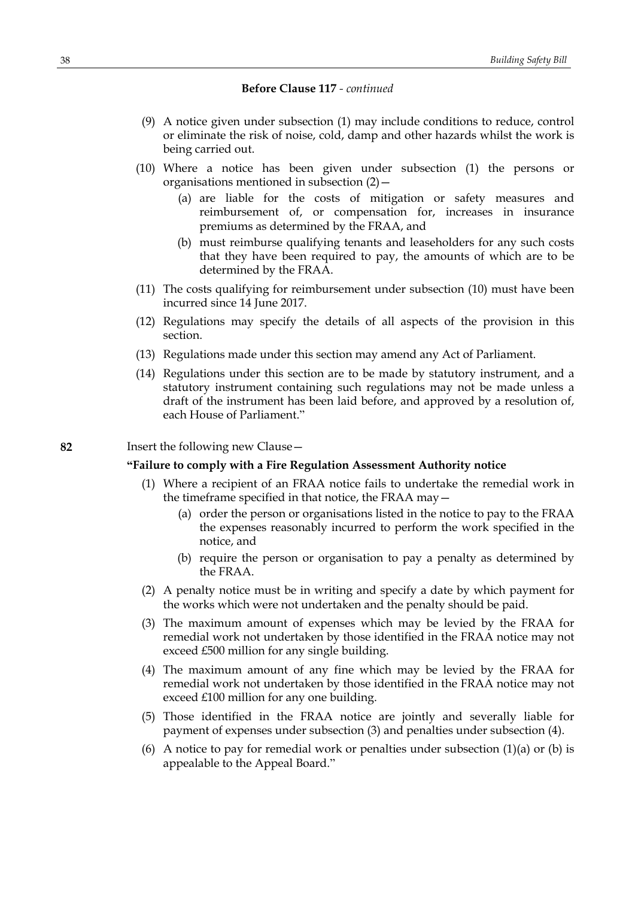**Before Clause 117** - *continued*

(9) A notice given under subsection (1) may include conditions to reduce, control or eliminate the risk of noise, cold, damp and other hazards whilst the work is being carried out.

(10) Where a notice has been given under subsection (1) the persons or organisations mentioned in subsection (2)—

(a) are liable for the costs of mitigation or safety measures and reimbursement of, or compensation for, increases in insurance premiums as determined by the FRAA, and

(b) must reimburse qualifying tenants and leaseholders for any such costs that they have been required to pay, the amounts of which are to be determined by the FRAA.

(11) The costs qualifying for reimbursement under subsection (10) must have been incurred since 14 June 2017.

(12) Regulations may specify the details of all aspects of the provision in this section.

(13) Regulations made under this section may amend any Act of Parliament.

(14) Regulations under this section are to be made by statutory instrument, and a statutory instrument containing such regulations may not be made unless a draft of the instrument has been laid before, and approved by a resolution of, each House of Parliament."

**82** Insert the following new Clause—

**"Failure to comply with a Fire Regulation Assessment Authority notice**

(1) Where a recipient of an FRAA notice fails to undertake the remedial work in the timeframe specified in that notice, the FRAA may—

(a) order the person or organisations listed in the notice to pay to the FRAA the expenses reasonably incurred to perform the work specified in the notice, and

(b) require the person or organisation to pay a penalty as determined by the FRAA.

(2) A penalty notice must be in writing and specify a date by which payment for the works which were not undertaken and the penalty should be paid.

(3) The maximum amount of expenses which may be levied by the FRAA for remedial work not undertaken by those identified in the FRAA notice may not exceed £500 million for any single building.

(4) The maximum amount of any fine which may be levied by the FRAA for remedial work not undertaken by those identified in the FRAA notice may not exceed £100 million for any one building.

(5) Those identified in the FRAA notice are jointly and severally liable for payment of expenses under subsection (3) and penalties under subsection (4).

(6) A notice to pay for remedial work or penalties under subsection (1)(a) or (b) is appealable to the Appeal Board."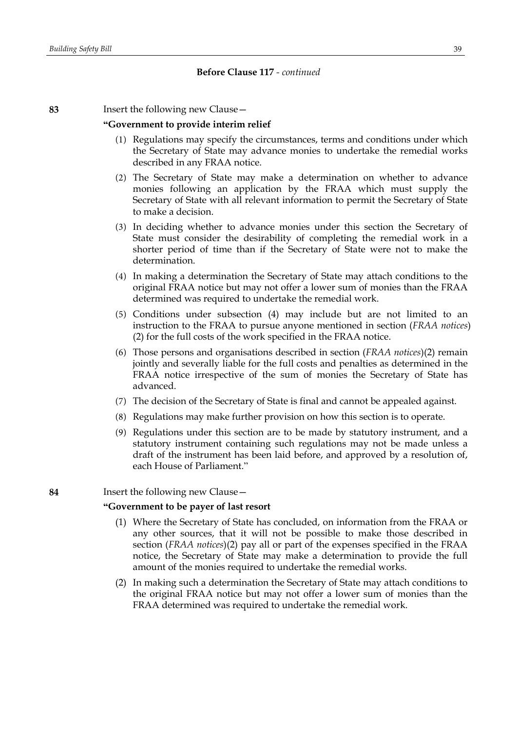**Before Clause 117** - *continued*

**83** Insert the following new Clause—

**"Government to provide interim relief**

(1) Regulations may specify the circumstances, terms and conditions under which the Secretary of State may advance monies to undertake the remedial works described in any FRAA notice.

(2) The Secretary of State may make a determination on whether to advance monies following an application by the FRAA which must supply the Secretary of State with all relevant information to permit the Secretary of State to make a decision.

(3) In deciding whether to advance monies under this section the Secretary of State must consider the desirability of completing the remedial work in a shorter period of time than if the Secretary of State were not to make the determination.

(4) In making a determination the Secretary of State may attach conditions to the original FRAA notice but may not offer a lower sum of monies than the FRAA determined was required to undertake the remedial work.

(5) Conditions under subsection (4) may include but are not limited to an instruction to the FRAA to pursue anyone mentioned in section (*FRAA notices*) (2) for the full costs of the work specified in the FRAA notice.

(6) Those persons and organisations described in section (*FRAA notices*)(2) remain jointly and severally liable for the full costs and penalties as determined in the FRAA notice irrespective of the sum of monies the Secretary of State has advanced.

(7) The decision of the Secretary of State is final and cannot be appealed against.

(8) Regulations may make further provision on how this section is to operate.

(9) Regulations under this section are to be made by statutory instrument, and a statutory instrument containing such regulations may not be made unless a draft of the instrument has been laid before, and approved by a resolution of, each House of Parliament."

**84** Insert the following new Clause—

**"Government to be payer of last resort**

(1) Where the Secretary of State has concluded, on information from the FRAA or any other sources, that it will not be possible to make those described in section (*FRAA notices*)(2) pay all or part of the expenses specified in the FRAA notice, the Secretary of State may make a determination to provide the full amount of the monies required to undertake the remedial works.

(2) In making such a determination the Secretary of State may attach conditions to the original FRAA notice but may not offer a lower sum of monies than the FRAA determined was required to undertake the remedial work.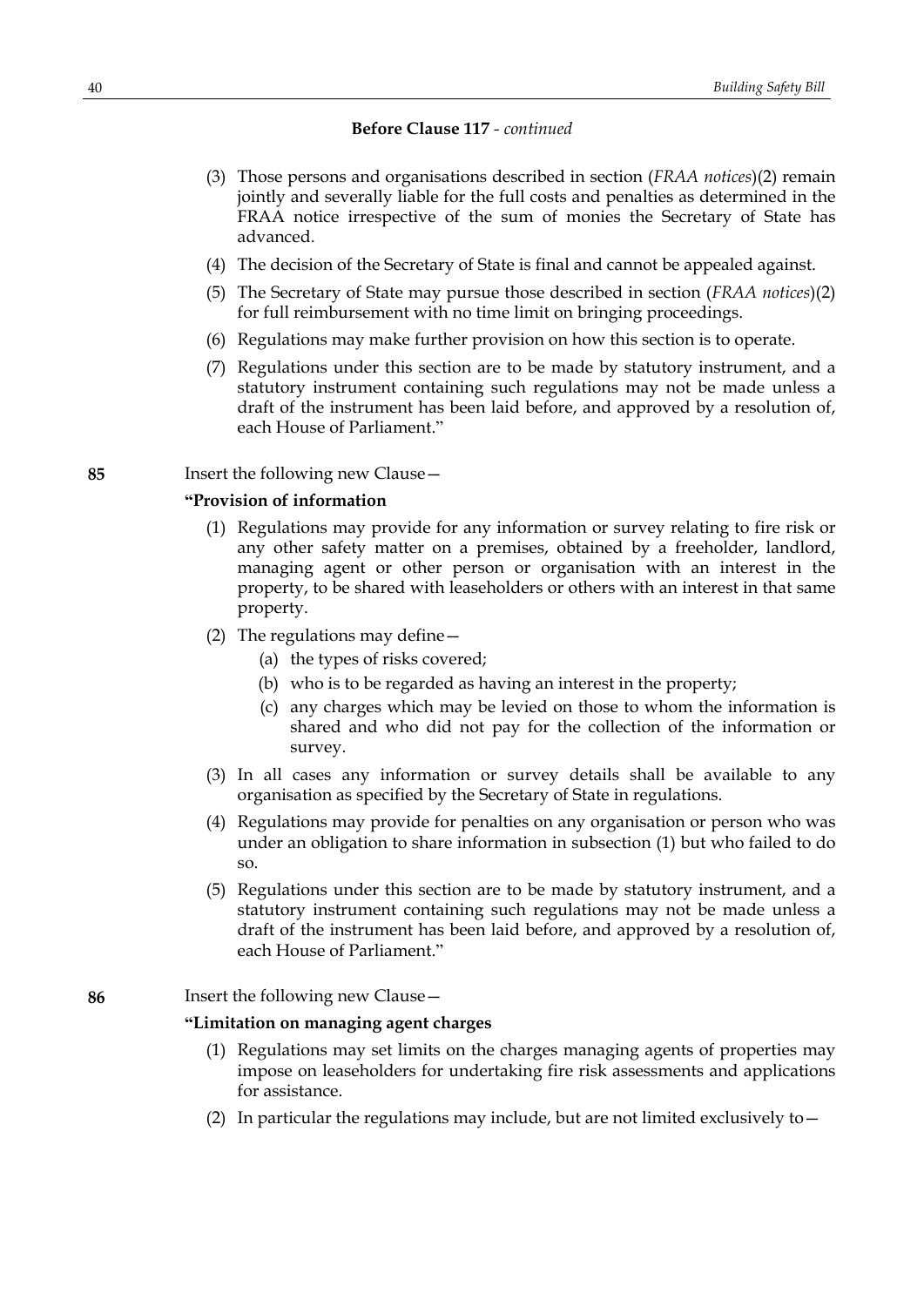**Before Clause 117** - *continued*

(3) Those persons and organisations described in section (*FRAA notices*)(2) remain jointly and severally liable for the full costs and penalties as determined in the FRAA notice irrespective of the sum of monies the Secretary of State has advanced.

(4) The decision of the Secretary of State is final and cannot be appealed against.

(5) The Secretary of State may pursue those described in section (*FRAA notices*)(2) for full reimbursement with no time limit on bringing proceedings.

(6) Regulations may make further provision on how this section is to operate.

(7) Regulations under this section are to be made by statutory instrument, and a statutory instrument containing such regulations may not be made unless a draft of the instrument has been laid before, and approved by a resolution of, each House of Parliament."

**85** Insert the following new Clause—

**"Provision of information**

(1) Regulations may provide for any information or survey relating to fire risk or any other safety matter on a premises, obtained by a freeholder, landlord, managing agent or other person or organisation with an interest in the property, to be shared with leaseholders or others with an interest in that same property.

(2) The regulations may define—

(a) the types of risks covered;

(b) who is to be regarded as having an interest in the property;

(c) any charges which may be levied on those to whom the information is shared and who did not pay for the collection of the information or survey.

(3) In all cases any information or survey details shall be available to any organisation as specified by the Secretary of State in regulations.

(4) Regulations may provide for penalties on any organisation or person who was under an obligation to share information in subsection (1) but who failed to do so.

(5) Regulations under this section are to be made by statutory instrument, and a statutory instrument containing such regulations may not be made unless a draft of the instrument has been laid before, and approved by a resolution of, each House of Parliament."

**86** Insert the following new Clause—

**"Limitation on managing agent charges**

(1) Regulations may set limits on the charges managing agents of properties may impose on leaseholders for undertaking fire risk assessments and applications for assistance.

(2) In particular the regulations may include, but are not limited exclusively to—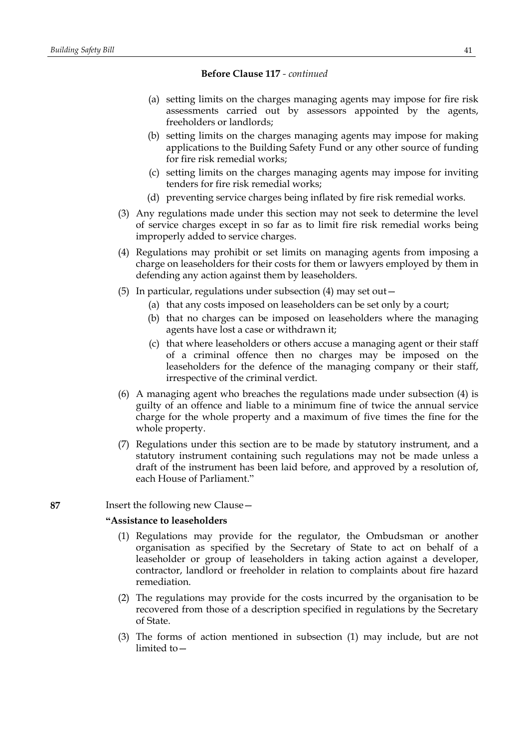**Before Clause 117** - *continued*

(a) setting limits on the charges managing agents may impose for fire risk assessments carried out by assessors appointed by the agents, freeholders or landlords;

(b) setting limits on the charges managing agents may impose for making applications to the Building Safety Fund or any other source of funding for fire risk remedial works;

(c) setting limits on the charges managing agents may impose for inviting tenders for fire risk remedial works;

(d) preventing service charges being inflated by fire risk remedial works.

(3) Any regulations made under this section may not seek to determine the level of service charges except in so far as to limit fire risk remedial works being improperly added to service charges.

(4) Regulations may prohibit or set limits on managing agents from imposing a charge on leaseholders for their costs for them or lawyers employed by them in defending any action against them by leaseholders.

(5) In particular, regulations under subsection (4) may set out—

(a) that any costs imposed on leaseholders can be set only by a court;

(b) that no charges can be imposed on leaseholders where the managing agents have lost a case or withdrawn it;

(c) that where leaseholders or others accuse a managing agent or their staff of a criminal offence then no charges may be imposed on the leaseholders for the defence of the managing company or their staff, irrespective of the criminal verdict.

(6) A managing agent who breaches the regulations made under subsection (4) is guilty of an offence and liable to a minimum fine of twice the annual service charge for the whole property and a maximum of five times the fine for the whole property.

(7) Regulations under this section are to be made by statutory instrument, and a statutory instrument containing such regulations may not be made unless a draft of the instrument has been laid before, and approved by a resolution of, each House of Parliament."

**87** Insert the following new Clause—

**"Assistance to leaseholders**

(1) Regulations may provide for the regulator, the Ombudsman or another organisation as specified by the Secretary of State to act on behalf of a leaseholder or group of leaseholders in taking action against a developer, contractor, landlord or freeholder in relation to complaints about fire hazard remediation.

(2) The regulations may provide for the costs incurred by the organisation to be recovered from those of a description specified in regulations by the Secretary of State.

(3) The forms of action mentioned in subsection (1) may include, but are not limited to—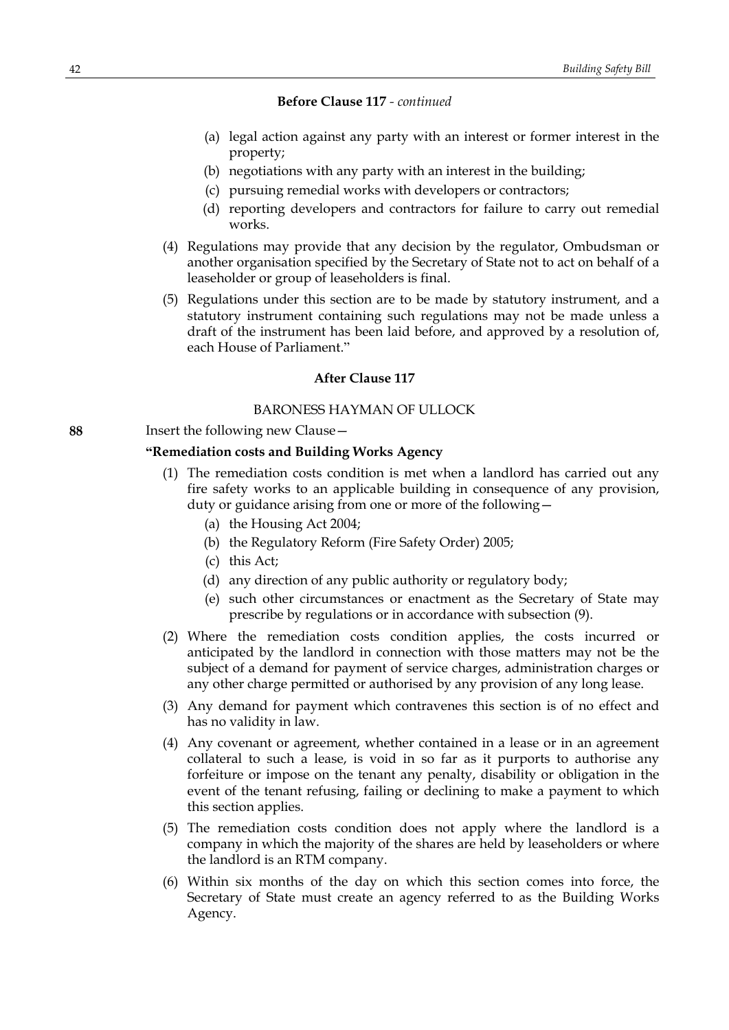**Before Clause 117** - *continued*

- (a) legal action against any party with an interest or former interest in the property;
- (b) negotiations with any party with an interest in the building;
- (c) pursuing remedial works with developers or contractors;
- (d) reporting developers and contractors for failure to carry out remedial works.

(4) Regulations may provide that any decision by the regulator, Ombudsman or another organisation specified by the Secretary of State not to act on behalf of a leaseholder or group of leaseholders is final.

(5) Regulations under this section are to be made by statutory instrument, and a statutory instrument containing such regulations may not be made unless a draft of the instrument has been laid before, and approved by a resolution of, each House of Parliament."

**After Clause 117**

BARONESS HAYMAN OF ULLOCK

**88** Insert the following new Clause—

**"Remediation costs and Building Works Agency**

(1) The remediation costs condition is met when a landlord has carried out any fire safety works to an applicable building in consequence of any provision, duty or guidance arising from one or more of the following—

- (a) the Housing Act 2004;
- (b) the Regulatory Reform (Fire Safety Order) 2005;
- (c) this Act;
- (d) any direction of any public authority or regulatory body;
- (e) such other circumstances or enactment as the Secretary of State may prescribe by regulations or in accordance with subsection (9).

(2) Where the remediation costs condition applies, the costs incurred or anticipated by the landlord in connection with those matters may not be the subject of a demand for payment of service charges, administration charges or any other charge permitted or authorised by any provision of any long lease.

(3) Any demand for payment which contravenes this section is of no effect and has no validity in law.

(4) Any covenant or agreement, whether contained in a lease or in an agreement collateral to such a lease, is void in so far as it purports to authorise any forfeiture or impose on the tenant any penalty, disability or obligation in the event of the tenant refusing, failing or declining to make a payment to which this section applies.

(5) The remediation costs condition does not apply where the landlord is a company in which the majority of the shares are held by leaseholders or where the landlord is an RTM company.

(6) Within six months of the day on which this section comes into force, the Secretary of State must create an agency referred to as the Building Works Agency.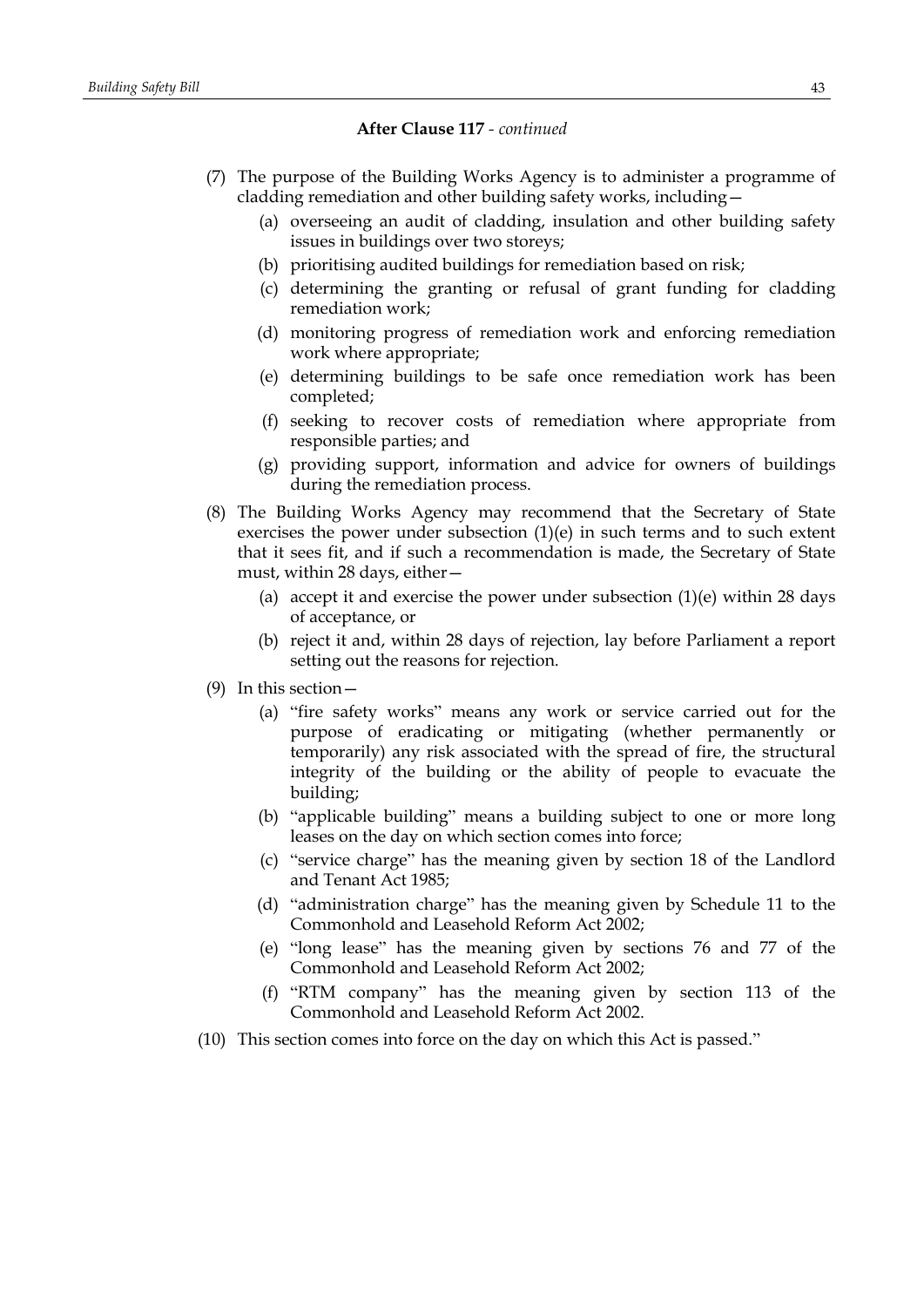**After Clause 117** - *continued*

(7) The purpose of the Building Works Agency is to administer a programme of cladding remediation and other building safety works, including—

  (a) overseeing an audit of cladding, insulation and other building safety issues in buildings over two storeys;

  (b) prioritising audited buildings for remediation based on risk;

  (c) determining the granting or refusal of grant funding for cladding remediation work;

  (d) monitoring progress of remediation work and enforcing remediation work where appropriate;

  (e) determining buildings to be safe once remediation work has been completed;

  (f) seeking to recover costs of remediation where appropriate from responsible parties; and

  (g) providing support, information and advice for owners of buildings during the remediation process.

(8) The Building Works Agency may recommend that the Secretary of State exercises the power under subsection (1)(e) in such terms and to such extent that it sees fit, and if such a recommendation is made, the Secretary of State must, within 28 days, either—

  (a) accept it and exercise the power under subsection (1)(e) within 28 days of acceptance, or

  (b) reject it and, within 28 days of rejection, lay before Parliament a report setting out the reasons for rejection.

(9) In this section—

  (a) "fire safety works" means any work or service carried out for the purpose of eradicating or mitigating (whether permanently or temporarily) any risk associated with the spread of fire, the structural integrity of the building or the ability of people to evacuate the building;

  (b) "applicable building" means a building subject to one or more long leases on the day on which section comes into force;

  (c) "service charge" has the meaning given by section 18 of the Landlord and Tenant Act 1985;

  (d) "administration charge" has the meaning given by Schedule 11 to the Commonhold and Leasehold Reform Act 2002;

  (e) "long lease" has the meaning given by sections 76 and 77 of the Commonhold and Leasehold Reform Act 2002;

  (f) "RTM company" has the meaning given by section 113 of the Commonhold and Leasehold Reform Act 2002.

(10) This section comes into force on the day on which this Act is passed."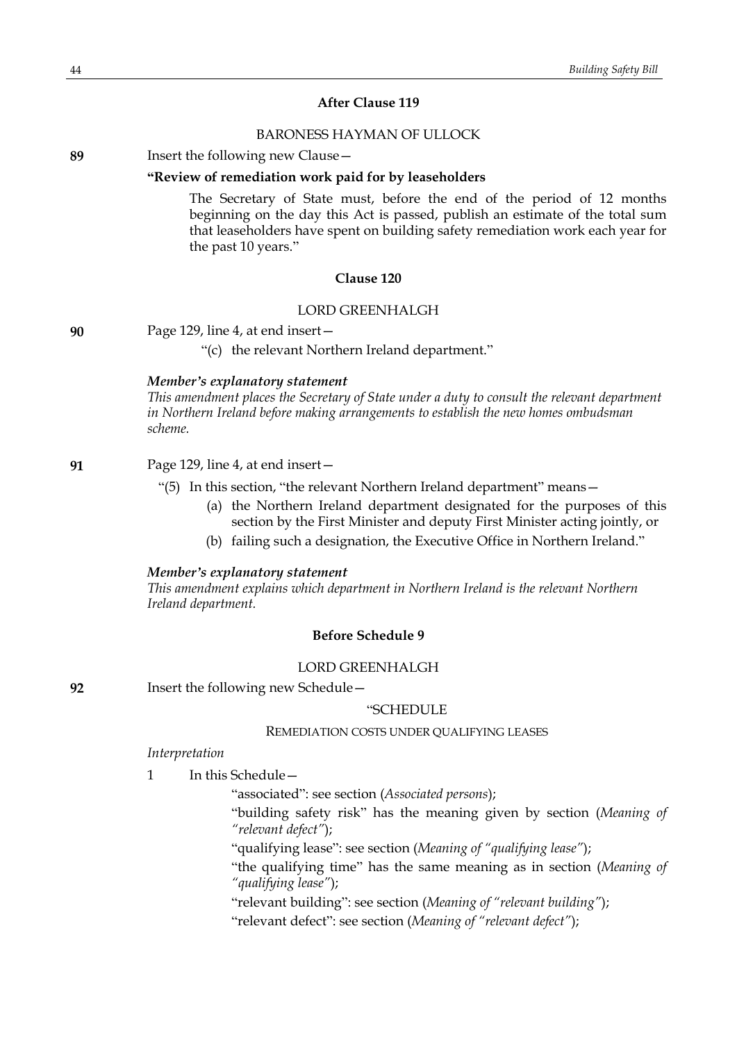### After Clause 119

BARONESS HAYMAN OF ULLOCK

**89** Insert the following new Clause—

**"Review of remediation work paid for by leaseholders**

The Secretary of State must, before the end of the period of 12 months beginning on the day this Act is passed, publish an estimate of the total sum that leaseholders have spent on building safety remediation work each year for the past 10 years."

### Clause 120

LORD GREENHALGH

**90** Page 129, line 4, at end insert—

"(c) the relevant Northern Ireland department."

***Member's explanatory statement***

*This amendment places the Secretary of State under a duty to consult the relevant department in Northern Ireland before making arrangements to establish the new homes ombudsman scheme.*

**91** Page 129, line 4, at end insert—

"(5) In this section, "the relevant Northern Ireland department" means—

(a) the Northern Ireland department designated for the purposes of this section by the First Minister and deputy First Minister acting jointly, or

(b) failing such a designation, the Executive Office in Northern Ireland."

***Member's explanatory statement***

*This amendment explains which department in Northern Ireland is the relevant Northern Ireland department.*

### Before Schedule 9

LORD GREENHALGH

**92** Insert the following new Schedule—

"SCHEDULE

REMEDIATION COSTS UNDER QUALIFYING LEASES

*Interpretation*

1 In this Schedule—

"associated": see section (*Associated persons*);

"building safety risk" has the meaning given by section (*Meaning of "relevant defect"*);

"qualifying lease": see section (*Meaning of "qualifying lease"*);

"the qualifying time" has the same meaning as in section (*Meaning of "qualifying lease"*);

"relevant building": see section (*Meaning of "relevant building"*);

"relevant defect": see section (*Meaning of "relevant defect"*);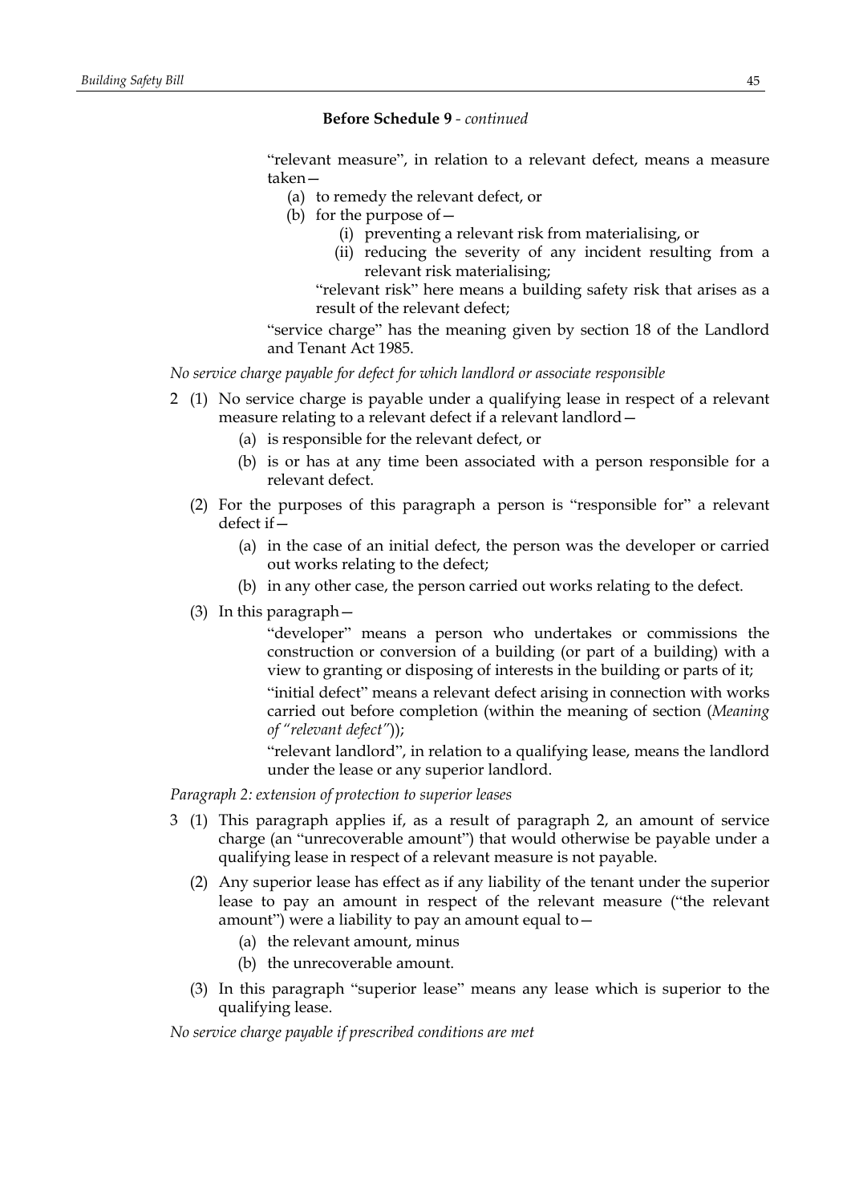**Before Schedule 9** - *continued*

"relevant measure", in relation to a relevant defect, means a measure taken—

(a) to remedy the relevant defect, or

(b) for the purpose of—

(i) preventing a relevant risk from materialising, or

(ii) reducing the severity of any incident resulting from a relevant risk materialising;

"relevant risk" here means a building safety risk that arises as a result of the relevant defect;

"service charge" has the meaning given by section 18 of the Landlord and Tenant Act 1985.

*No service charge payable for defect for which landlord or associate responsible*

2 (1) No service charge is payable under a qualifying lease in respect of a relevant measure relating to a relevant defect if a relevant landlord—

(a) is responsible for the relevant defect, or

(b) is or has at any time been associated with a person responsible for a relevant defect.

(2) For the purposes of this paragraph a person is "responsible for" a relevant defect if—

(a) in the case of an initial defect, the person was the developer or carried out works relating to the defect;

(b) in any other case, the person carried out works relating to the defect.

(3) In this paragraph—

"developer" means a person who undertakes or commissions the construction or conversion of a building (or part of a building) with a view to granting or disposing of interests in the building or parts of it;

"initial defect" means a relevant defect arising in connection with works carried out before completion (within the meaning of section (*Meaning of "relevant defect"*));

"relevant landlord", in relation to a qualifying lease, means the landlord under the lease or any superior landlord.

*Paragraph 2: extension of protection to superior leases*

3 (1) This paragraph applies if, as a result of paragraph 2, an amount of service charge (an "unrecoverable amount") that would otherwise be payable under a qualifying lease in respect of a relevant measure is not payable.

(2) Any superior lease has effect as if any liability of the tenant under the superior lease to pay an amount in respect of the relevant measure ("the relevant amount") were a liability to pay an amount equal to—

(a) the relevant amount, minus

(b) the unrecoverable amount.

(3) In this paragraph "superior lease" means any lease which is superior to the qualifying lease.

*No service charge payable if prescribed conditions are met*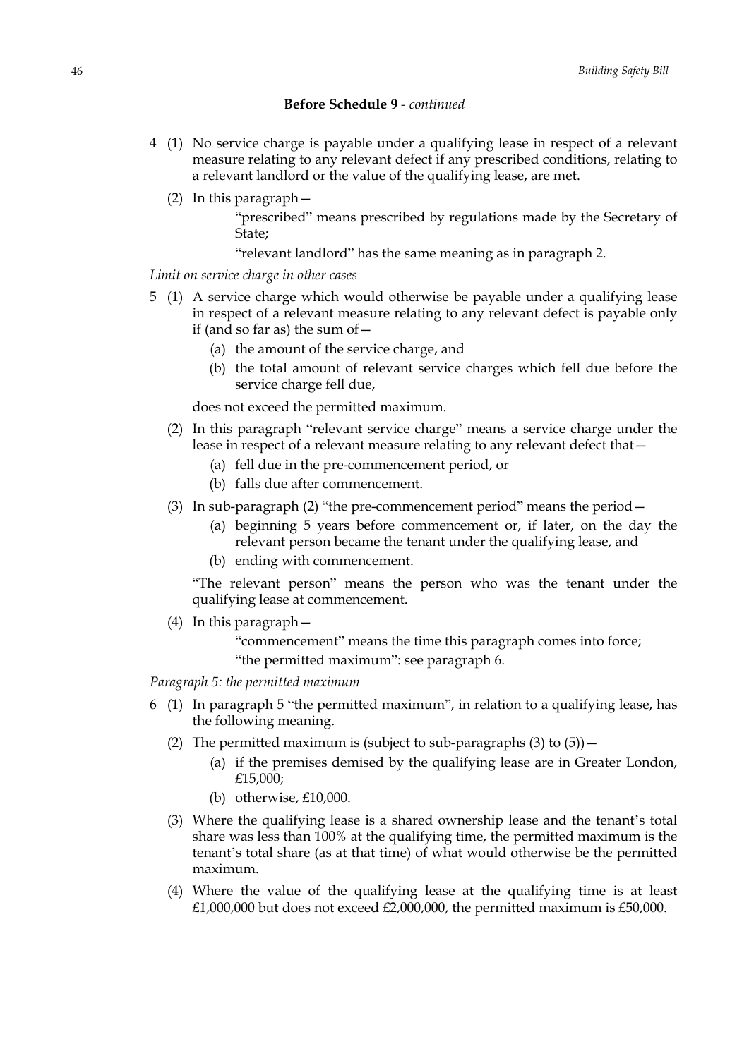**Before Schedule 9** - *continued*

4 (1) No service charge is payable under a qualifying lease in respect of a relevant measure relating to any relevant defect if any prescribed conditions, relating to a relevant landlord or the value of the qualifying lease, are met.

(2) In this paragraph—

"prescribed" means prescribed by regulations made by the Secretary of State;

"relevant landlord" has the same meaning as in paragraph 2.

*Limit on service charge in other cases*

5 (1) A service charge which would otherwise be payable under a qualifying lease in respect of a relevant measure relating to any relevant defect is payable only if (and so far as) the sum of—

(a) the amount of the service charge, and

(b) the total amount of relevant service charges which fell due before the service charge fell due,

does not exceed the permitted maximum.

(2) In this paragraph "relevant service charge" means a service charge under the lease in respect of a relevant measure relating to any relevant defect that—

(a) fell due in the pre-commencement period, or

(b) falls due after commencement.

(3) In sub-paragraph (2) "the pre-commencement period" means the period—

(a) beginning 5 years before commencement or, if later, on the day the relevant person became the tenant under the qualifying lease, and

(b) ending with commencement.

"The relevant person" means the person who was the tenant under the qualifying lease at commencement.

(4) In this paragraph—

"commencement" means the time this paragraph comes into force;

"the permitted maximum": see paragraph 6.

*Paragraph 5: the permitted maximum*

6 (1) In paragraph 5 "the permitted maximum", in relation to a qualifying lease, has the following meaning.

(2) The permitted maximum is (subject to sub-paragraphs (3) to (5))—

(a) if the premises demised by the qualifying lease are in Greater London, £15,000;

(b) otherwise, £10,000.

(3) Where the qualifying lease is a shared ownership lease and the tenant's total share was less than 100% at the qualifying time, the permitted maximum is the tenant's total share (as at that time) of what would otherwise be the permitted maximum.

(4) Where the value of the qualifying lease at the qualifying time is at least £1,000,000 but does not exceed £2,000,000, the permitted maximum is £50,000.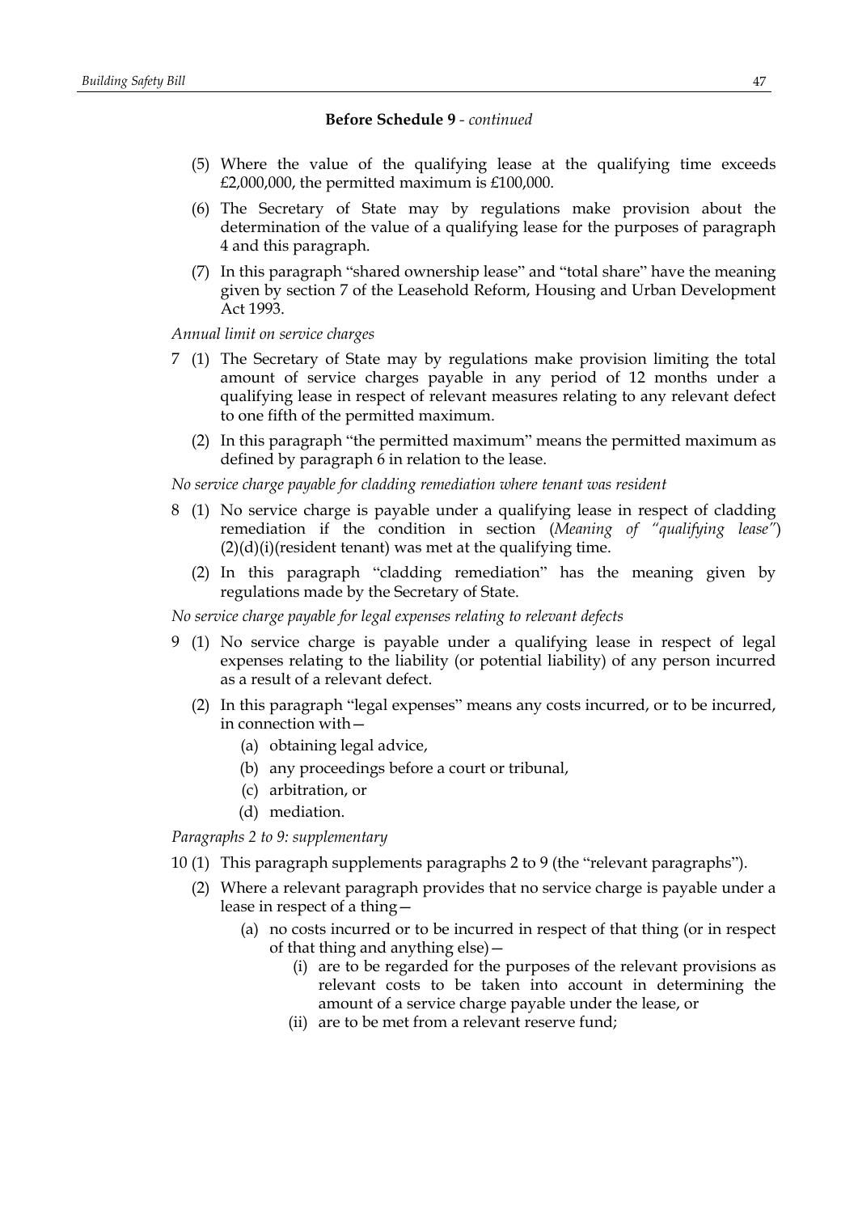**Before Schedule 9** - *continued*

(5) Where the value of the qualifying lease at the qualifying time exceeds £2,000,000, the permitted maximum is £100,000.

(6) The Secretary of State may by regulations make provision about the determination of the value of a qualifying lease for the purposes of paragraph 4 and this paragraph.

(7) In this paragraph "shared ownership lease" and "total share" have the meaning given by section 7 of the Leasehold Reform, Housing and Urban Development Act 1993.

*Annual limit on service charges*

7 (1) The Secretary of State may by regulations make provision limiting the total amount of service charges payable in any period of 12 months under a qualifying lease in respect of relevant measures relating to any relevant defect to one fifth of the permitted maximum.

(2) In this paragraph "the permitted maximum" means the permitted maximum as defined by paragraph 6 in relation to the lease.

*No service charge payable for cladding remediation where tenant was resident*

8 (1) No service charge is payable under a qualifying lease in respect of cladding remediation if the condition in section (*Meaning of "qualifying lease"*) (2)(d)(i)(resident tenant) was met at the qualifying time.

(2) In this paragraph "cladding remediation" has the meaning given by regulations made by the Secretary of State.

*No service charge payable for legal expenses relating to relevant defects*

9 (1) No service charge is payable under a qualifying lease in respect of legal expenses relating to the liability (or potential liability) of any person incurred as a result of a relevant defect.

(2) In this paragraph "legal expenses" means any costs incurred, or to be incurred, in connection with—

- (a) obtaining legal advice,
- (b) any proceedings before a court or tribunal,
- (c) arbitration, or
- (d) mediation.

*Paragraphs 2 to 9: supplementary*

10 (1) This paragraph supplements paragraphs 2 to 9 (the "relevant paragraphs").

(2) Where a relevant paragraph provides that no service charge is payable under a lease in respect of a thing—

- (a) no costs incurred or to be incurred in respect of that thing (or in respect of that thing and anything else)—
  - (i) are to be regarded for the purposes of the relevant provisions as relevant costs to be taken into account in determining the amount of a service charge payable under the lease, or
  - (ii) are to be met from a relevant reserve fund;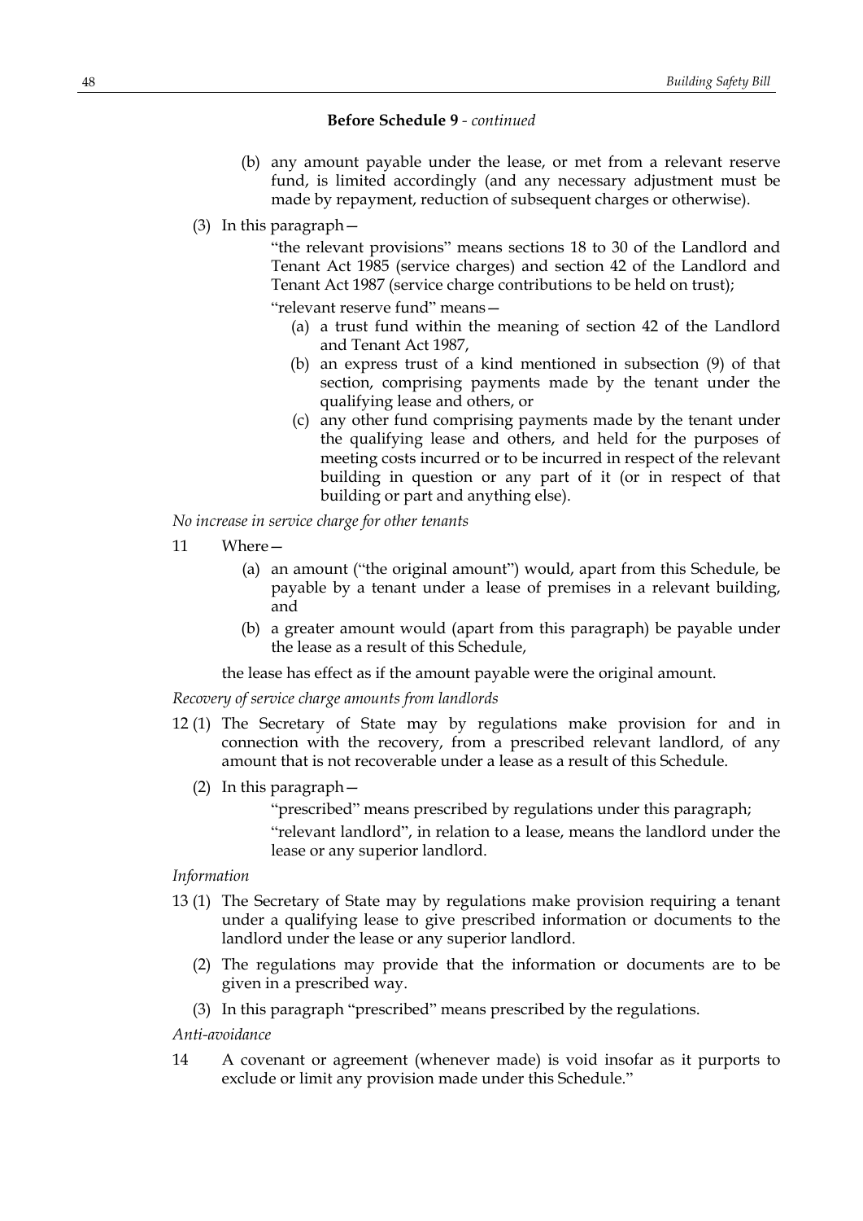**Before Schedule 9** - *continued*

(b) any amount payable under the lease, or met from a relevant reserve fund, is limited accordingly (and any necessary adjustment must be made by repayment, reduction of subsequent charges or otherwise).

(3) In this paragraph—

"the relevant provisions" means sections 18 to 30 of the Landlord and Tenant Act 1985 (service charges) and section 42 of the Landlord and Tenant Act 1987 (service charge contributions to be held on trust);

"relevant reserve fund" means—

(a) a trust fund within the meaning of section 42 of the Landlord and Tenant Act 1987,

(b) an express trust of a kind mentioned in subsection (9) of that section, comprising payments made by the tenant under the qualifying lease and others, or

(c) any other fund comprising payments made by the tenant under the qualifying lease and others, and held for the purposes of meeting costs incurred or to be incurred in respect of the relevant building in question or any part of it (or in respect of that building or part and anything else).

*No increase in service charge for other tenants*

11 Where—

(a) an amount ("the original amount") would, apart from this Schedule, be payable by a tenant under a lease of premises in a relevant building, and

(b) a greater amount would (apart from this paragraph) be payable under the lease as a result of this Schedule,

the lease has effect as if the amount payable were the original amount.

*Recovery of service charge amounts from landlords*

12 (1) The Secretary of State may by regulations make provision for and in connection with the recovery, from a prescribed relevant landlord, of any amount that is not recoverable under a lease as a result of this Schedule.

(2) In this paragraph—

"prescribed" means prescribed by regulations under this paragraph;

"relevant landlord", in relation to a lease, means the landlord under the lease or any superior landlord.

*Information*

13 (1) The Secretary of State may by regulations make provision requiring a tenant under a qualifying lease to give prescribed information or documents to the landlord under the lease or any superior landlord.

(2) The regulations may provide that the information or documents are to be given in a prescribed way.

(3) In this paragraph "prescribed" means prescribed by the regulations.

*Anti-avoidance*

14 A covenant or agreement (whenever made) is void insofar as it purports to exclude or limit any provision made under this Schedule."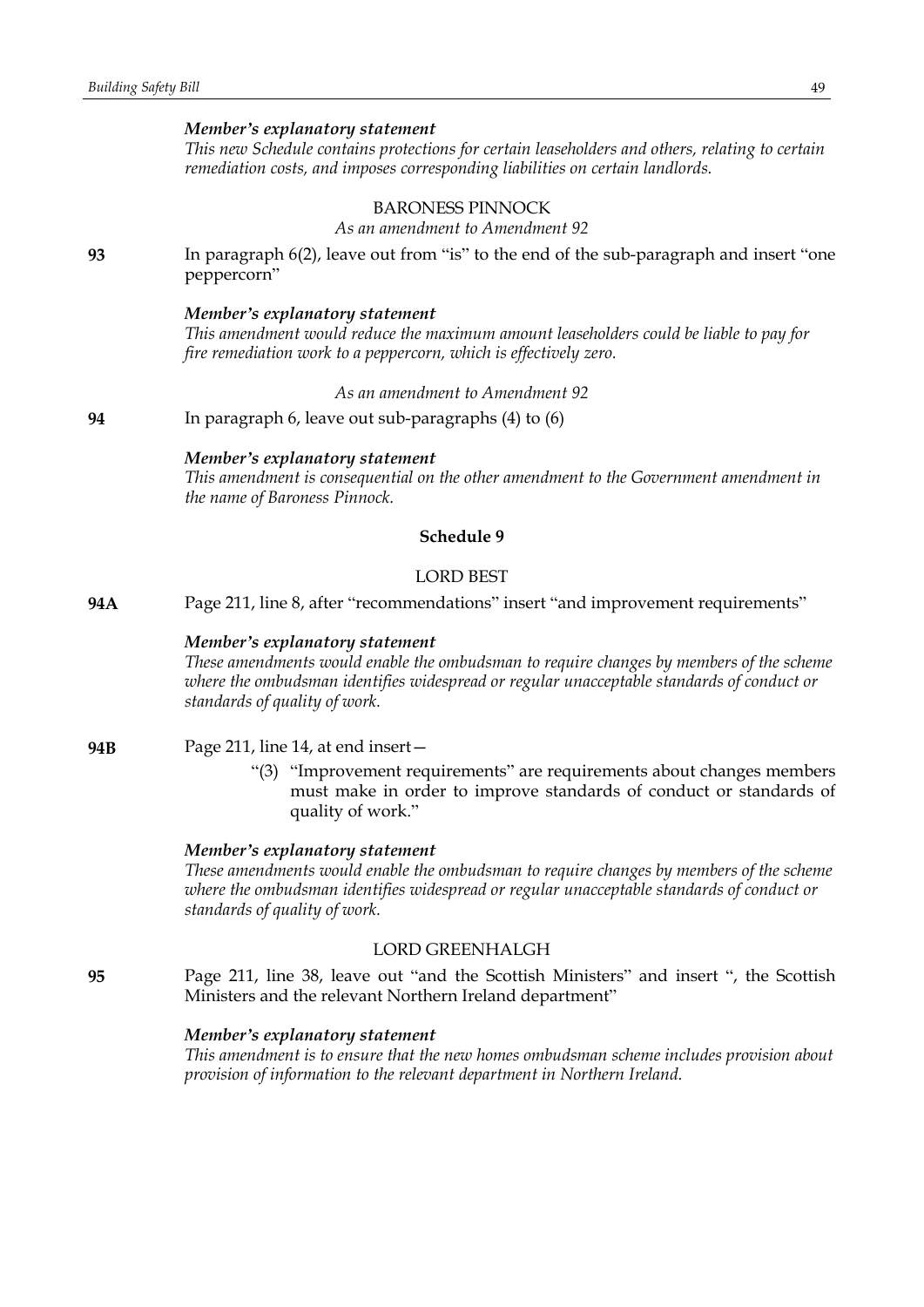*Member's explanatory statement*

*This new Schedule contains protections for certain leaseholders and others, relating to certain remediation costs, and imposes corresponding liabilities on certain landlords.*

BARONESS PINNOCK

*As an amendment to Amendment 92*

**93** In paragraph 6(2), leave out from "is" to the end of the sub-paragraph and insert "one peppercorn"

*Member's explanatory statement*

*This amendment would reduce the maximum amount leaseholders could be liable to pay for fire remediation work to a peppercorn, which is effectively zero.*

*As an amendment to Amendment 92*

**94** In paragraph 6, leave out sub-paragraphs (4) to (6)

*Member's explanatory statement*

*This amendment is consequential on the other amendment to the Government amendment in the name of Baroness Pinnock.*

**Schedule 9**

LORD BEST

**94A** Page 211, line 8, after "recommendations" insert "and improvement requirements"

*Member's explanatory statement*

*These amendments would enable the ombudsman to require changes by members of the scheme where the ombudsman identifies widespread or regular unacceptable standards of conduct or standards of quality of work.*

**94B** Page 211, line 14, at end insert—

"(3) "Improvement requirements" are requirements about changes members must make in order to improve standards of conduct or standards of quality of work."

*Member's explanatory statement*

*These amendments would enable the ombudsman to require changes by members of the scheme where the ombudsman identifies widespread or regular unacceptable standards of conduct or standards of quality of work.*

LORD GREENHALGH

**95** Page 211, line 38, leave out "and the Scottish Ministers" and insert ", the Scottish Ministers and the relevant Northern Ireland department"

*Member's explanatory statement*

*This amendment is to ensure that the new homes ombudsman scheme includes provision about provision of information to the relevant department in Northern Ireland.*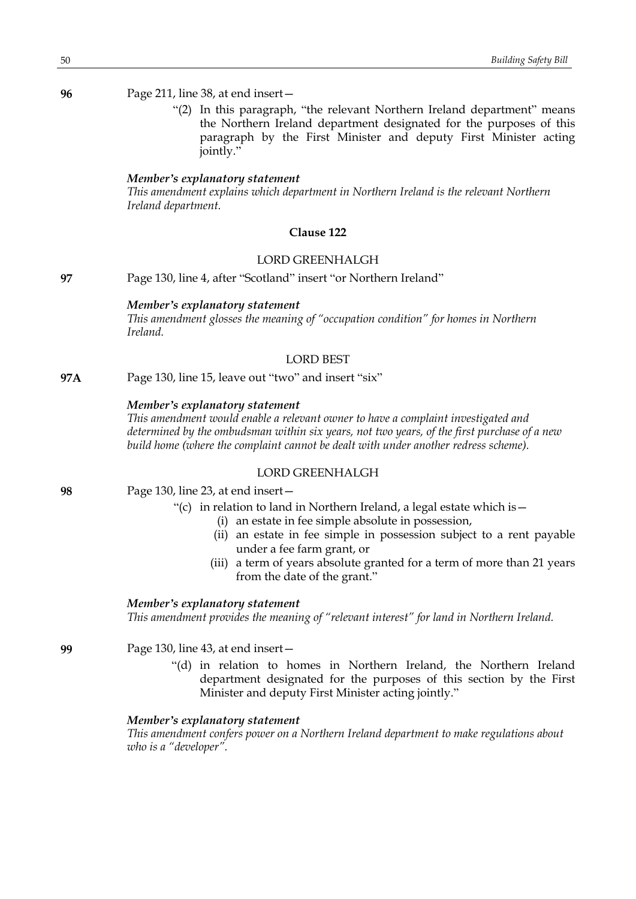**96** Page 211, line 38, at end insert—

"(2) In this paragraph, "the relevant Northern Ireland department" means the Northern Ireland department designated for the purposes of this paragraph by the First Minister and deputy First Minister acting jointly."

***Member's explanatory statement***

*This amendment explains which department in Northern Ireland is the relevant Northern Ireland department.*

### Clause 122

LORD GREENHALGH

**97** Page 130, line 4, after "Scotland" insert "or Northern Ireland"

***Member's explanatory statement***

*This amendment glosses the meaning of "occupation condition" for homes in Northern Ireland.*

LORD BEST

**97A** Page 130, line 15, leave out "two" and insert "six"

***Member's explanatory statement***

*This amendment would enable a relevant owner to have a complaint investigated and determined by the ombudsman within six years, not two years, of the first purchase of a new build home (where the complaint cannot be dealt with under another redress scheme).*

LORD GREENHALGH

**98** Page 130, line 23, at end insert—

"(c) in relation to land in Northern Ireland, a legal estate which is—
   (i) an estate in fee simple absolute in possession,
   (ii) an estate in fee simple in possession subject to a rent payable under a fee farm grant, or
   (iii) a term of years absolute granted for a term of more than 21 years from the date of the grant."

***Member's explanatory statement***

*This amendment provides the meaning of "relevant interest" for land in Northern Ireland.*

**99** Page 130, line 43, at end insert—

"(d) in relation to homes in Northern Ireland, the Northern Ireland department designated for the purposes of this section by the First Minister and deputy First Minister acting jointly."

***Member's explanatory statement***

*This amendment confers power on a Northern Ireland department to make regulations about who is a "developer".*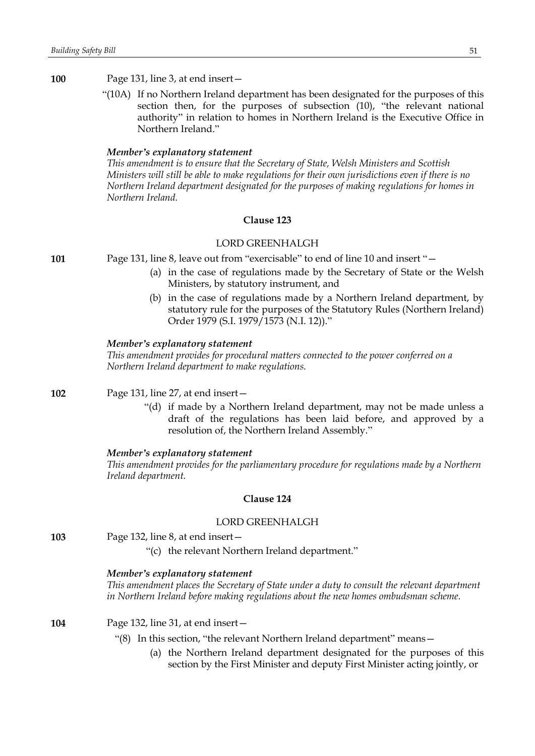**100** Page 131, line 3, at end insert—

"(10A) If no Northern Ireland department has been designated for the purposes of this section then, for the purposes of subsection (10), "the relevant national authority" in relation to homes in Northern Ireland is the Executive Office in Northern Ireland."

***Member's explanatory statement***

*This amendment is to ensure that the Secretary of State, Welsh Ministers and Scottish Ministers will still be able to make regulations for their own jurisdictions even if there is no Northern Ireland department designated for the purposes of making regulations for homes in Northern Ireland.*

### Clause 123

LORD GREENHALGH

**101** Page 131, line 8, leave out from "exercisable" to end of line 10 and insert "—

(a) in the case of regulations made by the Secretary of State or the Welsh Ministers, by statutory instrument, and

(b) in the case of regulations made by a Northern Ireland department, by statutory rule for the purposes of the Statutory Rules (Northern Ireland) Order 1979 (S.I. 1979/1573 (N.I. 12))."

***Member's explanatory statement***

*This amendment provides for procedural matters connected to the power conferred on a Northern Ireland department to make regulations.*

**102** Page 131, line 27, at end insert—

"(d) if made by a Northern Ireland department, may not be made unless a draft of the regulations has been laid before, and approved by a resolution of, the Northern Ireland Assembly."

***Member's explanatory statement***

*This amendment provides for the parliamentary procedure for regulations made by a Northern Ireland department.*

### Clause 124

LORD GREENHALGH

**103** Page 132, line 8, at end insert—

"(c) the relevant Northern Ireland department."

***Member's explanatory statement***

*This amendment places the Secretary of State under a duty to consult the relevant department in Northern Ireland before making regulations about the new homes ombudsman scheme.*

**104** Page 132, line 31, at end insert—

"(8) In this section, "the relevant Northern Ireland department" means—

(a) the Northern Ireland department designated for the purposes of this section by the First Minister and deputy First Minister acting jointly, or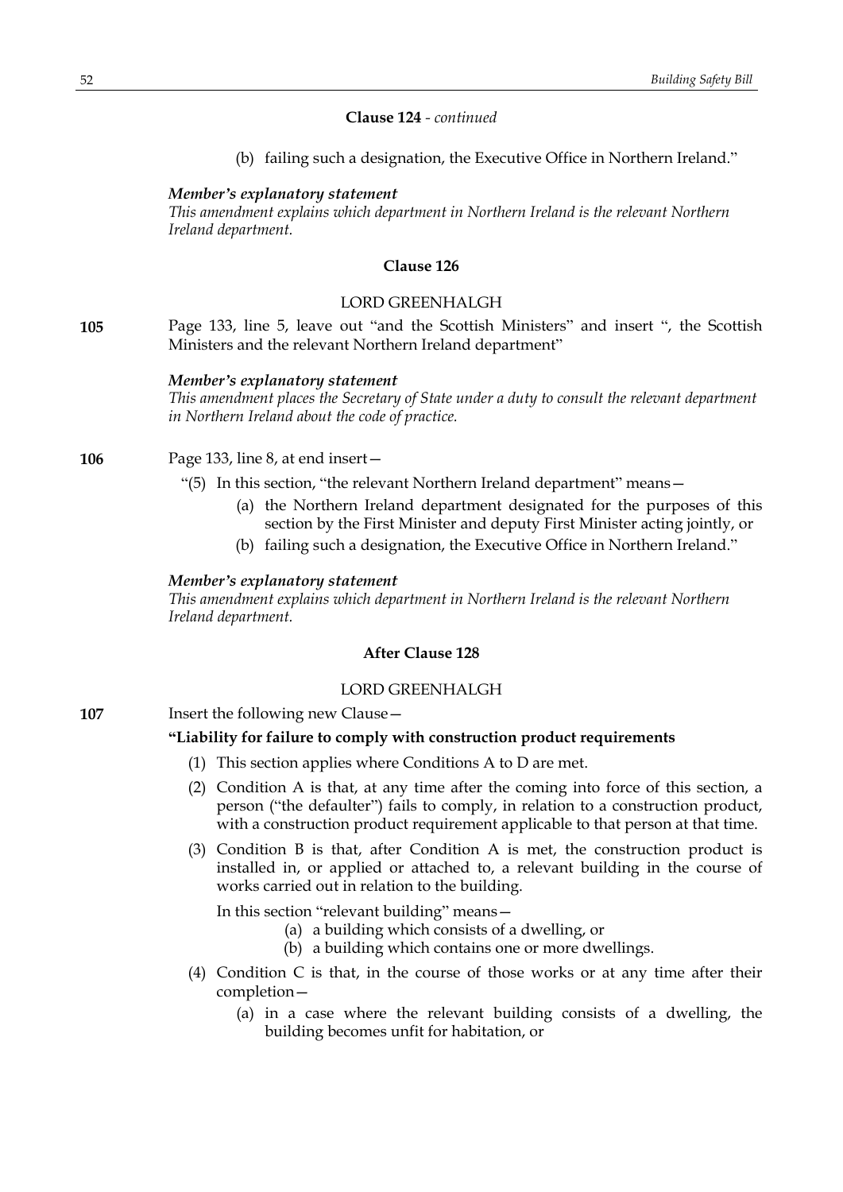**Clause 124** - *continued*

(b) failing such a designation, the Executive Office in Northern Ireland."

***Member's explanatory statement***
*This amendment explains which department in Northern Ireland is the relevant Northern Ireland department.*

**Clause 126**

LORD GREENHALGH

**105** Page 133, line 5, leave out "and the Scottish Ministers" and insert ", the Scottish Ministers and the relevant Northern Ireland department"

***Member's explanatory statement***
*This amendment places the Secretary of State under a duty to consult the relevant department in Northern Ireland about the code of practice.*

**106** Page 133, line 8, at end insert—

"(5) In this section, "the relevant Northern Ireland department" means—

(a) the Northern Ireland department designated for the purposes of this section by the First Minister and deputy First Minister acting jointly, or

(b) failing such a designation, the Executive Office in Northern Ireland."

***Member's explanatory statement***
*This amendment explains which department in Northern Ireland is the relevant Northern Ireland department.*

**After Clause 128**

LORD GREENHALGH

**107** Insert the following new Clause—

**"Liability for failure to comply with construction product requirements**

(1) This section applies where Conditions A to D are met.

(2) Condition A is that, at any time after the coming into force of this section, a person ("the defaulter") fails to comply, in relation to a construction product, with a construction product requirement applicable to that person at that time.

(3) Condition B is that, after Condition A is met, the construction product is installed in, or applied or attached to, a relevant building in the course of works carried out in relation to the building.

In this section "relevant building" means—

(a) a building which consists of a dwelling, or

(b) a building which contains one or more dwellings.

(4) Condition C is that, in the course of those works or at any time after their completion—

(a) in a case where the relevant building consists of a dwelling, the building becomes unfit for habitation, or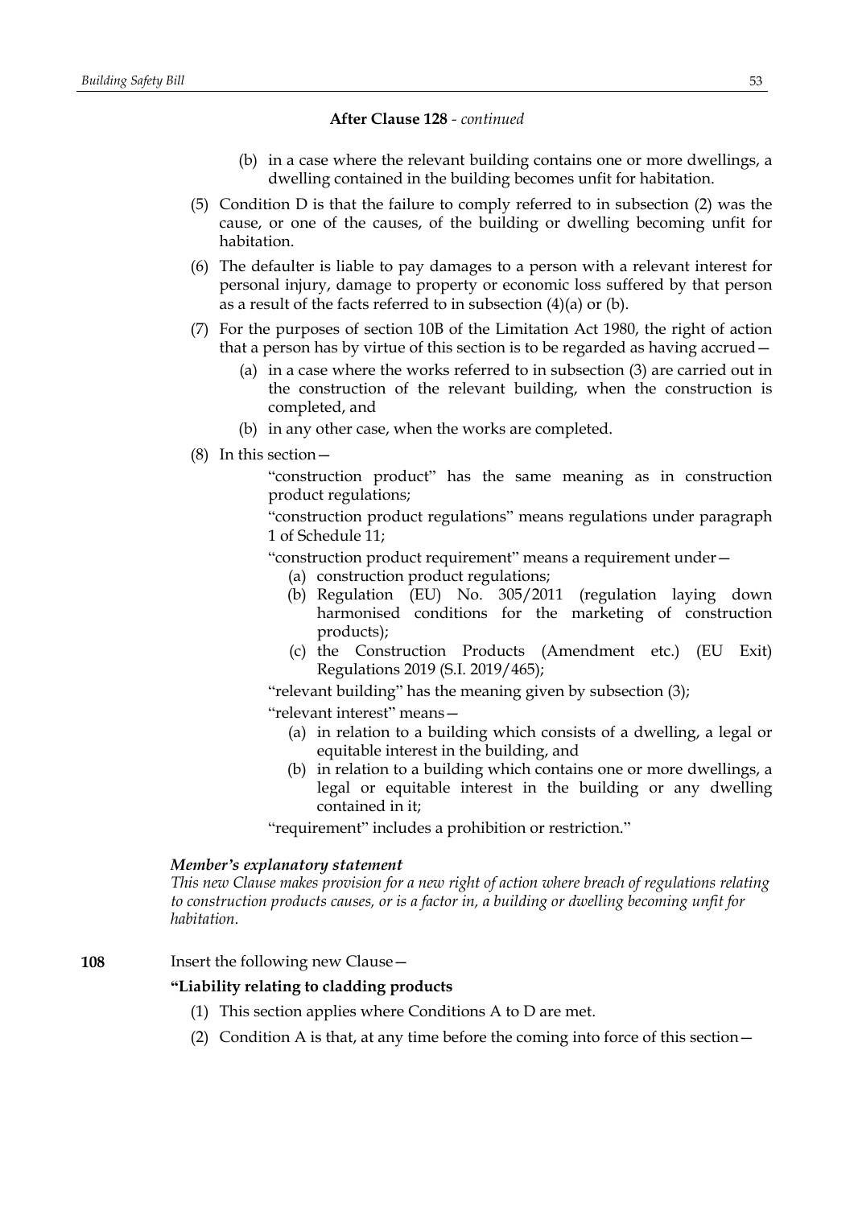**After Clause 128** - *continued*

(b) in a case where the relevant building contains one or more dwellings, a dwelling contained in the building becomes unfit for habitation.

(5) Condition D is that the failure to comply referred to in subsection (2) was the cause, or one of the causes, of the building or dwelling becoming unfit for habitation.

(6) The defaulter is liable to pay damages to a person with a relevant interest for personal injury, damage to property or economic loss suffered by that person as a result of the facts referred to in subsection (4)(a) or (b).

(7) For the purposes of section 10B of the Limitation Act 1980, the right of action that a person has by virtue of this section is to be regarded as having accrued—

(a) in a case where the works referred to in subsection (3) are carried out in the construction of the relevant building, when the construction is completed, and

(b) in any other case, when the works are completed.

(8) In this section—

"construction product" has the same meaning as in construction product regulations;

"construction product regulations" means regulations under paragraph 1 of Schedule 11;

"construction product requirement" means a requirement under—

(a) construction product regulations;

(b) Regulation (EU) No. 305/2011 (regulation laying down harmonised conditions for the marketing of construction products);

(c) the Construction Products (Amendment etc.) (EU Exit) Regulations 2019 (S.I. 2019/465);

"relevant building" has the meaning given by subsection (3);

"relevant interest" means—

(a) in relation to a building which consists of a dwelling, a legal or equitable interest in the building, and

(b) in relation to a building which contains one or more dwellings, a legal or equitable interest in the building or any dwelling contained in it;

"requirement" includes a prohibition or restriction."

***Member's explanatory statement***

*This new Clause makes provision for a new right of action where breach of regulations relating to construction products causes, or is a factor in, a building or dwelling becoming unfit for habitation.*

**108** Insert the following new Clause—

**"Liability relating to cladding products**

(1) This section applies where Conditions A to D are met.

(2) Condition A is that, at any time before the coming into force of this section—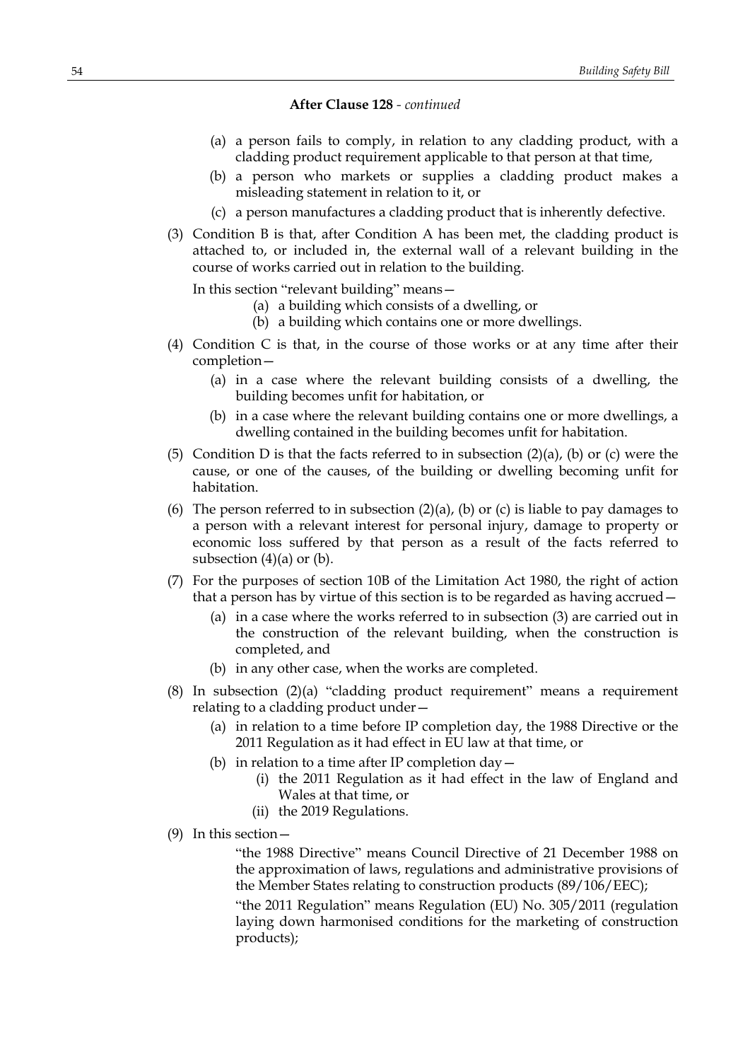**After Clause 128** - *continued*

(a) a person fails to comply, in relation to any cladding product, with a cladding product requirement applicable to that person at that time,

(b) a person who markets or supplies a cladding product makes a misleading statement in relation to it, or

(c) a person manufactures a cladding product that is inherently defective.

(3) Condition B is that, after Condition A has been met, the cladding product is attached to, or included in, the external wall of a relevant building in the course of works carried out in relation to the building.

In this section "relevant building" means—

(a) a building which consists of a dwelling, or

(b) a building which contains one or more dwellings.

(4) Condition C is that, in the course of those works or at any time after their completion—

(a) in a case where the relevant building consists of a dwelling, the building becomes unfit for habitation, or

(b) in a case where the relevant building contains one or more dwellings, a dwelling contained in the building becomes unfit for habitation.

(5) Condition D is that the facts referred to in subsection (2)(a), (b) or (c) were the cause, or one of the causes, of the building or dwelling becoming unfit for habitation.

(6) The person referred to in subsection (2)(a), (b) or (c) is liable to pay damages to a person with a relevant interest for personal injury, damage to property or economic loss suffered by that person as a result of the facts referred to subsection (4)(a) or (b).

(7) For the purposes of section 10B of the Limitation Act 1980, the right of action that a person has by virtue of this section is to be regarded as having accrued—

(a) in a case where the works referred to in subsection (3) are carried out in the construction of the relevant building, when the construction is completed, and

(b) in any other case, when the works are completed.

(8) In subsection (2)(a) "cladding product requirement" means a requirement relating to a cladding product under—

(a) in relation to a time before IP completion day, the 1988 Directive or the 2011 Regulation as it had effect in EU law at that time, or

(b) in relation to a time after IP completion day—

(i) the 2011 Regulation as it had effect in the law of England and Wales at that time, or

(ii) the 2019 Regulations.

(9) In this section—

"the 1988 Directive" means Council Directive of 21 December 1988 on the approximation of laws, regulations and administrative provisions of the Member States relating to construction products (89/106/EEC);

"the 2011 Regulation" means Regulation (EU) No. 305/2011 (regulation laying down harmonised conditions for the marketing of construction products);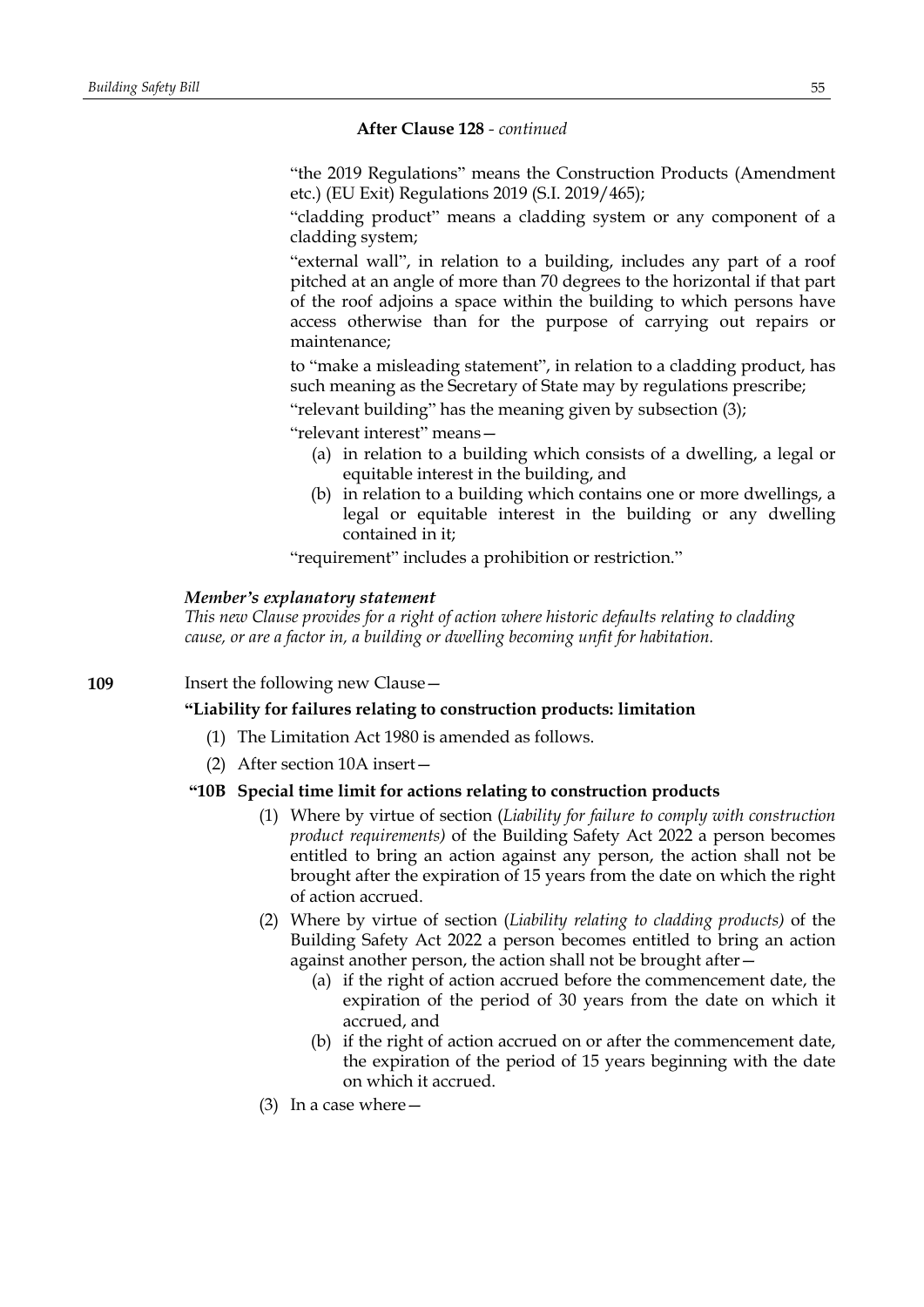**After Clause 128** - *continued*

"the 2019 Regulations" means the Construction Products (Amendment etc.) (EU Exit) Regulations 2019 (S.I. 2019/465);

"cladding product" means a cladding system or any component of a cladding system;

"external wall", in relation to a building, includes any part of a roof pitched at an angle of more than 70 degrees to the horizontal if that part of the roof adjoins a space within the building to which persons have access otherwise than for the purpose of carrying out repairs or maintenance;

to "make a misleading statement", in relation to a cladding product, has such meaning as the Secretary of State may by regulations prescribe;

"relevant building" has the meaning given by subsection (3);

"relevant interest" means—

- (a) in relation to a building which consists of a dwelling, a legal or equitable interest in the building, and
- (b) in relation to a building which contains one or more dwellings, a legal or equitable interest in the building or any dwelling contained in it;

"requirement" includes a prohibition or restriction."

***Member's explanatory statement***

*This new Clause provides for a right of action where historic defaults relating to cladding cause, or are a factor in, a building or dwelling becoming unfit for habitation.*

**109** Insert the following new Clause—

**"Liability for failures relating to construction products: limitation**

(1) The Limitation Act 1980 is amended as follows.

(2) After section 10A insert—

**"10B Special time limit for actions relating to construction products**

(1) Where by virtue of section (*Liability for failure to comply with construction product requirements)* of the Building Safety Act 2022 a person becomes entitled to bring an action against any person, the action shall not be brought after the expiration of 15 years from the date on which the right of action accrued.

(2) Where by virtue of section (*Liability relating to cladding products)* of the Building Safety Act 2022 a person becomes entitled to bring an action against another person, the action shall not be brought after—

- (a) if the right of action accrued before the commencement date, the expiration of the period of 30 years from the date on which it accrued, and
- (b) if the right of action accrued on or after the commencement date, the expiration of the period of 15 years beginning with the date on which it accrued.

(3) In a case where—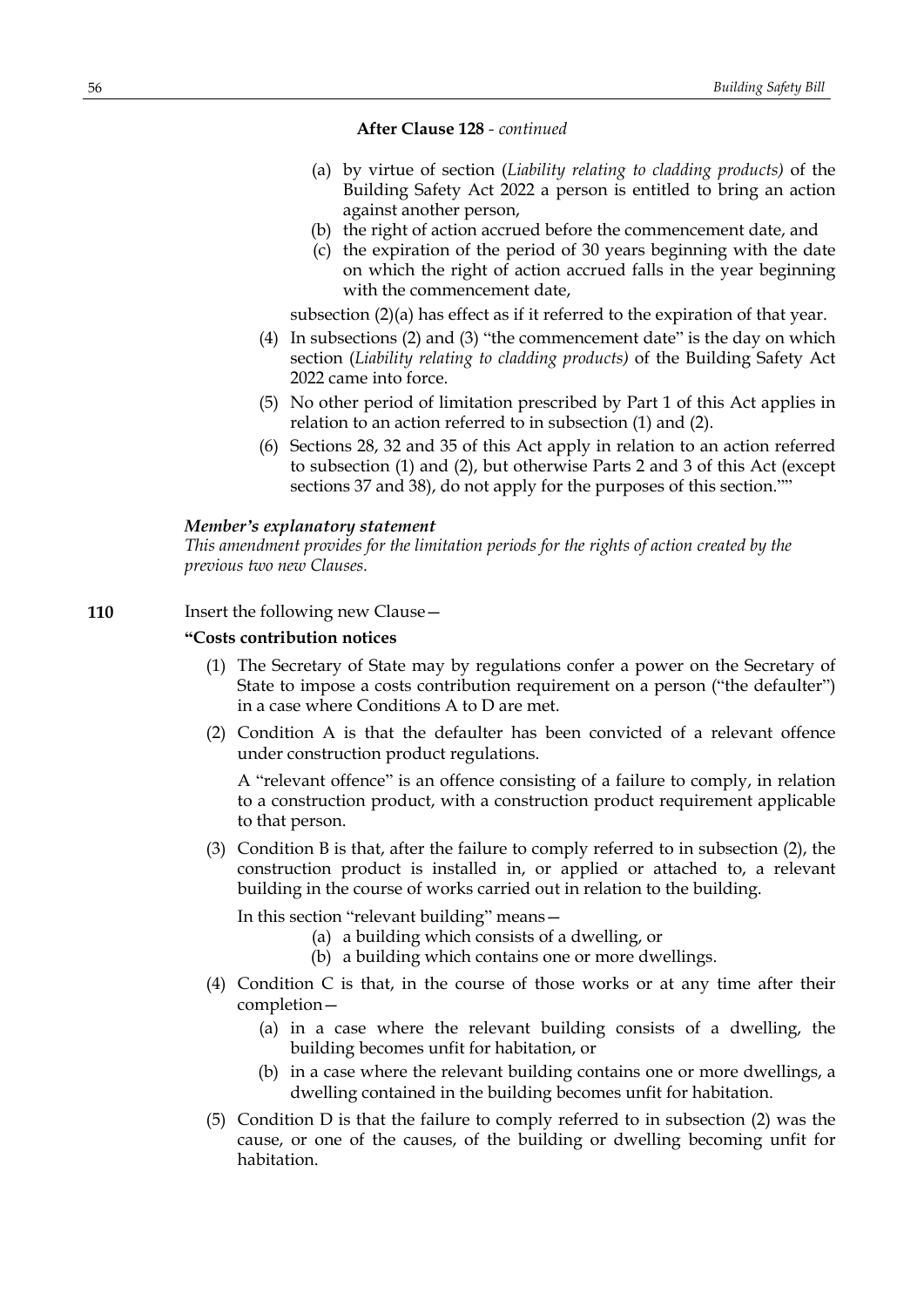**After Clause 128** - *continued*

(a) by virtue of section (*Liability relating to cladding products)* of the Building Safety Act 2022 a person is entitled to bring an action against another person,

(b) the right of action accrued before the commencement date, and

(c) the expiration of the period of 30 years beginning with the date on which the right of action accrued falls in the year beginning with the commencement date,

subsection (2)(a) has effect as if it referred to the expiration of that year.

(4) In subsections (2) and (3) "the commencement date" is the day on which section (*Liability relating to cladding products)* of the Building Safety Act 2022 came into force.

(5) No other period of limitation prescribed by Part 1 of this Act applies in relation to an action referred to in subsection (1) and (2).

(6) Sections 28, 32 and 35 of this Act apply in relation to an action referred to subsection (1) and (2), but otherwise Parts 2 and 3 of this Act (except sections 37 and 38), do not apply for the purposes of this section.""

***Member's explanatory statement***

*This amendment provides for the limitation periods for the rights of action created by the previous two new Clauses.*

**110** Insert the following new Clause—

**"Costs contribution notices**

(1) The Secretary of State may by regulations confer a power on the Secretary of State to impose a costs contribution requirement on a person ("the defaulter") in a case where Conditions A to D are met.

(2) Condition A is that the defaulter has been convicted of a relevant offence under construction product regulations.

A "relevant offence" is an offence consisting of a failure to comply, in relation to a construction product, with a construction product requirement applicable to that person.

(3) Condition B is that, after the failure to comply referred to in subsection (2), the construction product is installed in, or applied or attached to, a relevant building in the course of works carried out in relation to the building.

In this section "relevant building" means—

(a) a building which consists of a dwelling, or

(b) a building which contains one or more dwellings.

(4) Condition C is that, in the course of those works or at any time after their completion—

(a) in a case where the relevant building consists of a dwelling, the building becomes unfit for habitation, or

(b) in a case where the relevant building contains one or more dwellings, a dwelling contained in the building becomes unfit for habitation.

(5) Condition D is that the failure to comply referred to in subsection (2) was the cause, or one of the causes, of the building or dwelling becoming unfit for habitation.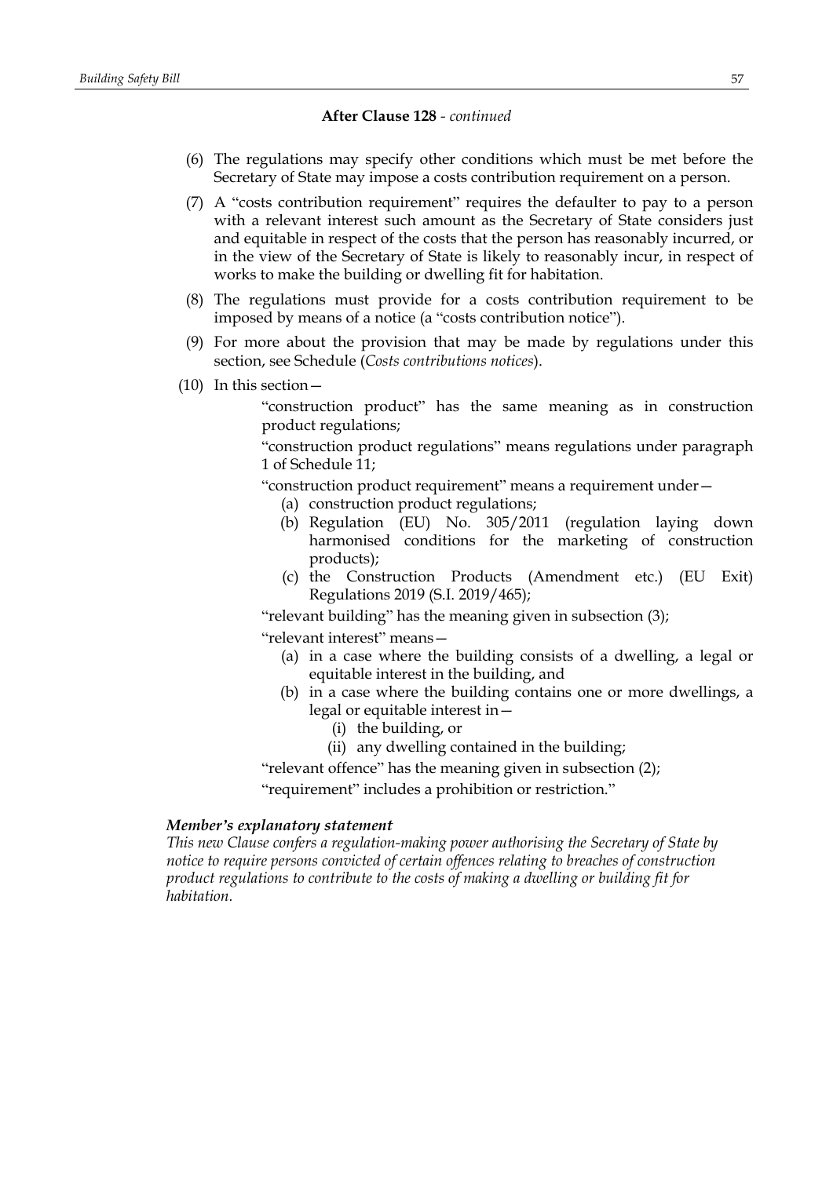**After Clause 128** - *continued*

(6) The regulations may specify other conditions which must be met before the Secretary of State may impose a costs contribution requirement on a person.

(7) A "costs contribution requirement" requires the defaulter to pay to a person with a relevant interest such amount as the Secretary of State considers just and equitable in respect of the costs that the person has reasonably incurred, or in the view of the Secretary of State is likely to reasonably incur, in respect of works to make the building or dwelling fit for habitation.

(8) The regulations must provide for a costs contribution requirement to be imposed by means of a notice (a "costs contribution notice").

(9) For more about the provision that may be made by regulations under this section, see Schedule (*Costs contributions notices*).

(10) In this section—

"construction product" has the same meaning as in construction product regulations;

"construction product regulations" means regulations under paragraph 1 of Schedule 11;

"construction product requirement" means a requirement under—

- (a) construction product regulations;
- (b) Regulation (EU) No. 305/2011 (regulation laying down harmonised conditions for the marketing of construction products);
- (c) the Construction Products (Amendment etc.) (EU Exit) Regulations 2019 (S.I. 2019/465);

"relevant building" has the meaning given in subsection (3);

"relevant interest" means—

- (a) in a case where the building consists of a dwelling, a legal or equitable interest in the building, and
- (b) in a case where the building contains one or more dwellings, a legal or equitable interest in—
  - (i) the building, or
  - (ii) any dwelling contained in the building;

"relevant offence" has the meaning given in subsection (2);

"requirement" includes a prohibition or restriction."

***Member's explanatory statement***

*This new Clause confers a regulation-making power authorising the Secretary of State by notice to require persons convicted of certain offences relating to breaches of construction product regulations to contribute to the costs of making a dwelling or building fit for habitation.*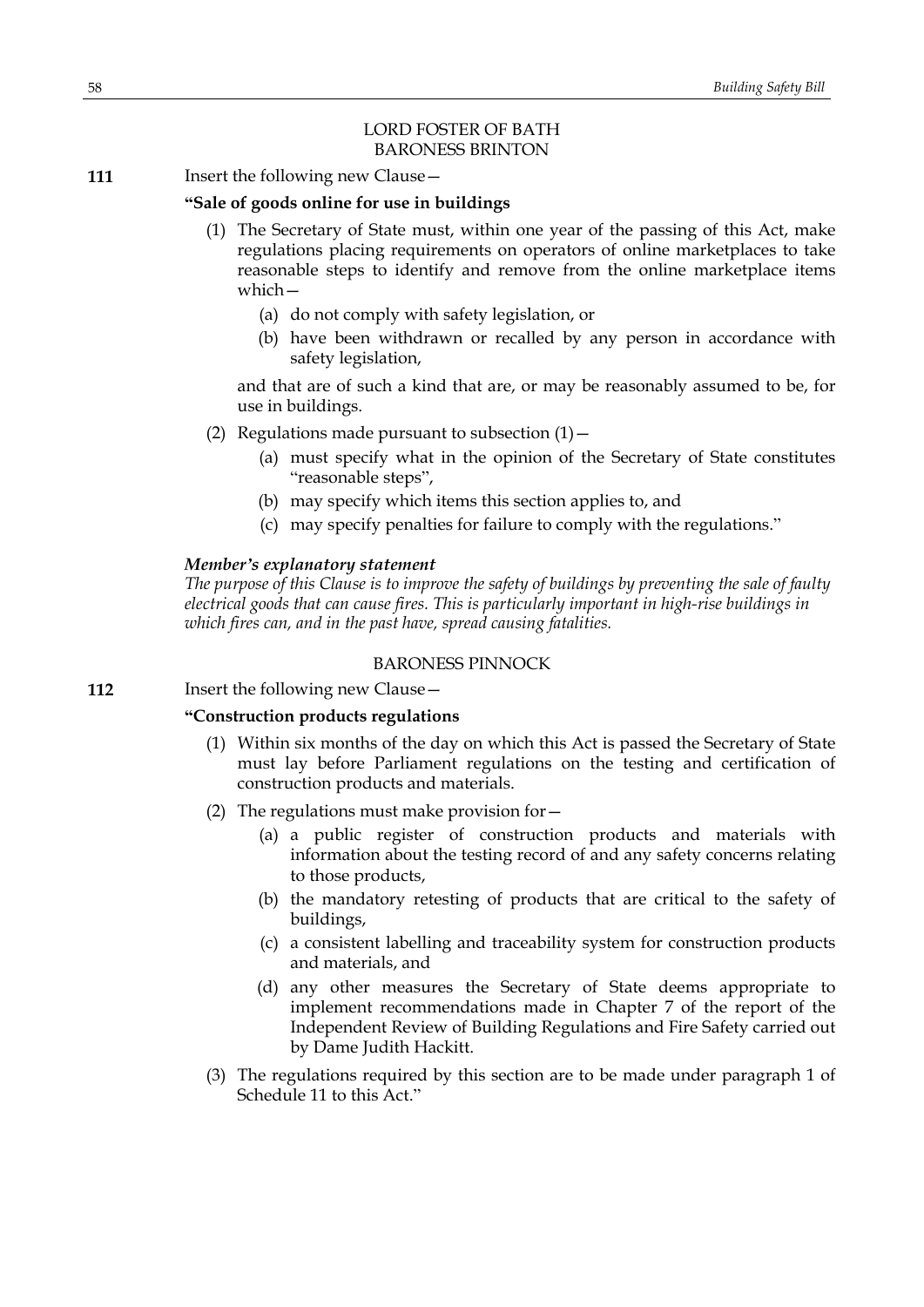LORD FOSTER OF BATH
BARONESS BRINTON

**111** Insert the following new Clause—

**"Sale of goods online for use in buildings**

(1) The Secretary of State must, within one year of the passing of this Act, make regulations placing requirements on operators of online marketplaces to take reasonable steps to identify and remove from the online marketplace items which—

(a) do not comply with safety legislation, or

(b) have been withdrawn or recalled by any person in accordance with safety legislation,

and that are of such a kind that are, or may be reasonably assumed to be, for use in buildings.

(2) Regulations made pursuant to subsection (1)—

(a) must specify what in the opinion of the Secretary of State constitutes "reasonable steps",

(b) may specify which items this section applies to, and

(c) may specify penalties for failure to comply with the regulations."

***Member's explanatory statement***

*The purpose of this Clause is to improve the safety of buildings by preventing the sale of faulty electrical goods that can cause fires. This is particularly important in high-rise buildings in which fires can, and in the past have, spread causing fatalities.*

BARONESS PINNOCK

**112** Insert the following new Clause—

**"Construction products regulations**

(1) Within six months of the day on which this Act is passed the Secretary of State must lay before Parliament regulations on the testing and certification of construction products and materials.

(2) The regulations must make provision for—

(a) a public register of construction products and materials with information about the testing record of and any safety concerns relating to those products,

(b) the mandatory retesting of products that are critical to the safety of buildings,

(c) a consistent labelling and traceability system for construction products and materials, and

(d) any other measures the Secretary of State deems appropriate to implement recommendations made in Chapter 7 of the report of the Independent Review of Building Regulations and Fire Safety carried out by Dame Judith Hackitt.

(3) The regulations required by this section are to be made under paragraph 1 of Schedule 11 to this Act."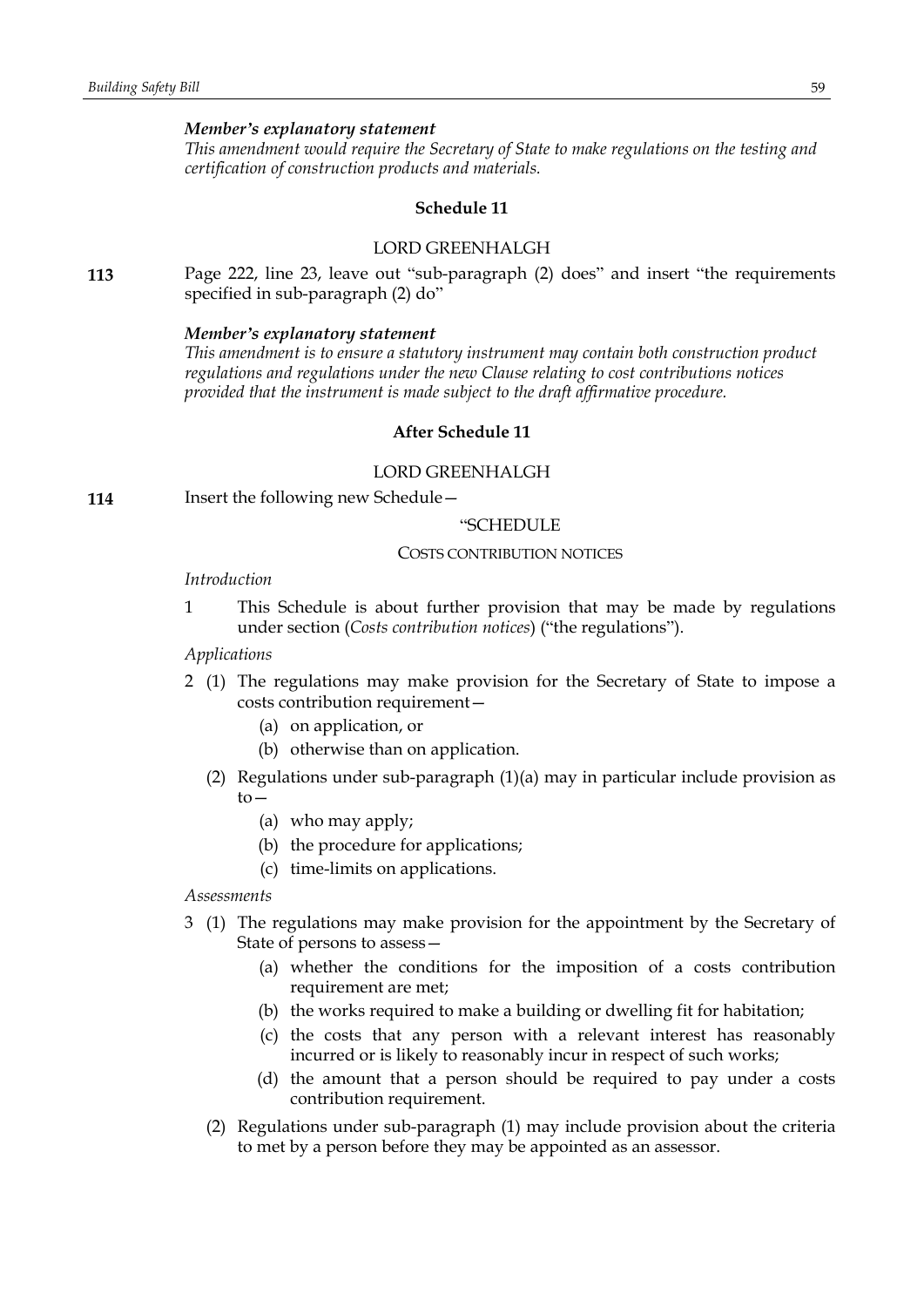*Member's explanatory statement*

*This amendment would require the Secretary of State to make regulations on the testing and certification of construction products and materials.*

**Schedule 11**

LORD GREENHALGH

**113** Page 222, line 23, leave out "sub-paragraph (2) does" and insert "the requirements specified in sub-paragraph (2) do"

*Member's explanatory statement*

*This amendment is to ensure a statutory instrument may contain both construction product regulations and regulations under the new Clause relating to cost contributions notices provided that the instrument is made subject to the draft affirmative procedure.*

**After Schedule 11**

LORD GREENHALGH

**114** Insert the following new Schedule—

"SCHEDULE

COSTS CONTRIBUTION NOTICES

*Introduction*

1 This Schedule is about further provision that may be made by regulations under section (*Costs contribution notices*) ("the regulations").

*Applications*

2 (1) The regulations may make provision for the Secretary of State to impose a costs contribution requirement—

(a) on application, or

(b) otherwise than on application.

(2) Regulations under sub-paragraph (1)(a) may in particular include provision as to—

(a) who may apply;

(b) the procedure for applications;

(c) time-limits on applications.

*Assessments*

3 (1) The regulations may make provision for the appointment by the Secretary of State of persons to assess—

(a) whether the conditions for the imposition of a costs contribution requirement are met;

(b) the works required to make a building or dwelling fit for habitation;

(c) the costs that any person with a relevant interest has reasonably incurred or is likely to reasonably incur in respect of such works;

(d) the amount that a person should be required to pay under a costs contribution requirement.

(2) Regulations under sub-paragraph (1) may include provision about the criteria to met by a person before they may be appointed as an assessor.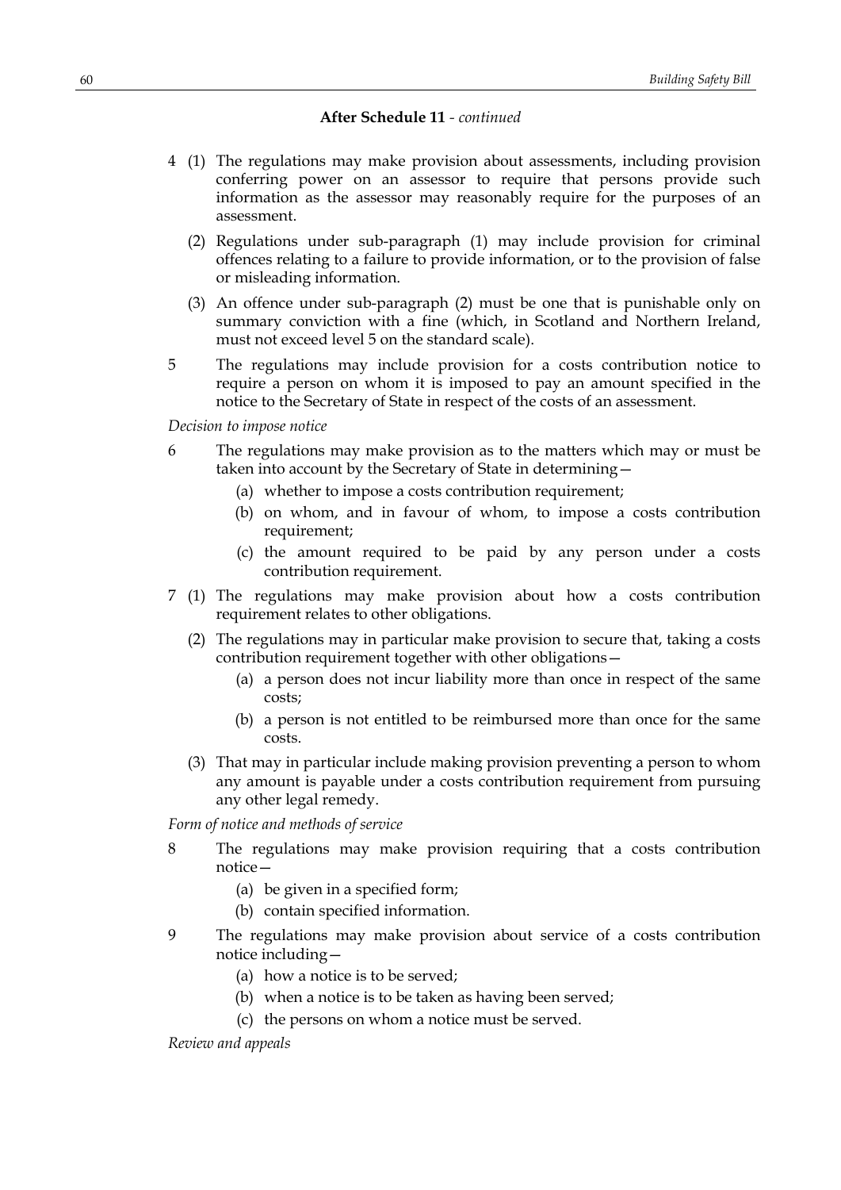**After Schedule 11** - *continued*

4 (1) The regulations may make provision about assessments, including provision conferring power on an assessor to require that persons provide such information as the assessor may reasonably require for the purposes of an assessment.

(2) Regulations under sub-paragraph (1) may include provision for criminal offences relating to a failure to provide information, or to the provision of false or misleading information.

(3) An offence under sub-paragraph (2) must be one that is punishable only on summary conviction with a fine (which, in Scotland and Northern Ireland, must not exceed level 5 on the standard scale).

5 The regulations may include provision for a costs contribution notice to require a person on whom it is imposed to pay an amount specified in the notice to the Secretary of State in respect of the costs of an assessment.

*Decision to impose notice*

6 The regulations may make provision as to the matters which may or must be taken into account by the Secretary of State in determining—

(a) whether to impose a costs contribution requirement;

(b) on whom, and in favour of whom, to impose a costs contribution requirement;

(c) the amount required to be paid by any person under a costs contribution requirement.

7 (1) The regulations may make provision about how a costs contribution requirement relates to other obligations.

(2) The regulations may in particular make provision to secure that, taking a costs contribution requirement together with other obligations—

(a) a person does not incur liability more than once in respect of the same costs;

(b) a person is not entitled to be reimbursed more than once for the same costs.

(3) That may in particular include making provision preventing a person to whom any amount is payable under a costs contribution requirement from pursuing any other legal remedy.

*Form of notice and methods of service*

8 The regulations may make provision requiring that a costs contribution notice—

(a) be given in a specified form;

(b) contain specified information.

9 The regulations may make provision about service of a costs contribution notice including—

(a) how a notice is to be served;

(b) when a notice is to be taken as having been served;

(c) the persons on whom a notice must be served.

*Review and appeals*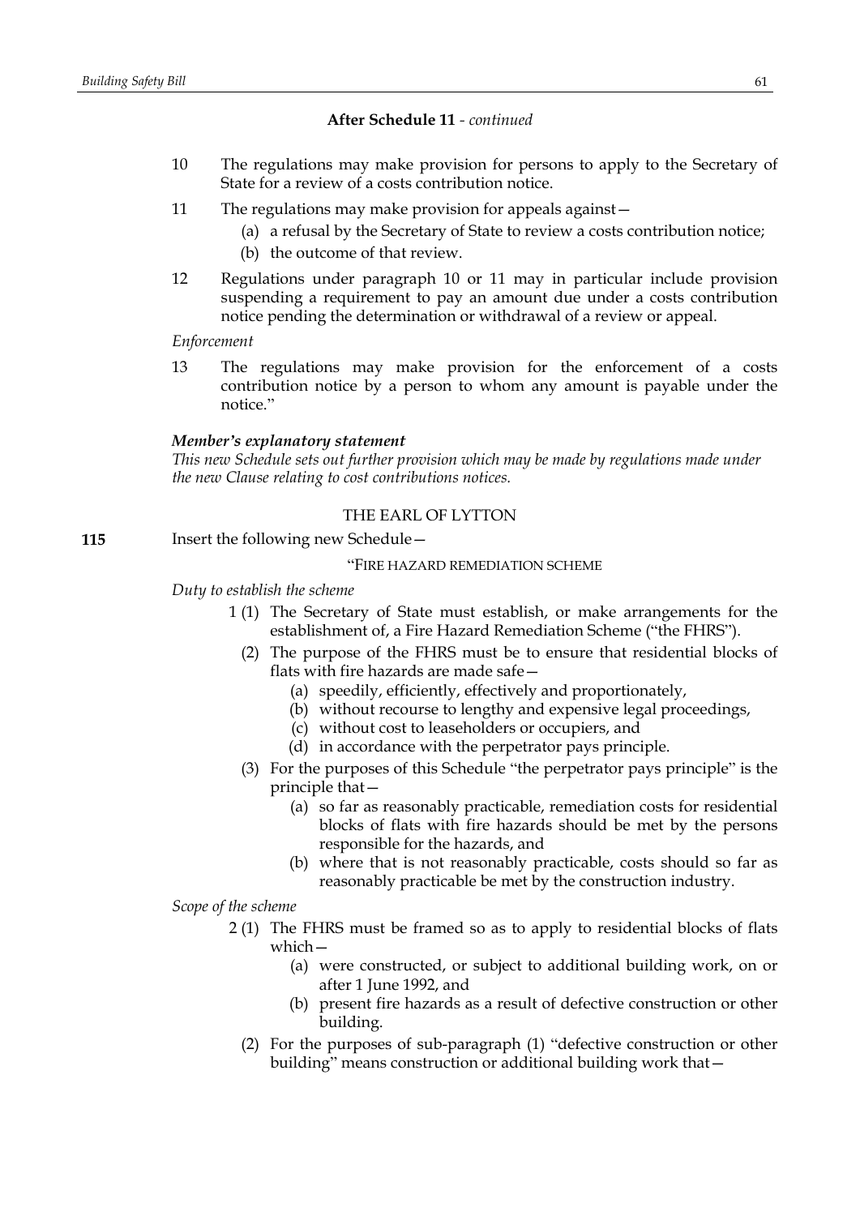**After Schedule 11** - *continued*

10 The regulations may make provision for persons to apply to the Secretary of State for a review of a costs contribution notice.

11 The regulations may make provision for appeals against—

(a) a refusal by the Secretary of State to review a costs contribution notice;

(b) the outcome of that review.

12 Regulations under paragraph 10 or 11 may in particular include provision suspending a requirement to pay an amount due under a costs contribution notice pending the determination or withdrawal of a review or appeal.

*Enforcement*

13 The regulations may make provision for the enforcement of a costs contribution notice by a person to whom any amount is payable under the notice."

***Member's explanatory statement***

*This new Schedule sets out further provision which may be made by regulations made under the new Clause relating to cost contributions notices.*

THE EARL OF LYTTON

**115** Insert the following new Schedule—

"FIRE HAZARD REMEDIATION SCHEME

*Duty to establish the scheme*

1 (1) The Secretary of State must establish, or make arrangements for the establishment of, a Fire Hazard Remediation Scheme ("the FHRS").

(2) The purpose of the FHRS must be to ensure that residential blocks of flats with fire hazards are made safe—

(a) speedily, efficiently, effectively and proportionately,

(b) without recourse to lengthy and expensive legal proceedings,

(c) without cost to leaseholders or occupiers, and

(d) in accordance with the perpetrator pays principle.

(3) For the purposes of this Schedule "the perpetrator pays principle" is the principle that—

(a) so far as reasonably practicable, remediation costs for residential blocks of flats with fire hazards should be met by the persons responsible for the hazards, and

(b) where that is not reasonably practicable, costs should so far as reasonably practicable be met by the construction industry.

*Scope of the scheme*

2 (1) The FHRS must be framed so as to apply to residential blocks of flats which—

(a) were constructed, or subject to additional building work, on or after 1 June 1992, and

(b) present fire hazards as a result of defective construction or other building.

(2) For the purposes of sub-paragraph (1) "defective construction or other building" means construction or additional building work that—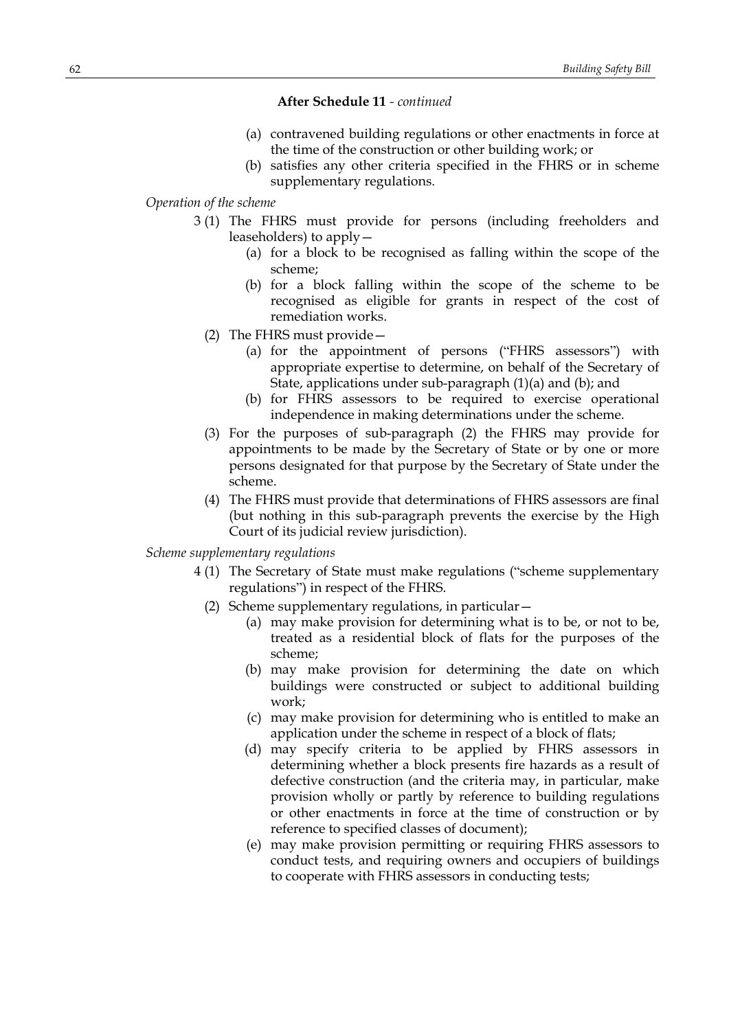**After Schedule 11** - *continued*

(a) contravened building regulations or other enactments in force at the time of the construction or other building work; or

(b) satisfies any other criteria specified in the FHRS or in scheme supplementary regulations.

*Operation of the scheme*

3 (1) The FHRS must provide for persons (including freeholders and leaseholders) to apply—

(a) for a block to be recognised as falling within the scope of the scheme;

(b) for a block falling within the scope of the scheme to be recognised as eligible for grants in respect of the cost of remediation works.

(2) The FHRS must provide—

(a) for the appointment of persons ("FHRS assessors") with appropriate expertise to determine, on behalf of the Secretary of State, applications under sub-paragraph (1)(a) and (b); and

(b) for FHRS assessors to be required to exercise operational independence in making determinations under the scheme.

(3) For the purposes of sub-paragraph (2) the FHRS may provide for appointments to be made by the Secretary of State or by one or more persons designated for that purpose by the Secretary of State under the scheme.

(4) The FHRS must provide that determinations of FHRS assessors are final (but nothing in this sub-paragraph prevents the exercise by the High Court of its judicial review jurisdiction).

*Scheme supplementary regulations*

4 (1) The Secretary of State must make regulations ("scheme supplementary regulations") in respect of the FHRS.

(2) Scheme supplementary regulations, in particular—

(a) may make provision for determining what is to be, or not to be, treated as a residential block of flats for the purposes of the scheme;

(b) may make provision for determining the date on which buildings were constructed or subject to additional building work;

(c) may make provision for determining who is entitled to make an application under the scheme in respect of a block of flats;

(d) may specify criteria to be applied by FHRS assessors in determining whether a block presents fire hazards as a result of defective construction (and the criteria may, in particular, make provision wholly or partly by reference to building regulations or other enactments in force at the time of construction or by reference to specified classes of document);

(e) may make provision permitting or requiring FHRS assessors to conduct tests, and requiring owners and occupiers of buildings to cooperate with FHRS assessors in conducting tests;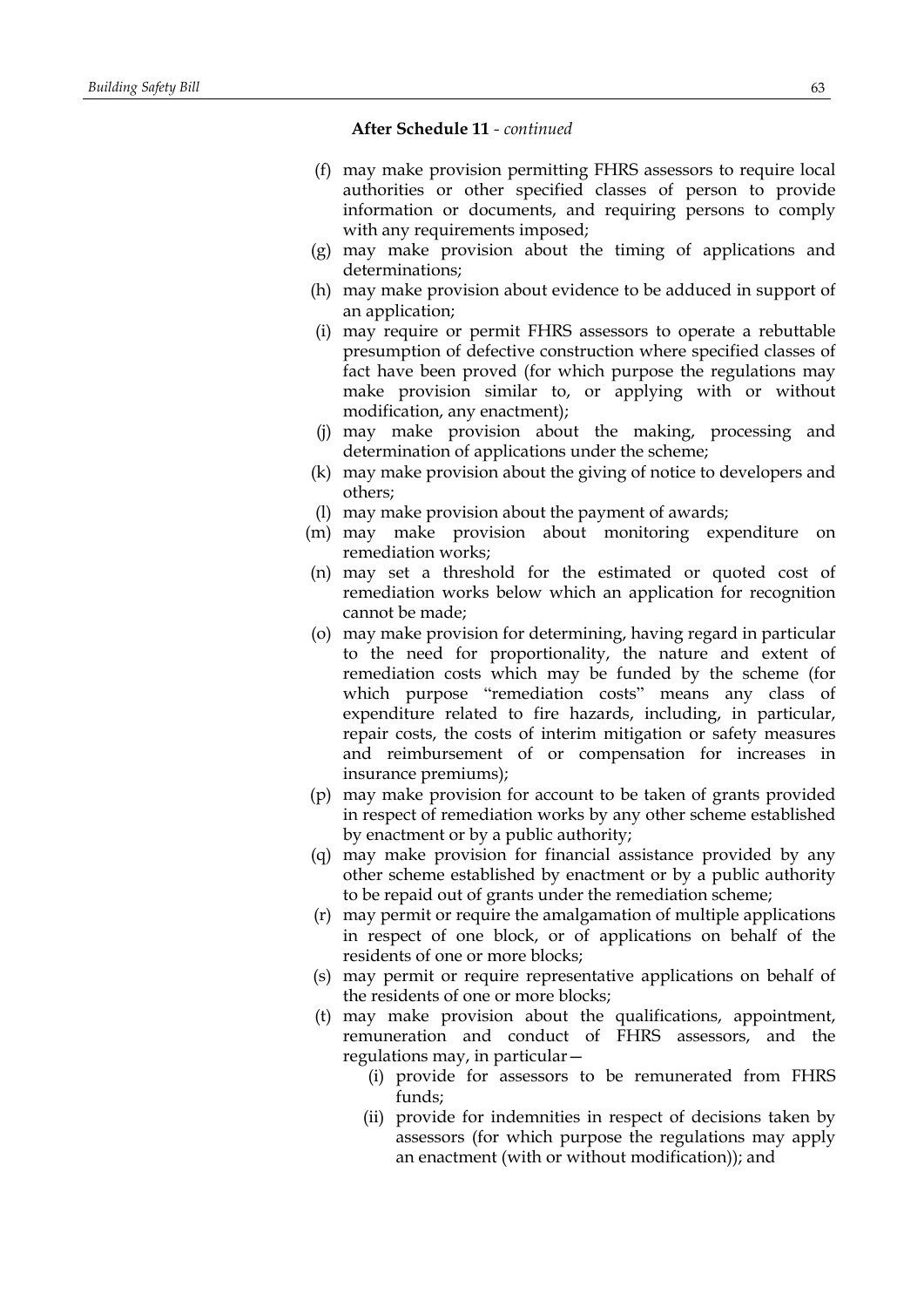**After Schedule 11** - *continued*

(f) may make provision permitting FHRS assessors to require local authorities or other specified classes of person to provide information or documents, and requiring persons to comply with any requirements imposed;

(g) may make provision about the timing of applications and determinations;

(h) may make provision about evidence to be adduced in support of an application;

(i) may require or permit FHRS assessors to operate a rebuttable presumption of defective construction where specified classes of fact have been proved (for which purpose the regulations may make provision similar to, or applying with or without modification, any enactment);

(j) may make provision about the making, processing and determination of applications under the scheme;

(k) may make provision about the giving of notice to developers and others;

(l) may make provision about the payment of awards;

(m) may make provision about monitoring expenditure on remediation works;

(n) may set a threshold for the estimated or quoted cost of remediation works below which an application for recognition cannot be made;

(o) may make provision for determining, having regard in particular to the need for proportionality, the nature and extent of remediation costs which may be funded by the scheme (for which purpose "remediation costs" means any class of expenditure related to fire hazards, including, in particular, repair costs, the costs of interim mitigation or safety measures and reimbursement of or compensation for increases in insurance premiums);

(p) may make provision for account to be taken of grants provided in respect of remediation works by any other scheme established by enactment or by a public authority;

(q) may make provision for financial assistance provided by any other scheme established by enactment or by a public authority to be repaid out of grants under the remediation scheme;

(r) may permit or require the amalgamation of multiple applications in respect of one block, or of applications on behalf of the residents of one or more blocks;

(s) may permit or require representative applications on behalf of the residents of one or more blocks;

(t) may make provision about the qualifications, appointment, remuneration and conduct of FHRS assessors, and the regulations may, in particular—

   (i) provide for assessors to be remunerated from FHRS funds;

   (ii) provide for indemnities in respect of decisions taken by assessors (for which purpose the regulations may apply an enactment (with or without modification)); and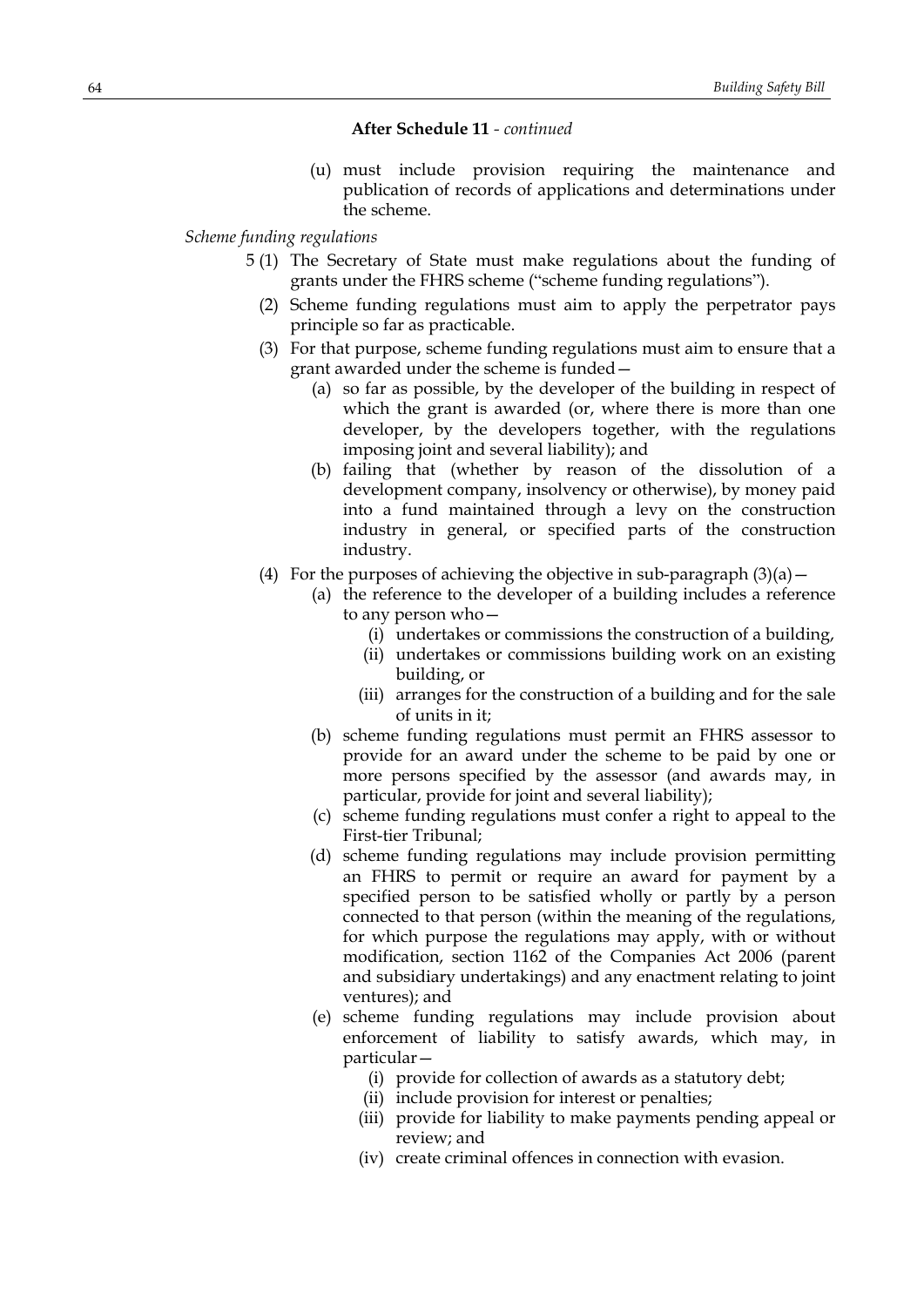**After Schedule 11** - *continued*

(u) must include provision requiring the maintenance and publication of records of applications and determinations under the scheme.

*Scheme funding regulations*

5 (1) The Secretary of State must make regulations about the funding of grants under the FHRS scheme ("scheme funding regulations").

(2) Scheme funding regulations must aim to apply the perpetrator pays principle so far as practicable.

(3) For that purpose, scheme funding regulations must aim to ensure that a grant awarded under the scheme is funded—

(a) so far as possible, by the developer of the building in respect of which the grant is awarded (or, where there is more than one developer, by the developers together, with the regulations imposing joint and several liability); and

(b) failing that (whether by reason of the dissolution of a development company, insolvency or otherwise), by money paid into a fund maintained through a levy on the construction industry in general, or specified parts of the construction industry.

(4) For the purposes of achieving the objective in sub-paragraph (3)(a)—

(a) the reference to the developer of a building includes a reference to any person who—

(i) undertakes or commissions the construction of a building,

(ii) undertakes or commissions building work on an existing building, or

(iii) arranges for the construction of a building and for the sale of units in it;

(b) scheme funding regulations must permit an FHRS assessor to provide for an award under the scheme to be paid by one or more persons specified by the assessor (and awards may, in particular, provide for joint and several liability);

(c) scheme funding regulations must confer a right to appeal to the First-tier Tribunal;

(d) scheme funding regulations may include provision permitting an FHRS to permit or require an award for payment by a specified person to be satisfied wholly or partly by a person connected to that person (within the meaning of the regulations, for which purpose the regulations may apply, with or without modification, section 1162 of the Companies Act 2006 (parent and subsidiary undertakings) and any enactment relating to joint ventures); and

(e) scheme funding regulations may include provision about enforcement of liability to satisfy awards, which may, in particular—

(i) provide for collection of awards as a statutory debt;

(ii) include provision for interest or penalties;

(iii) provide for liability to make payments pending appeal or review; and

(iv) create criminal offences in connection with evasion.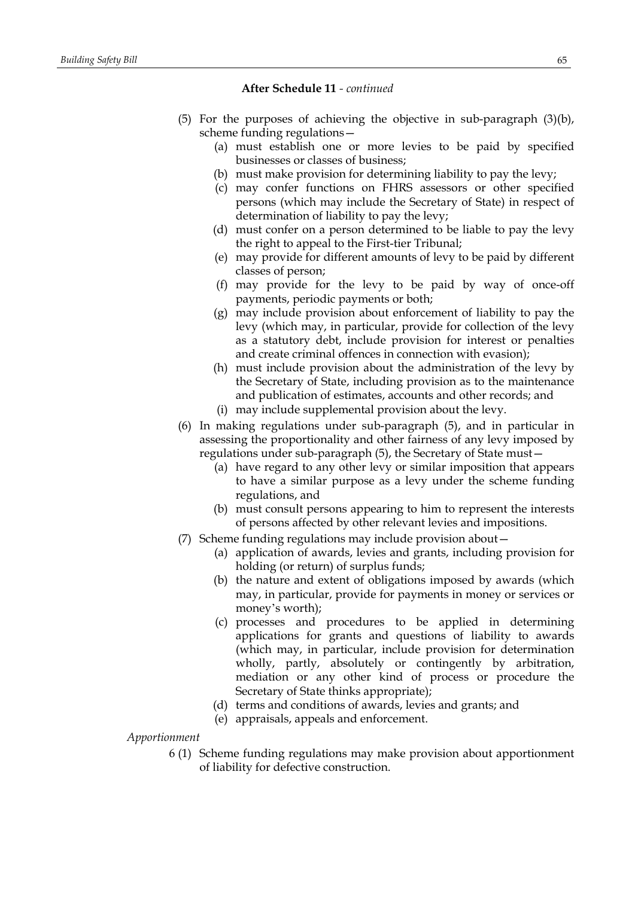**After Schedule 11** - *continued*

(5) For the purposes of achieving the objective in sub-paragraph (3)(b), scheme funding regulations—

(a) must establish one or more levies to be paid by specified businesses or classes of business;

(b) must make provision for determining liability to pay the levy;

(c) may confer functions on FHRS assessors or other specified persons (which may include the Secretary of State) in respect of determination of liability to pay the levy;

(d) must confer on a person determined to be liable to pay the levy the right to appeal to the First-tier Tribunal;

(e) may provide for different amounts of levy to be paid by different classes of person;

(f) may provide for the levy to be paid by way of once-off payments, periodic payments or both;

(g) may include provision about enforcement of liability to pay the levy (which may, in particular, provide for collection of the levy as a statutory debt, include provision for interest or penalties and create criminal offences in connection with evasion);

(h) must include provision about the administration of the levy by the Secretary of State, including provision as to the maintenance and publication of estimates, accounts and other records; and

(i) may include supplemental provision about the levy.

(6) In making regulations under sub-paragraph (5), and in particular in assessing the proportionality and other fairness of any levy imposed by regulations under sub-paragraph (5), the Secretary of State must—

(a) have regard to any other levy or similar imposition that appears to have a similar purpose as a levy under the scheme funding regulations, and

(b) must consult persons appearing to him to represent the interests of persons affected by other relevant levies and impositions.

(7) Scheme funding regulations may include provision about—

(a) application of awards, levies and grants, including provision for holding (or return) of surplus funds;

(b) the nature and extent of obligations imposed by awards (which may, in particular, provide for payments in money or services or money's worth);

(c) processes and procedures to be applied in determining applications for grants and questions of liability to awards (which may, in particular, include provision for determination wholly, partly, absolutely or contingently by arbitration, mediation or any other kind of process or procedure the Secretary of State thinks appropriate);

(d) terms and conditions of awards, levies and grants; and

(e) appraisals, appeals and enforcement.

*Apportionment*

6 (1) Scheme funding regulations may make provision about apportionment of liability for defective construction.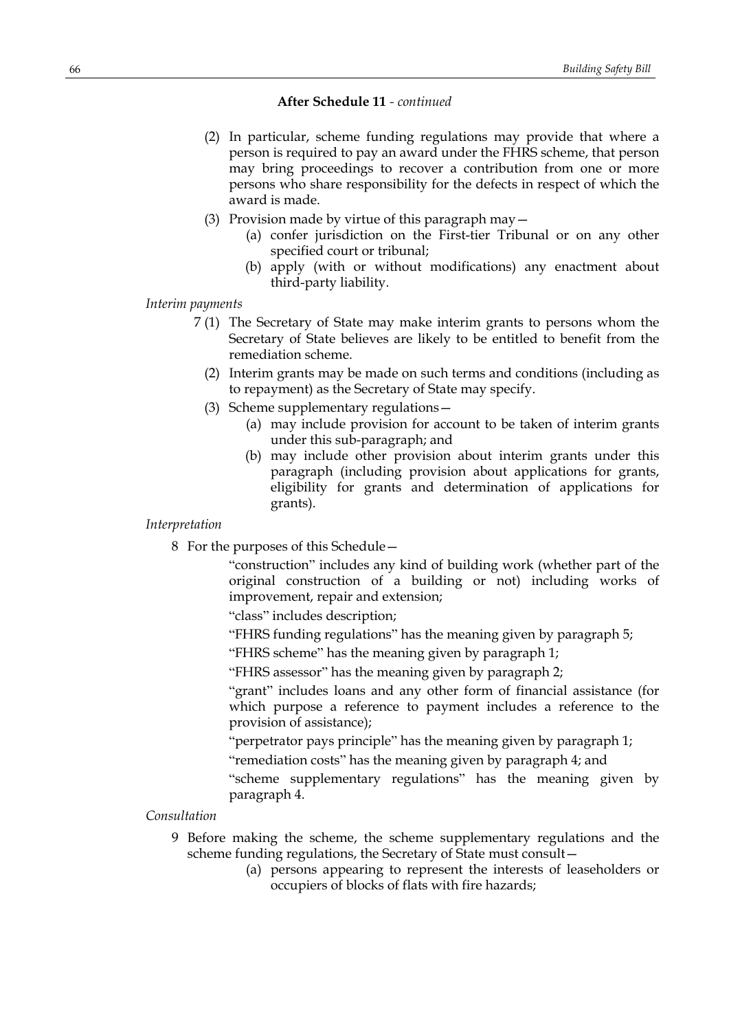**After Schedule 11** - *continued*

(2) In particular, scheme funding regulations may provide that where a person is required to pay an award under the FHRS scheme, that person may bring proceedings to recover a contribution from one or more persons who share responsibility for the defects in respect of which the award is made.

(3) Provision made by virtue of this paragraph may—

(a) confer jurisdiction on the First-tier Tribunal or on any other specified court or tribunal;

(b) apply (with or without modifications) any enactment about third-party liability.

*Interim payments*

7 (1) The Secretary of State may make interim grants to persons whom the Secretary of State believes are likely to be entitled to benefit from the remediation scheme.

(2) Interim grants may be made on such terms and conditions (including as to repayment) as the Secretary of State may specify.

(3) Scheme supplementary regulations—

(a) may include provision for account to be taken of interim grants under this sub-paragraph; and

(b) may include other provision about interim grants under this paragraph (including provision about applications for grants, eligibility for grants and determination of applications for grants).

*Interpretation*

8 For the purposes of this Schedule—

"construction" includes any kind of building work (whether part of the original construction of a building or not) including works of improvement, repair and extension;

"class" includes description;

"FHRS funding regulations" has the meaning given by paragraph 5;

"FHRS scheme" has the meaning given by paragraph 1;

"FHRS assessor" has the meaning given by paragraph 2;

"grant" includes loans and any other form of financial assistance (for which purpose a reference to payment includes a reference to the provision of assistance);

"perpetrator pays principle" has the meaning given by paragraph 1;

"remediation costs" has the meaning given by paragraph 4; and

"scheme supplementary regulations" has the meaning given by paragraph 4.

*Consultation*

9 Before making the scheme, the scheme supplementary regulations and the scheme funding regulations, the Secretary of State must consult—

(a) persons appearing to represent the interests of leaseholders or occupiers of blocks of flats with fire hazards;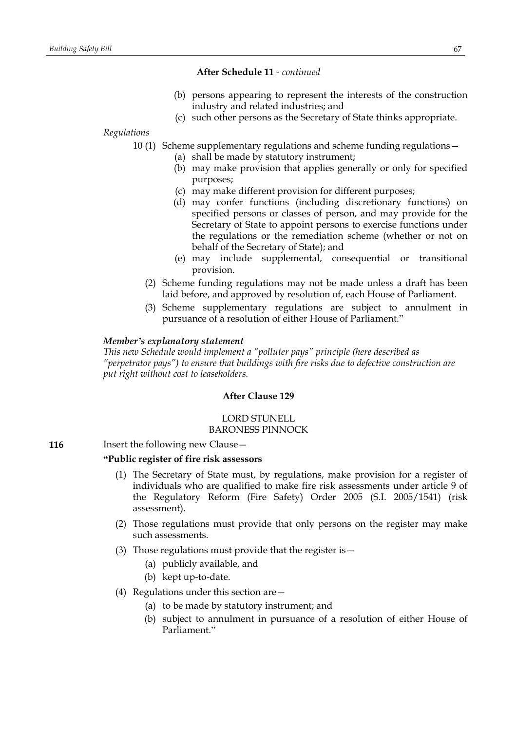**After Schedule 11** *- continued*

(b) persons appearing to represent the interests of the construction industry and related industries; and

(c) such other persons as the Secretary of State thinks appropriate.

*Regulations*

10 (1) Scheme supplementary regulations and scheme funding regulations—

(a) shall be made by statutory instrument;

(b) may make provision that applies generally or only for specified purposes;

(c) may make different provision for different purposes;

(d) may confer functions (including discretionary functions) on specified persons or classes of person, and may provide for the Secretary of State to appoint persons to exercise functions under the regulations or the remediation scheme (whether or not on behalf of the Secretary of State); and

(e) may include supplemental, consequential or transitional provision.

(2) Scheme funding regulations may not be made unless a draft has been laid before, and approved by resolution of, each House of Parliament.

(3) Scheme supplementary regulations are subject to annulment in pursuance of a resolution of either House of Parliament."

***Member's explanatory statement***

*This new Schedule would implement a "polluter pays" principle (here described as "perpetrator pays") to ensure that buildings with fire risks due to defective construction are put right without cost to leaseholders.*

**After Clause 129**

LORD STUNELL
BARONESS PINNOCK

**116** Insert the following new Clause—

**"Public register of fire risk assessors**

(1) The Secretary of State must, by regulations, make provision for a register of individuals who are qualified to make fire risk assessments under article 9 of the Regulatory Reform (Fire Safety) Order 2005 (S.I. 2005/1541) (risk assessment).

(2) Those regulations must provide that only persons on the register may make such assessments.

(3) Those regulations must provide that the register is—

(a) publicly available, and

(b) kept up-to-date.

(4) Regulations under this section are—

(a) to be made by statutory instrument; and

(b) subject to annulment in pursuance of a resolution of either House of Parliament."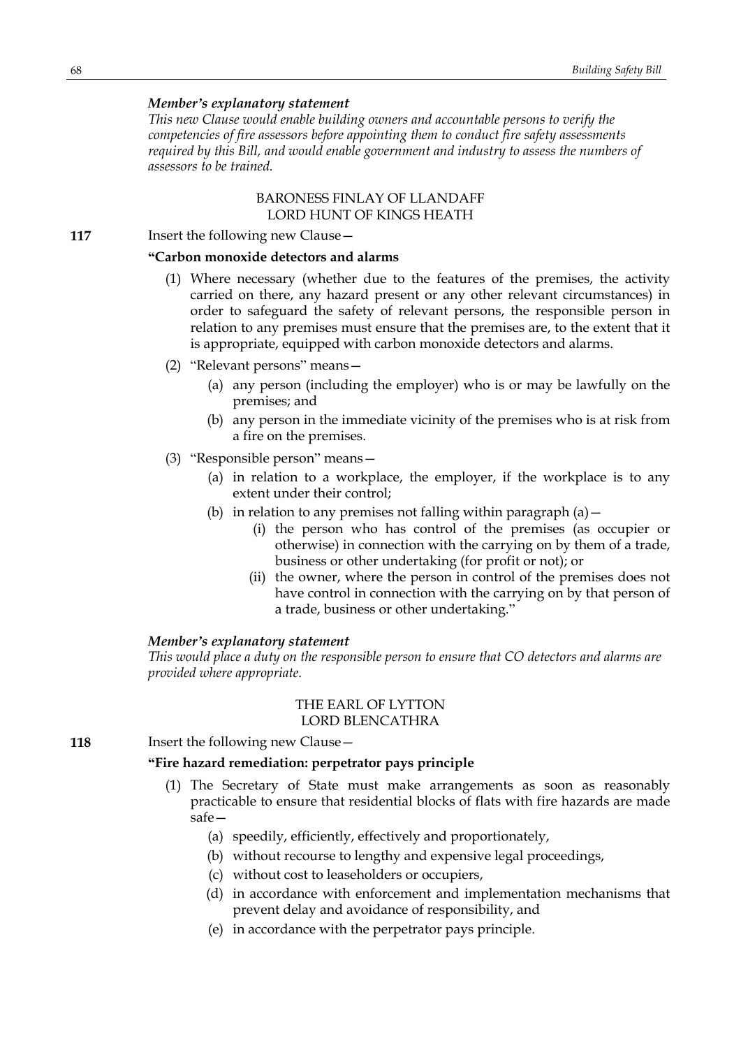*Member's explanatory statement*

*This new Clause would enable building owners and accountable persons to verify the competencies of fire assessors before appointing them to conduct fire safety assessments required by this Bill, and would enable government and industry to assess the numbers of assessors to be trained.*

BARONESS FINLAY OF LLANDAFF
LORD HUNT OF KINGS HEATH

**117** Insert the following new Clause—

**"Carbon monoxide detectors and alarms**

(1) Where necessary (whether due to the features of the premises, the activity carried on there, any hazard present or any other relevant circumstances) in order to safeguard the safety of relevant persons, the responsible person in relation to any premises must ensure that the premises are, to the extent that it is appropriate, equipped with carbon monoxide detectors and alarms.

(2) "Relevant persons" means—

(a) any person (including the employer) who is or may be lawfully on the premises; and

(b) any person in the immediate vicinity of the premises who is at risk from a fire on the premises.

(3) "Responsible person" means—

(a) in relation to a workplace, the employer, if the workplace is to any extent under their control;

(b) in relation to any premises not falling within paragraph (a)—

(i) the person who has control of the premises (as occupier or otherwise) in connection with the carrying on by them of a trade, business or other undertaking (for profit or not); or

(ii) the owner, where the person in control of the premises does not have control in connection with the carrying on by that person of a trade, business or other undertaking."

*Member's explanatory statement*

*This would place a duty on the responsible person to ensure that CO detectors and alarms are provided where appropriate.*

THE EARL OF LYTTON
LORD BLENCATHRA

**118** Insert the following new Clause—

**"Fire hazard remediation: perpetrator pays principle**

(1) The Secretary of State must make arrangements as soon as reasonably practicable to ensure that residential blocks of flats with fire hazards are made safe—

(a) speedily, efficiently, effectively and proportionately,

(b) without recourse to lengthy and expensive legal proceedings,

(c) without cost to leaseholders or occupiers,

(d) in accordance with enforcement and implementation mechanisms that prevent delay and avoidance of responsibility, and

(e) in accordance with the perpetrator pays principle.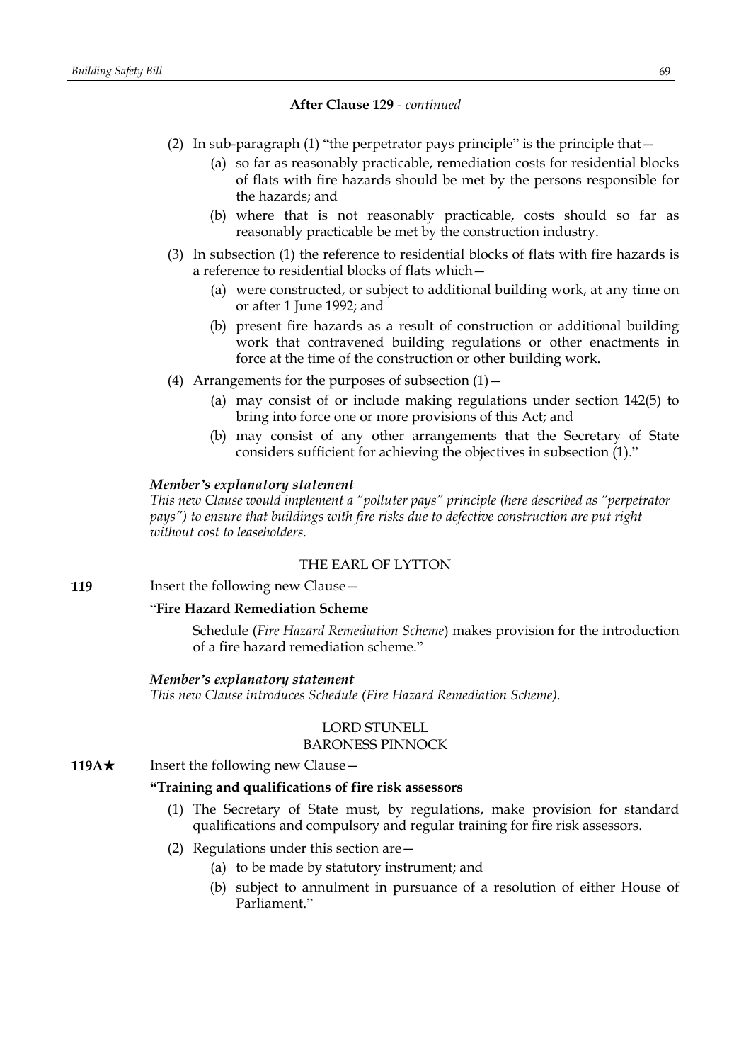**After Clause 129** - *continued*

(2) In sub-paragraph (1) "the perpetrator pays principle" is the principle that—

(a) so far as reasonably practicable, remediation costs for residential blocks of flats with fire hazards should be met by the persons responsible for the hazards; and

(b) where that is not reasonably practicable, costs should so far as reasonably practicable be met by the construction industry.

(3) In subsection (1) the reference to residential blocks of flats with fire hazards is a reference to residential blocks of flats which—

(a) were constructed, or subject to additional building work, at any time on or after 1 June 1992; and

(b) present fire hazards as a result of construction or additional building work that contravened building regulations or other enactments in force at the time of the construction or other building work.

(4) Arrangements for the purposes of subsection (1)—

(a) may consist of or include making regulations under section 142(5) to bring into force one or more provisions of this Act; and

(b) may consist of any other arrangements that the Secretary of State considers sufficient for achieving the objectives in subsection (1)."

***Member's explanatory statement***

*This new Clause would implement a "polluter pays" principle (here described as "perpetrator pays") to ensure that buildings with fire risks due to defective construction are put right without cost to leaseholders.*

THE EARL OF LYTTON

**119** Insert the following new Clause—

"**Fire Hazard Remediation Scheme**

Schedule (*Fire Hazard Remediation Scheme*) makes provision for the introduction of a fire hazard remediation scheme."

***Member's explanatory statement***

*This new Clause introduces Schedule (Fire Hazard Remediation Scheme).*

LORD STUNELL
BARONESS PINNOCK

**119A★** Insert the following new Clause—

**"Training and qualifications of fire risk assessors**

(1) The Secretary of State must, by regulations, make provision for standard qualifications and compulsory and regular training for fire risk assessors.

(2) Regulations under this section are—

(a) to be made by statutory instrument; and

(b) subject to annulment in pursuance of a resolution of either House of Parliament."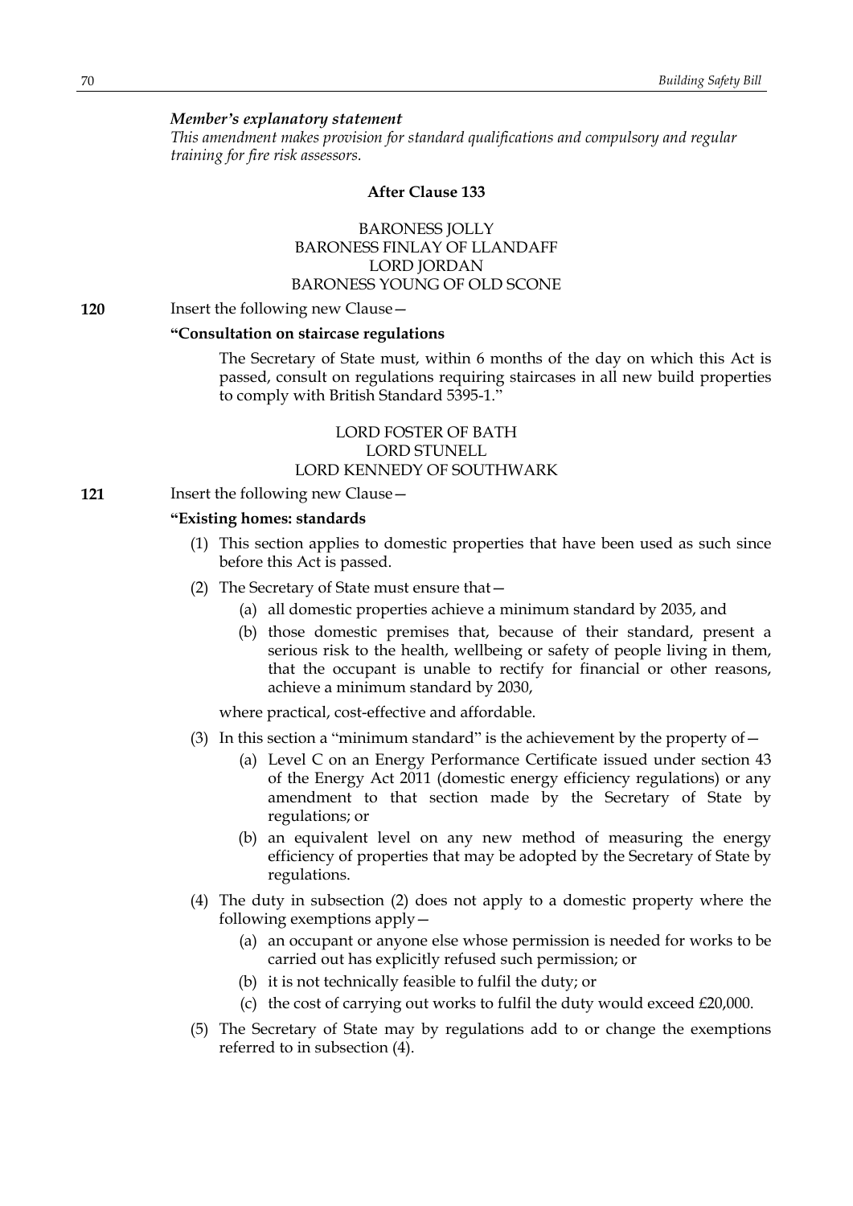*Member's explanatory statement*
*This amendment makes provision for standard qualifications and compulsory and regular training for fire risk assessors.*

**After Clause 133**

BARONESS JOLLY
BARONESS FINLAY OF LLANDAFF
LORD JORDAN
BARONESS YOUNG OF OLD SCONE

**120** Insert the following new Clause—

**"Consultation on staircase regulations**

The Secretary of State must, within 6 months of the day on which this Act is passed, consult on regulations requiring staircases in all new build properties to comply with British Standard 5395-1."

LORD FOSTER OF BATH
LORD STUNELL
LORD KENNEDY OF SOUTHWARK

**121** Insert the following new Clause—

**"Existing homes: standards**

(1) This section applies to domestic properties that have been used as such since before this Act is passed.

(2) The Secretary of State must ensure that—

(a) all domestic properties achieve a minimum standard by 2035, and

(b) those domestic premises that, because of their standard, present a serious risk to the health, wellbeing or safety of people living in them, that the occupant is unable to rectify for financial or other reasons, achieve a minimum standard by 2030,

where practical, cost-effective and affordable.

(3) In this section a "minimum standard" is the achievement by the property of—

(a) Level C on an Energy Performance Certificate issued under section 43 of the Energy Act 2011 (domestic energy efficiency regulations) or any amendment to that section made by the Secretary of State by regulations; or

(b) an equivalent level on any new method of measuring the energy efficiency of properties that may be adopted by the Secretary of State by regulations.

(4) The duty in subsection (2) does not apply to a domestic property where the following exemptions apply—

(a) an occupant or anyone else whose permission is needed for works to be carried out has explicitly refused such permission; or

(b) it is not technically feasible to fulfil the duty; or

(c) the cost of carrying out works to fulfil the duty would exceed £20,000.

(5) The Secretary of State may by regulations add to or change the exemptions referred to in subsection (4).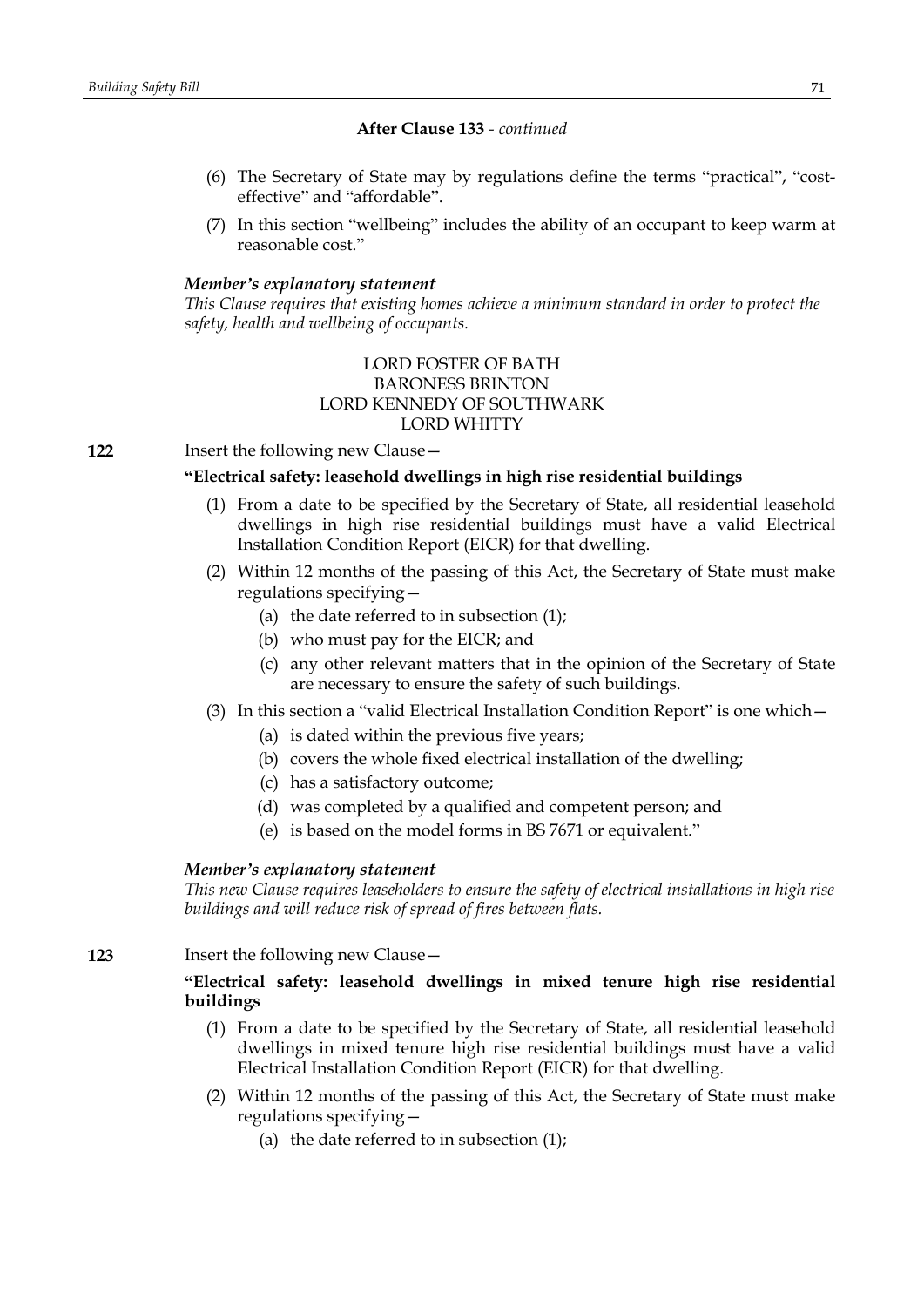**After Clause 133** - *continued*

(6) The Secretary of State may by regulations define the terms "practical", "cost-effective" and "affordable".

(7) In this section "wellbeing" includes the ability of an occupant to keep warm at reasonable cost."

***Member's explanatory statement***

*This Clause requires that existing homes achieve a minimum standard in order to protect the safety, health and wellbeing of occupants.*

LORD FOSTER OF BATH
BARONESS BRINTON
LORD KENNEDY OF SOUTHWARK
LORD WHITTY

**122** Insert the following new Clause—

**"Electrical safety: leasehold dwellings in high rise residential buildings**

(1) From a date to be specified by the Secretary of State, all residential leasehold dwellings in high rise residential buildings must have a valid Electrical Installation Condition Report (EICR) for that dwelling.

(2) Within 12 months of the passing of this Act, the Secretary of State must make regulations specifying—

(a) the date referred to in subsection (1);

(b) who must pay for the EICR; and

(c) any other relevant matters that in the opinion of the Secretary of State are necessary to ensure the safety of such buildings.

(3) In this section a "valid Electrical Installation Condition Report" is one which—

(a) is dated within the previous five years;

(b) covers the whole fixed electrical installation of the dwelling;

(c) has a satisfactory outcome;

(d) was completed by a qualified and competent person; and

(e) is based on the model forms in BS 7671 or equivalent."

***Member's explanatory statement***

*This new Clause requires leaseholders to ensure the safety of electrical installations in high rise buildings and will reduce risk of spread of fires between flats.*

**123** Insert the following new Clause—

**"Electrical safety: leasehold dwellings in mixed tenure high rise residential buildings**

(1) From a date to be specified by the Secretary of State, all residential leasehold dwellings in mixed tenure high rise residential buildings must have a valid Electrical Installation Condition Report (EICR) for that dwelling.

(2) Within 12 months of the passing of this Act, the Secretary of State must make regulations specifying—

(a) the date referred to in subsection (1);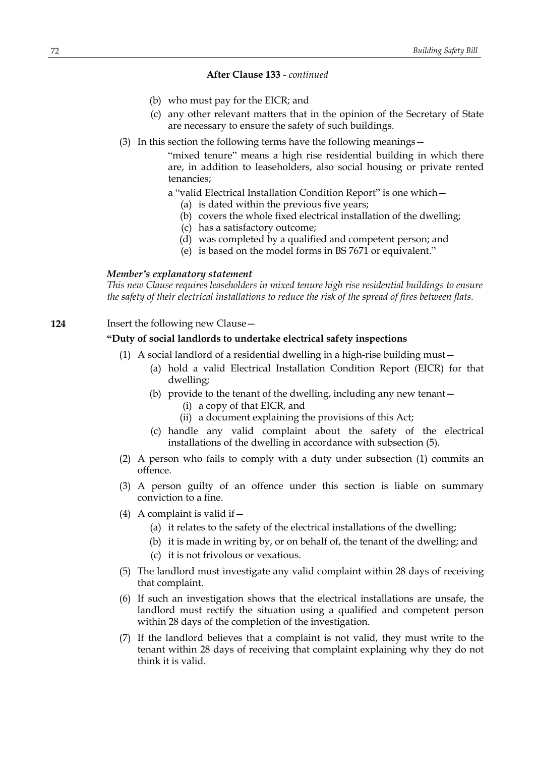**After Clause 133** - *continued*

(b) who must pay for the EICR; and

(c) any other relevant matters that in the opinion of the Secretary of State are necessary to ensure the safety of such buildings.

(3) In this section the following terms have the following meanings—

"mixed tenure" means a high rise residential building in which there are, in addition to leaseholders, also social housing or private rented tenancies;

a "valid Electrical Installation Condition Report" is one which—

(a) is dated within the previous five years;

(b) covers the whole fixed electrical installation of the dwelling;

(c) has a satisfactory outcome;

(d) was completed by a qualified and competent person; and

(e) is based on the model forms in BS 7671 or equivalent."

***Member's explanatory statement***

*This new Clause requires leaseholders in mixed tenure high rise residential buildings to ensure the safety of their electrical installations to reduce the risk of the spread of fires between flats.*

**124** Insert the following new Clause—

**"Duty of social landlords to undertake electrical safety inspections**

(1) A social landlord of a residential dwelling in a high-rise building must—

(a) hold a valid Electrical Installation Condition Report (EICR) for that dwelling;

(b) provide to the tenant of the dwelling, including any new tenant—

(i) a copy of that EICR, and

(ii) a document explaining the provisions of this Act;

(c) handle any valid complaint about the safety of the electrical installations of the dwelling in accordance with subsection (5).

(2) A person who fails to comply with a duty under subsection (1) commits an offence.

(3) A person guilty of an offence under this section is liable on summary conviction to a fine.

(4) A complaint is valid if—

(a) it relates to the safety of the electrical installations of the dwelling;

(b) it is made in writing by, or on behalf of, the tenant of the dwelling; and

(c) it is not frivolous or vexatious.

(5) The landlord must investigate any valid complaint within 28 days of receiving that complaint.

(6) If such an investigation shows that the electrical installations are unsafe, the landlord must rectify the situation using a qualified and competent person within 28 days of the completion of the investigation.

(7) If the landlord believes that a complaint is not valid, they must write to the tenant within 28 days of receiving that complaint explaining why they do not think it is valid.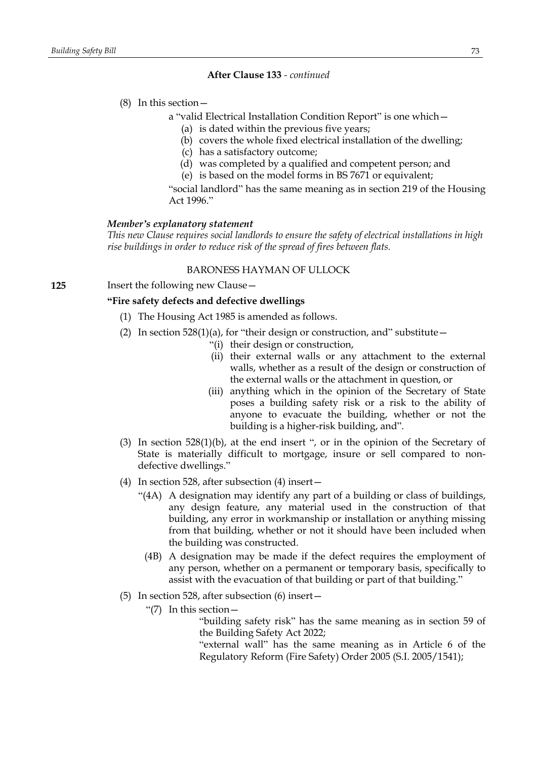**After Clause 133** - *continued*

(8) In this section—

a "valid Electrical Installation Condition Report" is one which—

(a) is dated within the previous five years;

(b) covers the whole fixed electrical installation of the dwelling;

(c) has a satisfactory outcome;

(d) was completed by a qualified and competent person; and

(e) is based on the model forms in BS 7671 or equivalent;

"social landlord" has the same meaning as in section 219 of the Housing Act 1996."

***Member's explanatory statement***

*This new Clause requires social landlords to ensure the safety of electrical installations in high rise buildings in order to reduce risk of the spread of fires between flats.*

BARONESS HAYMAN OF ULLOCK

**125** Insert the following new Clause—

**"Fire safety defects and defective dwellings**

(1) The Housing Act 1985 is amended as follows.

(2) In section 528(1)(a), for "their design or construction, and" substitute—

"(i) their design or construction,

(ii) their external walls or any attachment to the external walls, whether as a result of the design or construction of the external walls or the attachment in question, or

(iii) anything which in the opinion of the Secretary of State poses a building safety risk or a risk to the ability of anyone to evacuate the building, whether or not the building is a higher-risk building, and".

(3) In section 528(1)(b), at the end insert ", or in the opinion of the Secretary of State is materially difficult to mortgage, insure or sell compared to non-defective dwellings."

(4) In section 528, after subsection (4) insert—

"(4A) A designation may identify any part of a building or class of buildings, any design feature, any material used in the construction of that building, any error in workmanship or installation or anything missing from that building, whether or not it should have been included when the building was constructed.

(4B) A designation may be made if the defect requires the employment of any person, whether on a permanent or temporary basis, specifically to assist with the evacuation of that building or part of that building."

(5) In section 528, after subsection (6) insert—

"(7) In this section—

"building safety risk" has the same meaning as in section 59 of the Building Safety Act 2022;

"external wall" has the same meaning as in Article 6 of the Regulatory Reform (Fire Safety) Order 2005 (S.I. 2005/1541);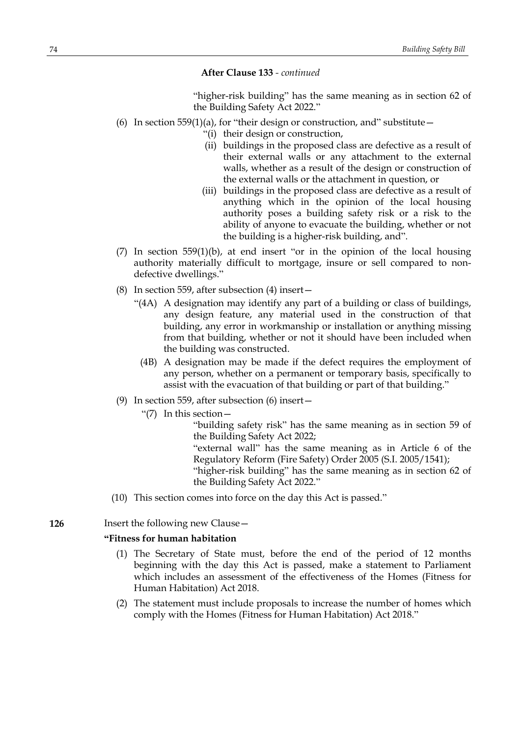**After Clause 133** - *continued*

"higher-risk building" has the same meaning as in section 62 of the Building Safety Act 2022."

(6) In section 559(1)(a), for "their design or construction, and" substitute—

"(i) their design or construction,

(ii) buildings in the proposed class are defective as a result of their external walls or any attachment to the external walls, whether as a result of the design or construction of the external walls or the attachment in question, or

(iii) buildings in the proposed class are defective as a result of anything which in the opinion of the local housing authority poses a building safety risk or a risk to the ability of anyone to evacuate the building, whether or not the building is a higher-risk building, and".

(7) In section 559(1)(b), at end insert "or in the opinion of the local housing authority materially difficult to mortgage, insure or sell compared to non-defective dwellings."

(8) In section 559, after subsection (4) insert—

"(4A) A designation may identify any part of a building or class of buildings, any design feature, any material used in the construction of that building, any error in workmanship or installation or anything missing from that building, whether or not it should have been included when the building was constructed.

(4B) A designation may be made if the defect requires the employment of any person, whether on a permanent or temporary basis, specifically to assist with the evacuation of that building or part of that building."

(9) In section 559, after subsection (6) insert—

"(7) In this section—

"building safety risk" has the same meaning as in section 59 of the Building Safety Act 2022;

"external wall" has the same meaning as in Article 6 of the Regulatory Reform (Fire Safety) Order 2005 (S.I. 2005/1541);

"higher-risk building" has the same meaning as in section 62 of the Building Safety Act 2022."

(10) This section comes into force on the day this Act is passed."

**126** Insert the following new Clause—

**"Fitness for human habitation**

(1) The Secretary of State must, before the end of the period of 12 months beginning with the day this Act is passed, make a statement to Parliament which includes an assessment of the effectiveness of the Homes (Fitness for Human Habitation) Act 2018.

(2) The statement must include proposals to increase the number of homes which comply with the Homes (Fitness for Human Habitation) Act 2018."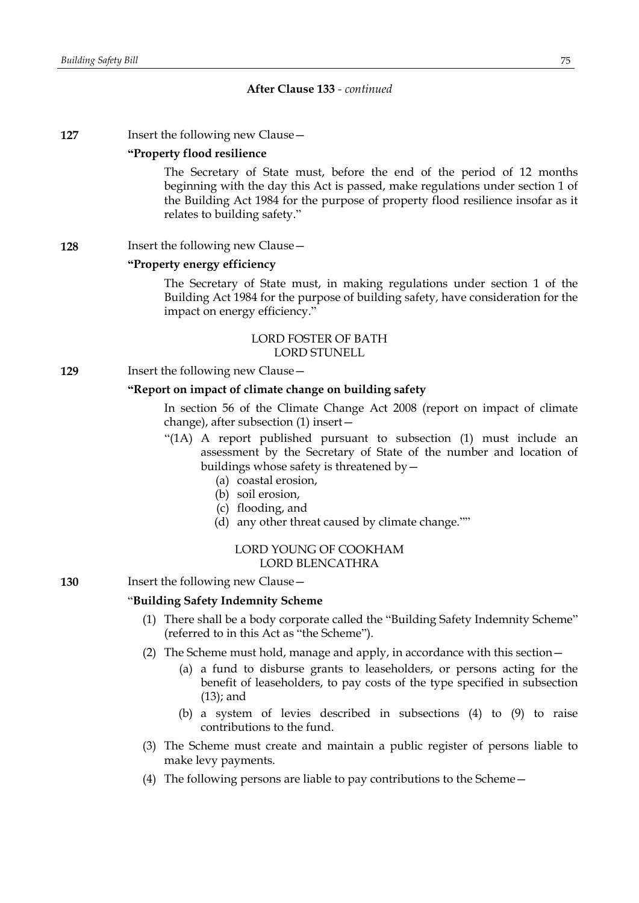**After Clause 133** - *continued*

**127** Insert the following new Clause—

**"Property flood resilience**

The Secretary of State must, before the end of the period of 12 months beginning with the day this Act is passed, make regulations under section 1 of the Building Act 1984 for the purpose of property flood resilience insofar as it relates to building safety."

**128** Insert the following new Clause—

**"Property energy efficiency**

The Secretary of State must, in making regulations under section 1 of the Building Act 1984 for the purpose of building safety, have consideration for the impact on energy efficiency."

LORD FOSTER OF BATH
LORD STUNELL

**129** Insert the following new Clause—

**"Report on impact of climate change on building safety**

In section 56 of the Climate Change Act 2008 (report on impact of climate change), after subsection (1) insert—

"(1A) A report published pursuant to subsection (1) must include an assessment by the Secretary of State of the number and location of buildings whose safety is threatened by—

(a) coastal erosion,

(b) soil erosion,

(c) flooding, and

(d) any other threat caused by climate change.""

LORD YOUNG OF COOKHAM
LORD BLENCATHRA

**130** Insert the following new Clause—

"**Building Safety Indemnity Scheme**

(1) There shall be a body corporate called the "Building Safety Indemnity Scheme" (referred to in this Act as "the Scheme").

(2) The Scheme must hold, manage and apply, in accordance with this section—

(a) a fund to disburse grants to leaseholders, or persons acting for the benefit of leaseholders, to pay costs of the type specified in subsection (13); and

(b) a system of levies described in subsections (4) to (9) to raise contributions to the fund.

(3) The Scheme must create and maintain a public register of persons liable to make levy payments.

(4) The following persons are liable to pay contributions to the Scheme—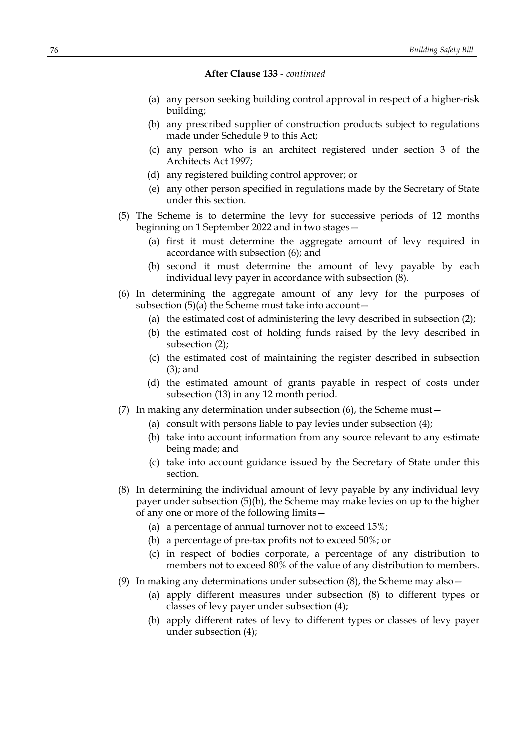**After Clause 133** *- continued*

(a) any person seeking building control approval in respect of a higher-risk building;

(b) any prescribed supplier of construction products subject to regulations made under Schedule 9 to this Act;

(c) any person who is an architect registered under section 3 of the Architects Act 1997;

(d) any registered building control approver; or

(e) any other person specified in regulations made by the Secretary of State under this section.

(5) The Scheme is to determine the levy for successive periods of 12 months beginning on 1 September 2022 and in two stages—

(a) first it must determine the aggregate amount of levy required in accordance with subsection (6); and

(b) second it must determine the amount of levy payable by each individual levy payer in accordance with subsection (8).

(6) In determining the aggregate amount of any levy for the purposes of subsection (5)(a) the Scheme must take into account—

(a) the estimated cost of administering the levy described in subsection (2);

(b) the estimated cost of holding funds raised by the levy described in subsection (2);

(c) the estimated cost of maintaining the register described in subsection (3); and

(d) the estimated amount of grants payable in respect of costs under subsection (13) in any 12 month period.

(7) In making any determination under subsection (6), the Scheme must—

(a) consult with persons liable to pay levies under subsection (4);

(b) take into account information from any source relevant to any estimate being made; and

(c) take into account guidance issued by the Secretary of State under this section.

(8) In determining the individual amount of levy payable by any individual levy payer under subsection (5)(b), the Scheme may make levies on up to the higher of any one or more of the following limits—

(a) a percentage of annual turnover not to exceed 15%;

(b) a percentage of pre-tax profits not to exceed 50%; or

(c) in respect of bodies corporate, a percentage of any distribution to members not to exceed 80% of the value of any distribution to members.

(9) In making any determinations under subsection (8), the Scheme may also—

(a) apply different measures under subsection (8) to different types or classes of levy payer under subsection (4);

(b) apply different rates of levy to different types or classes of levy payer under subsection (4);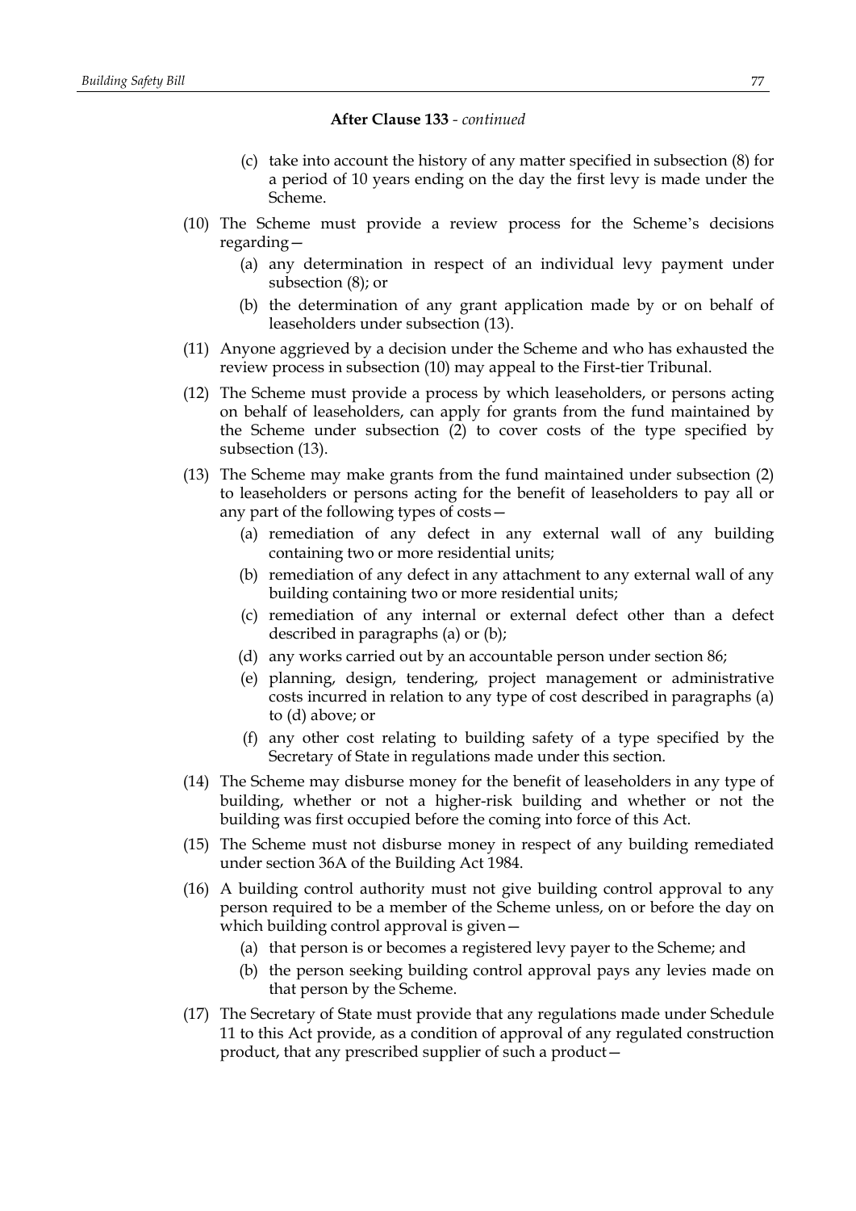**After Clause 133** - *continued*

(c) take into account the history of any matter specified in subsection (8) for a period of 10 years ending on the day the first levy is made under the Scheme.

(10) The Scheme must provide a review process for the Scheme's decisions regarding—

(a) any determination in respect of an individual levy payment under subsection (8); or

(b) the determination of any grant application made by or on behalf of leaseholders under subsection (13).

(11) Anyone aggrieved by a decision under the Scheme and who has exhausted the review process in subsection (10) may appeal to the First-tier Tribunal.

(12) The Scheme must provide a process by which leaseholders, or persons acting on behalf of leaseholders, can apply for grants from the fund maintained by the Scheme under subsection (2) to cover costs of the type specified by subsection (13).

(13) The Scheme may make grants from the fund maintained under subsection (2) to leaseholders or persons acting for the benefit of leaseholders to pay all or any part of the following types of costs—

(a) remediation of any defect in any external wall of any building containing two or more residential units;

(b) remediation of any defect in any attachment to any external wall of any building containing two or more residential units;

(c) remediation of any internal or external defect other than a defect described in paragraphs (a) or (b);

(d) any works carried out by an accountable person under section 86;

(e) planning, design, tendering, project management or administrative costs incurred in relation to any type of cost described in paragraphs (a) to (d) above; or

(f) any other cost relating to building safety of a type specified by the Secretary of State in regulations made under this section.

(14) The Scheme may disburse money for the benefit of leaseholders in any type of building, whether or not a higher-risk building and whether or not the building was first occupied before the coming into force of this Act.

(15) The Scheme must not disburse money in respect of any building remediated under section 36A of the Building Act 1984.

(16) A building control authority must not give building control approval to any person required to be a member of the Scheme unless, on or before the day on which building control approval is given—

(a) that person is or becomes a registered levy payer to the Scheme; and

(b) the person seeking building control approval pays any levies made on that person by the Scheme.

(17) The Secretary of State must provide that any regulations made under Schedule 11 to this Act provide, as a condition of approval of any regulated construction product, that any prescribed supplier of such a product—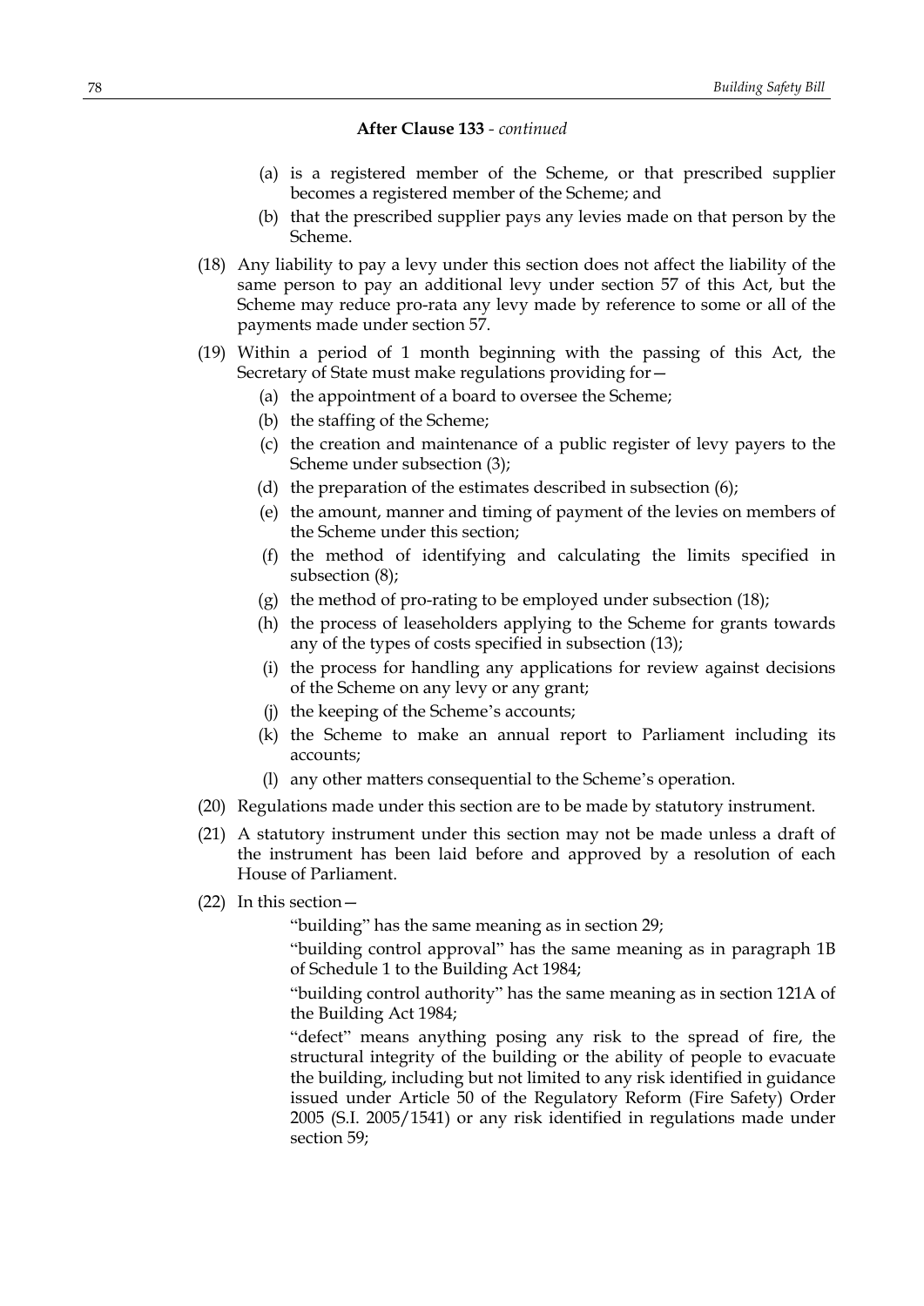**After Clause 133** - *continued*

(a) is a registered member of the Scheme, or that prescribed supplier becomes a registered member of the Scheme; and

(b) that the prescribed supplier pays any levies made on that person by the Scheme.

(18) Any liability to pay a levy under this section does not affect the liability of the same person to pay an additional levy under section 57 of this Act, but the Scheme may reduce pro-rata any levy made by reference to some or all of the payments made under section 57.

(19) Within a period of 1 month beginning with the passing of this Act, the Secretary of State must make regulations providing for—

(a) the appointment of a board to oversee the Scheme;

(b) the staffing of the Scheme;

(c) the creation and maintenance of a public register of levy payers to the Scheme under subsection (3);

(d) the preparation of the estimates described in subsection (6);

(e) the amount, manner and timing of payment of the levies on members of the Scheme under this section;

(f) the method of identifying and calculating the limits specified in subsection (8);

(g) the method of pro-rating to be employed under subsection (18);

(h) the process of leaseholders applying to the Scheme for grants towards any of the types of costs specified in subsection (13);

(i) the process for handling any applications for review against decisions of the Scheme on any levy or any grant;

(j) the keeping of the Scheme's accounts;

(k) the Scheme to make an annual report to Parliament including its accounts;

(l) any other matters consequential to the Scheme's operation.

(20) Regulations made under this section are to be made by statutory instrument.

(21) A statutory instrument under this section may not be made unless a draft of the instrument has been laid before and approved by a resolution of each House of Parliament.

(22) In this section—

"building" has the same meaning as in section 29;

"building control approval" has the same meaning as in paragraph 1B of Schedule 1 to the Building Act 1984;

"building control authority" has the same meaning as in section 121A of the Building Act 1984;

"defect" means anything posing any risk to the spread of fire, the structural integrity of the building or the ability of people to evacuate the building, including but not limited to any risk identified in guidance issued under Article 50 of the Regulatory Reform (Fire Safety) Order 2005 (S.I. 2005/1541) or any risk identified in regulations made under section 59;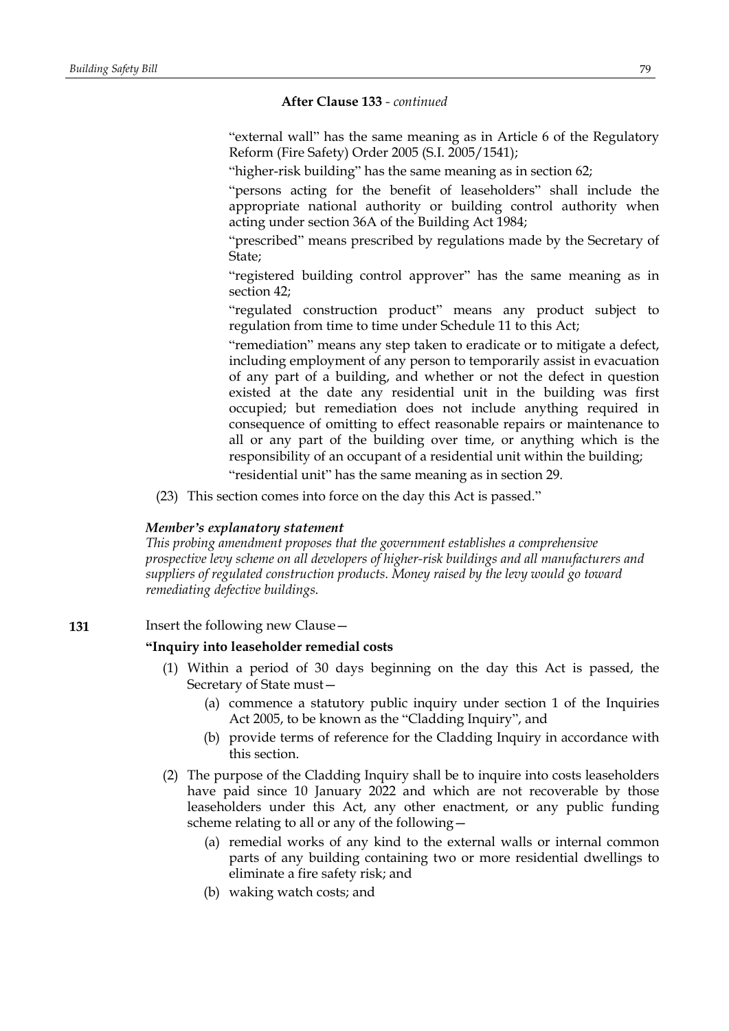**After Clause 133** *- continued*

"external wall" has the same meaning as in Article 6 of the Regulatory Reform (Fire Safety) Order 2005 (S.I. 2005/1541);

"higher-risk building" has the same meaning as in section 62;

"persons acting for the benefit of leaseholders" shall include the appropriate national authority or building control authority when acting under section 36A of the Building Act 1984;

"prescribed" means prescribed by regulations made by the Secretary of State;

"registered building control approver" has the same meaning as in section 42;

"regulated construction product" means any product subject to regulation from time to time under Schedule 11 to this Act;

"remediation" means any step taken to eradicate or to mitigate a defect, including employment of any person to temporarily assist in evacuation of any part of a building, and whether or not the defect in question existed at the date any residential unit in the building was first occupied; but remediation does not include anything required in consequence of omitting to effect reasonable repairs or maintenance to all or any part of the building over time, or anything which is the responsibility of an occupant of a residential unit within the building;

"residential unit" has the same meaning as in section 29.

(23) This section comes into force on the day this Act is passed."

***Member's explanatory statement***

*This probing amendment proposes that the government establishes a comprehensive prospective levy scheme on all developers of higher-risk buildings and all manufacturers and suppliers of regulated construction products. Money raised by the levy would go toward remediating defective buildings.*

**131** Insert the following new Clause—

**"Inquiry into leaseholder remedial costs**

(1) Within a period of 30 days beginning on the day this Act is passed, the Secretary of State must—

(a) commence a statutory public inquiry under section 1 of the Inquiries Act 2005, to be known as the "Cladding Inquiry", and

(b) provide terms of reference for the Cladding Inquiry in accordance with this section.

(2) The purpose of the Cladding Inquiry shall be to inquire into costs leaseholders have paid since 10 January 2022 and which are not recoverable by those leaseholders under this Act, any other enactment, or any public funding scheme relating to all or any of the following—

(a) remedial works of any kind to the external walls or internal common parts of any building containing two or more residential dwellings to eliminate a fire safety risk; and

(b) waking watch costs; and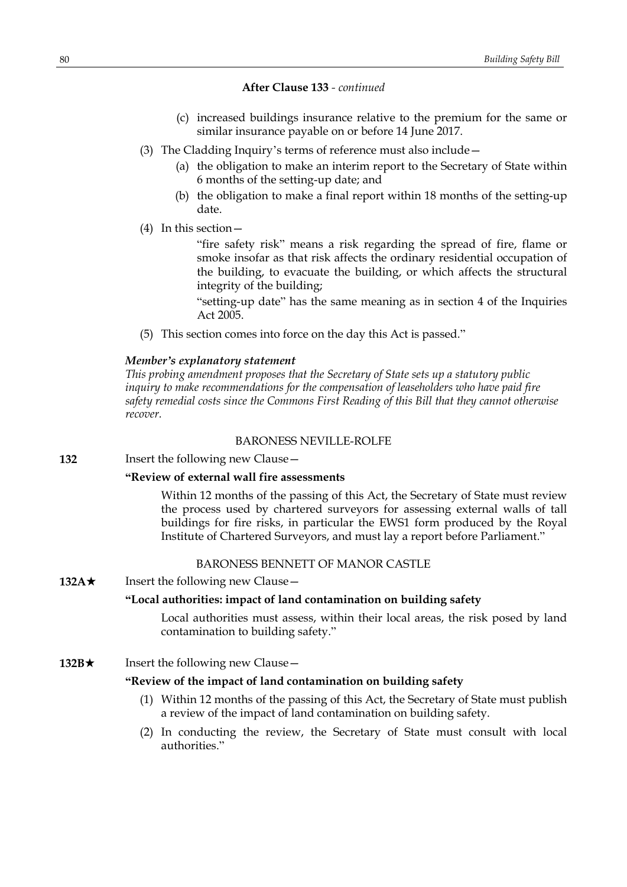**After Clause 133** - *continued*

(c) increased buildings insurance relative to the premium for the same or similar insurance payable on or before 14 June 2017.

(3) The Cladding Inquiry's terms of reference must also include—

(a) the obligation to make an interim report to the Secretary of State within 6 months of the setting-up date; and

(b) the obligation to make a final report within 18 months of the setting-up date.

(4) In this section—

"fire safety risk" means a risk regarding the spread of fire, flame or smoke insofar as that risk affects the ordinary residential occupation of the building, to evacuate the building, or which affects the structural integrity of the building;

"setting-up date" has the same meaning as in section 4 of the Inquiries Act 2005.

(5) This section comes into force on the day this Act is passed."

***Member's explanatory statement***

*This probing amendment proposes that the Secretary of State sets up a statutory public inquiry to make recommendations for the compensation of leaseholders who have paid fire safety remedial costs since the Commons First Reading of this Bill that they cannot otherwise recover.*

BARONESS NEVILLE-ROLFE

**132** Insert the following new Clause—

**"Review of external wall fire assessments**

Within 12 months of the passing of this Act, the Secretary of State must review the process used by chartered surveyors for assessing external walls of tall buildings for fire risks, in particular the EWS1 form produced by the Royal Institute of Chartered Surveyors, and must lay a report before Parliament."

BARONESS BENNETT OF MANOR CASTLE

**132A★** Insert the following new Clause—

**"Local authorities: impact of land contamination on building safety**

Local authorities must assess, within their local areas, the risk posed by land contamination to building safety."

**132B★** Insert the following new Clause—

**"Review of the impact of land contamination on building safety**

(1) Within 12 months of the passing of this Act, the Secretary of State must publish a review of the impact of land contamination on building safety.

(2) In conducting the review, the Secretary of State must consult with local authorities."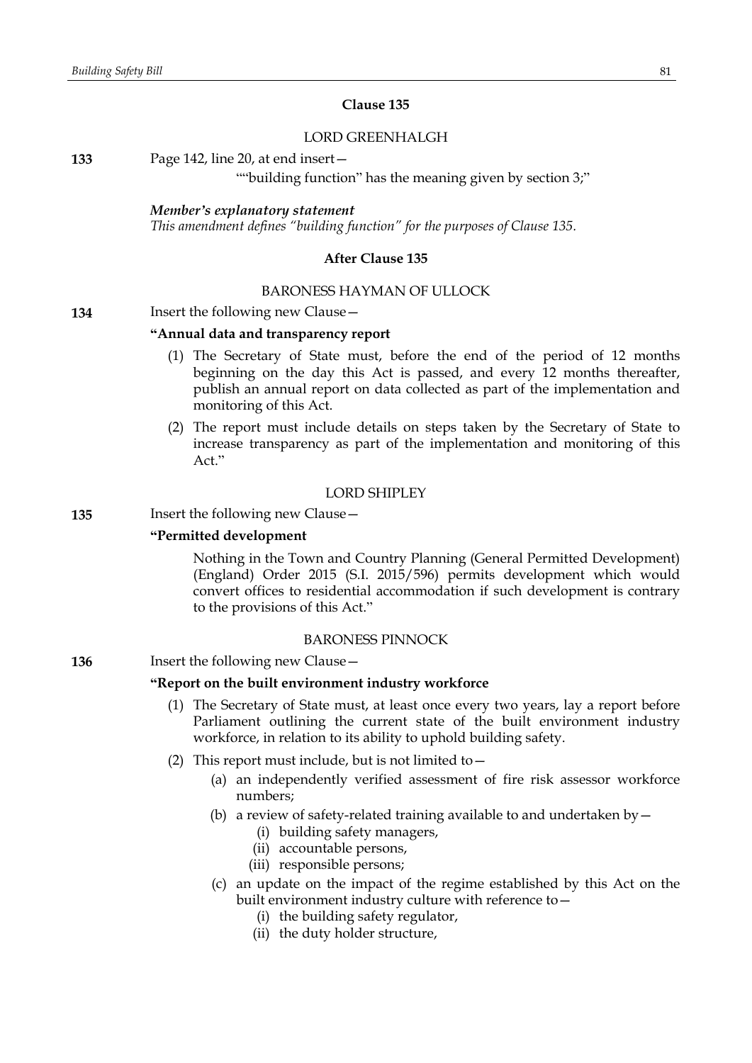**Clause 135**

LORD GREENHALGH

**133** Page 142, line 20, at end insert—

""building function" has the meaning given by section 3;"

***Member's explanatory statement***

*This amendment defines "building function" for the purposes of Clause 135.*

**After Clause 135**

BARONESS HAYMAN OF ULLOCK

**134** Insert the following new Clause—

**"Annual data and transparency report**

(1) The Secretary of State must, before the end of the period of 12 months beginning on the day this Act is passed, and every 12 months thereafter, publish an annual report on data collected as part of the implementation and monitoring of this Act.

(2) The report must include details on steps taken by the Secretary of State to increase transparency as part of the implementation and monitoring of this Act."

LORD SHIPLEY

**135** Insert the following new Clause—

**"Permitted development**

Nothing in the Town and Country Planning (General Permitted Development) (England) Order 2015 (S.I. 2015/596) permits development which would convert offices to residential accommodation if such development is contrary to the provisions of this Act."

BARONESS PINNOCK

**136** Insert the following new Clause—

**"Report on the built environment industry workforce**

(1) The Secretary of State must, at least once every two years, lay a report before Parliament outlining the current state of the built environment industry workforce, in relation to its ability to uphold building safety.

(2) This report must include, but is not limited to—

(a) an independently verified assessment of fire risk assessor workforce numbers;

(b) a review of safety-related training available to and undertaken by—

(i) building safety managers,

(ii) accountable persons,

(iii) responsible persons;

(c) an update on the impact of the regime established by this Act on the built environment industry culture with reference to—

(i) the building safety regulator,

(ii) the duty holder structure,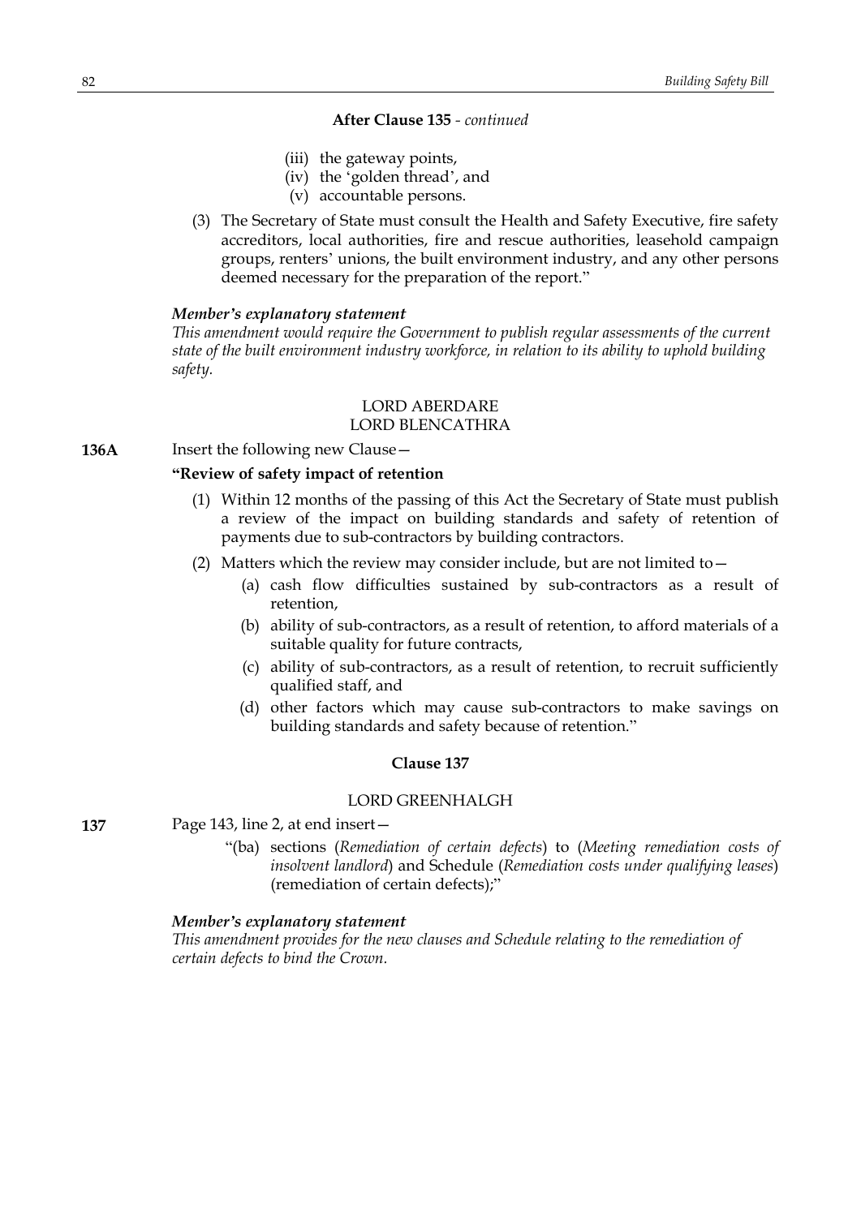**After Clause 135** - *continued*

(iii) the gateway points,

(iv) the 'golden thread', and

(v) accountable persons.

(3) The Secretary of State must consult the Health and Safety Executive, fire safety accreditors, local authorities, fire and rescue authorities, leasehold campaign groups, renters' unions, the built environment industry, and any other persons deemed necessary for the preparation of the report."

***Member's explanatory statement***

*This amendment would require the Government to publish regular assessments of the current state of the built environment industry workforce, in relation to its ability to uphold building safety.*

LORD ABERDARE
LORD BLENCATHRA

**136A** Insert the following new Clause—

**"Review of safety impact of retention**

(1) Within 12 months of the passing of this Act the Secretary of State must publish a review of the impact on building standards and safety of retention of payments due to sub-contractors by building contractors.

(2) Matters which the review may consider include, but are not limited to—

(a) cash flow difficulties sustained by sub-contractors as a result of retention,

(b) ability of sub-contractors, as a result of retention, to afford materials of a suitable quality for future contracts,

(c) ability of sub-contractors, as a result of retention, to recruit sufficiently qualified staff, and

(d) other factors which may cause sub-contractors to make savings on building standards and safety because of retention."

**Clause 137**

LORD GREENHALGH

**137** Page 143, line 2, at end insert—

"(ba) sections (*Remediation of certain defects*) to (*Meeting remediation costs of insolvent landlord*) and Schedule (*Remediation costs under qualifying leases*) (remediation of certain defects);"

***Member's explanatory statement***

*This amendment provides for the new clauses and Schedule relating to the remediation of certain defects to bind the Crown.*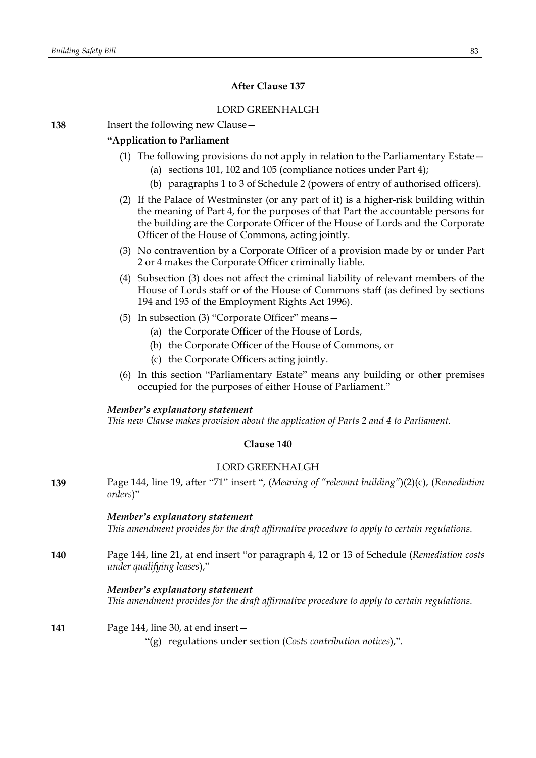### After Clause 137

LORD GREENHALGH

**138** Insert the following new Clause—

**"Application to Parliament**

(1) The following provisions do not apply in relation to the Parliamentary Estate—

(a) sections 101, 102 and 105 (compliance notices under Part 4);

(b) paragraphs 1 to 3 of Schedule 2 (powers of entry of authorised officers).

(2) If the Palace of Westminster (or any part of it) is a higher-risk building within the meaning of Part 4, for the purposes of that Part the accountable persons for the building are the Corporate Officer of the House of Lords and the Corporate Officer of the House of Commons, acting jointly.

(3) No contravention by a Corporate Officer of a provision made by or under Part 2 or 4 makes the Corporate Officer criminally liable.

(4) Subsection (3) does not affect the criminal liability of relevant members of the House of Lords staff or of the House of Commons staff (as defined by sections 194 and 195 of the Employment Rights Act 1996).

(5) In subsection (3) "Corporate Officer" means—

(a) the Corporate Officer of the House of Lords,

(b) the Corporate Officer of the House of Commons, or

(c) the Corporate Officers acting jointly.

(6) In this section "Parliamentary Estate" means any building or other premises occupied for the purposes of either House of Parliament."

***Member's explanatory statement***

*This new Clause makes provision about the application of Parts 2 and 4 to Parliament.*

### Clause 140

LORD GREENHALGH

**139** Page 144, line 19, after "71" insert ", (*Meaning of "relevant building"*)(2)(c), (*Remediation orders*)"

***Member's explanatory statement***

*This amendment provides for the draft affirmative procedure to apply to certain regulations.*

**140** Page 144, line 21, at end insert "or paragraph 4, 12 or 13 of Schedule (*Remediation costs under qualifying leases*),"

***Member's explanatory statement***

*This amendment provides for the draft affirmative procedure to apply to certain regulations.*

**141** Page 144, line 30, at end insert—

"(g) regulations under section (*Costs contribution notices*),".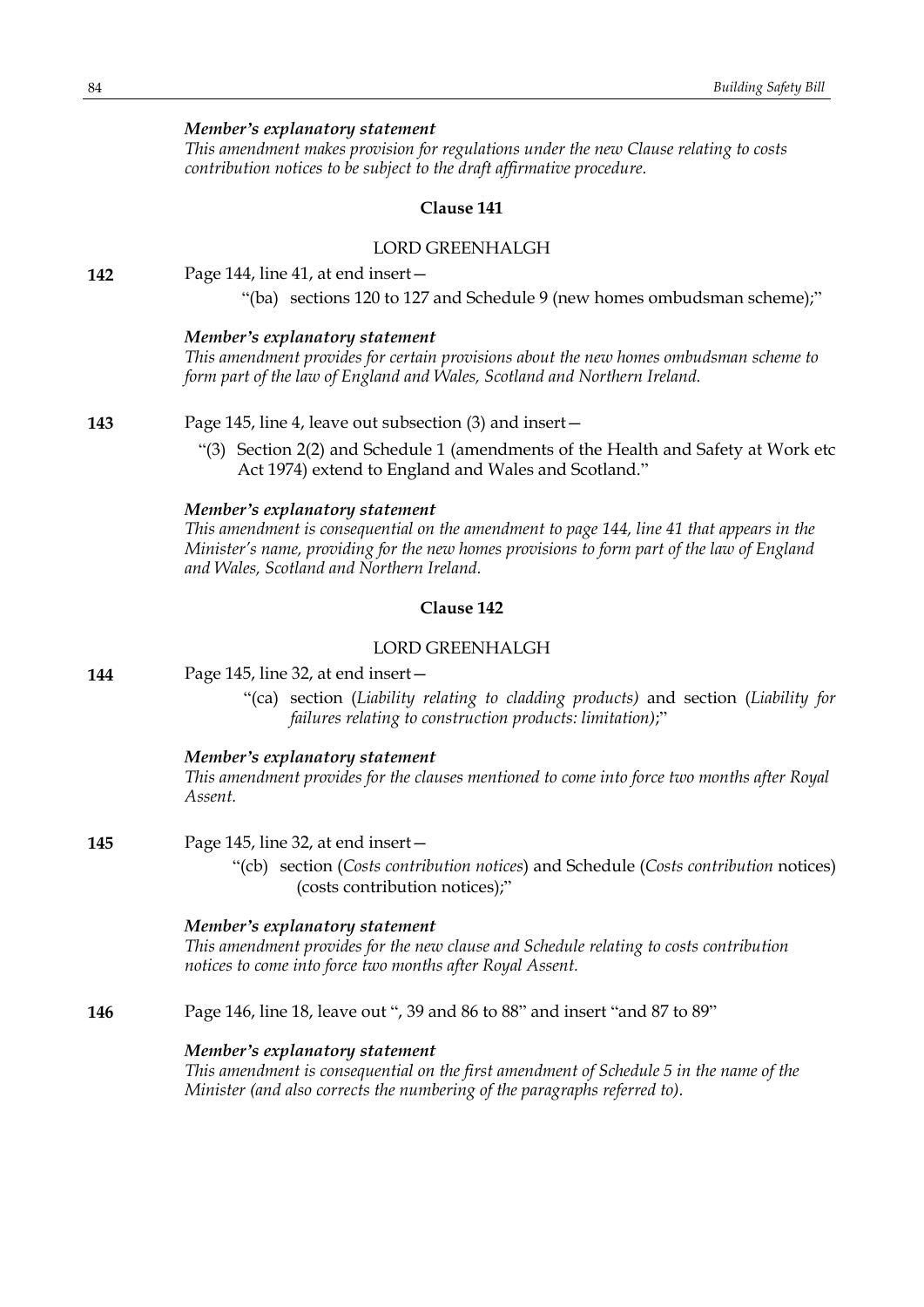*Member's explanatory statement*

*This amendment makes provision for regulations under the new Clause relating to costs contribution notices to be subject to the draft affirmative procedure.*

### Clause 141

LORD GREENHALGH

**142** Page 144, line 41, at end insert—

"(ba) sections 120 to 127 and Schedule 9 (new homes ombudsman scheme);"

*Member's explanatory statement*

*This amendment provides for certain provisions about the new homes ombudsman scheme to form part of the law of England and Wales, Scotland and Northern Ireland.*

**143** Page 145, line 4, leave out subsection (3) and insert—

"(3) Section 2(2) and Schedule 1 (amendments of the Health and Safety at Work etc Act 1974) extend to England and Wales and Scotland."

*Member's explanatory statement*

*This amendment is consequential on the amendment to page 144, line 41 that appears in the Minister's name, providing for the new homes provisions to form part of the law of England and Wales, Scotland and Northern Ireland.*

### Clause 142

LORD GREENHALGH

**144** Page 145, line 32, at end insert—

"(ca) section (*Liability relating to cladding products)* and section (*Liability for failures relating to construction products: limitation)*;"

*Member's explanatory statement*

*This amendment provides for the clauses mentioned to come into force two months after Royal Assent.*

**145** Page 145, line 32, at end insert—

"(cb) section (*Costs contribution notices*) and Schedule (*Costs contribution* notices) (costs contribution notices);"

*Member's explanatory statement*

*This amendment provides for the new clause and Schedule relating to costs contribution notices to come into force two months after Royal Assent.*

**146** Page 146, line 18, leave out ", 39 and 86 to 88" and insert "and 87 to 89"

*Member's explanatory statement*

*This amendment is consequential on the first amendment of Schedule 5 in the name of the Minister (and also corrects the numbering of the paragraphs referred to).*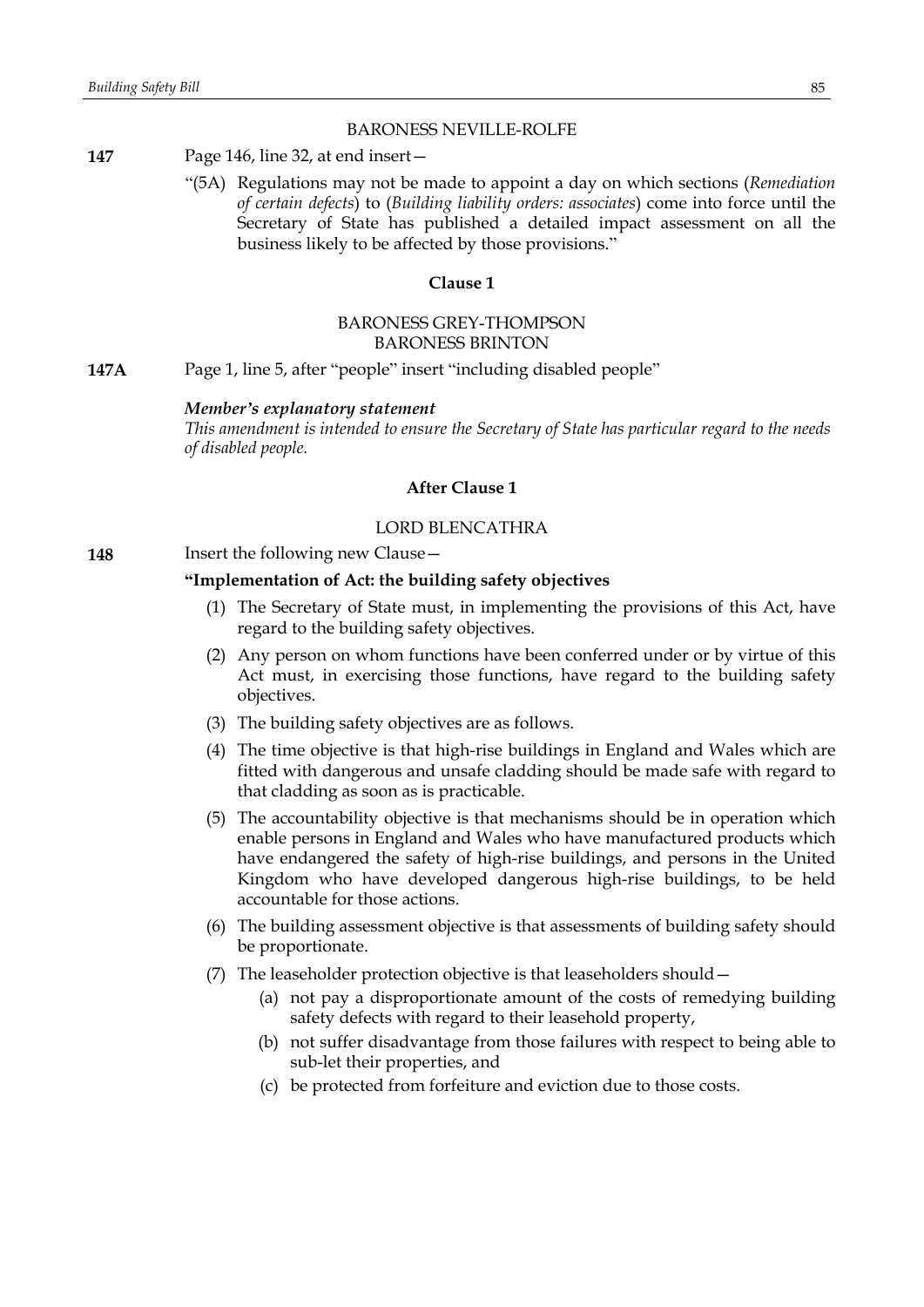BARONESS NEVILLE-ROLFE

**147** Page 146, line 32, at end insert—

"(5A) Regulations may not be made to appoint a day on which sections (*Remediation of certain defects*) to (*Building liability orders: associates*) come into force until the Secretary of State has published a detailed impact assessment on all the business likely to be affected by those provisions."

## Clause 1

BARONESS GREY-THOMPSON
BARONESS BRINTON

**147A** Page 1, line 5, after "people" insert "including disabled people"

***Member's explanatory statement***
*This amendment is intended to ensure the Secretary of State has particular regard to the needs of disabled people.*

## After Clause 1

LORD BLENCATHRA

**148** Insert the following new Clause—

**"Implementation of Act: the building safety objectives**

(1) The Secretary of State must, in implementing the provisions of this Act, have regard to the building safety objectives.

(2) Any person on whom functions have been conferred under or by virtue of this Act must, in exercising those functions, have regard to the building safety objectives.

(3) The building safety objectives are as follows.

(4) The time objective is that high-rise buildings in England and Wales which are fitted with dangerous and unsafe cladding should be made safe with regard to that cladding as soon as is practicable.

(5) The accountability objective is that mechanisms should be in operation which enable persons in England and Wales who have manufactured products which have endangered the safety of high-rise buildings, and persons in the United Kingdom who have developed dangerous high-rise buildings, to be held accountable for those actions.

(6) The building assessment objective is that assessments of building safety should be proportionate.

(7) The leaseholder protection objective is that leaseholders should—

(a) not pay a disproportionate amount of the costs of remedying building safety defects with regard to their leasehold property,

(b) not suffer disadvantage from those failures with respect to being able to sub-let their properties, and

(c) be protected from forfeiture and eviction due to those costs.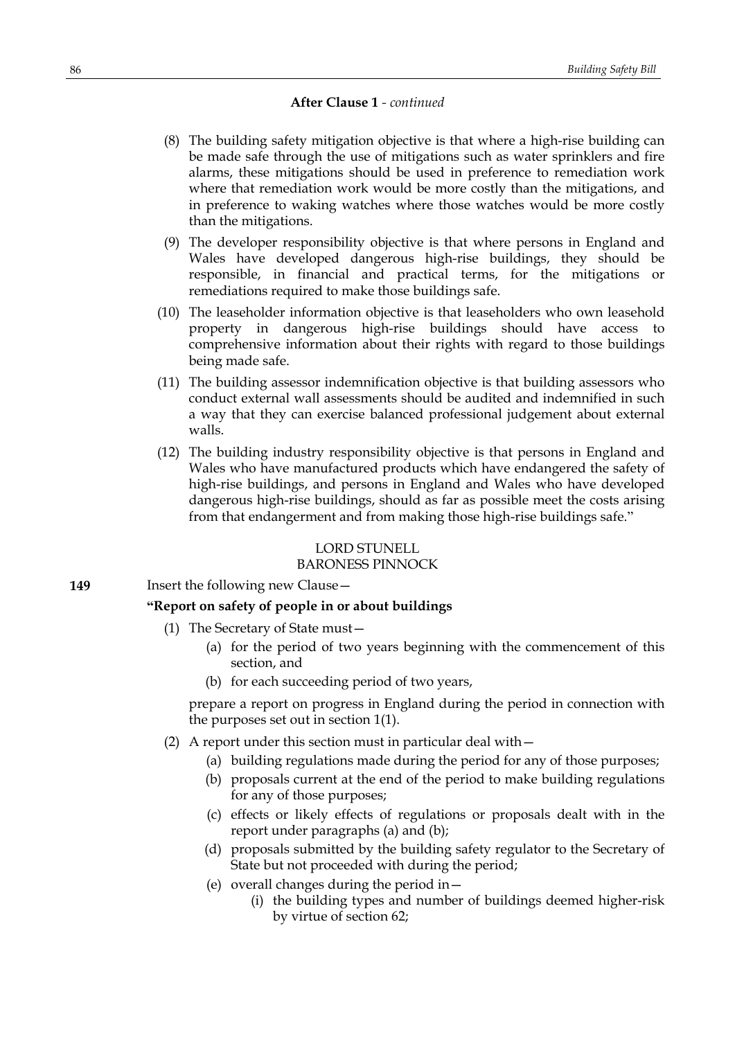**After Clause 1** - *continued*

(8) The building safety mitigation objective is that where a high-rise building can be made safe through the use of mitigations such as water sprinklers and fire alarms, these mitigations should be used in preference to remediation work where that remediation work would be more costly than the mitigations, and in preference to waking watches where those watches would be more costly than the mitigations.

(9) The developer responsibility objective is that where persons in England and Wales have developed dangerous high-rise buildings, they should be responsible, in financial and practical terms, for the mitigations or remediations required to make those buildings safe.

(10) The leaseholder information objective is that leaseholders who own leasehold property in dangerous high-rise buildings should have access to comprehensive information about their rights with regard to those buildings being made safe.

(11) The building assessor indemnification objective is that building assessors who conduct external wall assessments should be audited and indemnified in such a way that they can exercise balanced professional judgement about external walls.

(12) The building industry responsibility objective is that persons in England and Wales who have manufactured products which have endangered the safety of high-rise buildings, and persons in England and Wales who have developed dangerous high-rise buildings, should as far as possible meet the costs arising from that endangerment and from making those high-rise buildings safe."

LORD STUNELL
BARONESS PINNOCK

**149** Insert the following new Clause—

**"Report on safety of people in or about buildings**

(1) The Secretary of State must—

(a) for the period of two years beginning with the commencement of this section, and

(b) for each succeeding period of two years,

prepare a report on progress in England during the period in connection with the purposes set out in section 1(1).

(2) A report under this section must in particular deal with—

(a) building regulations made during the period for any of those purposes;

(b) proposals current at the end of the period to make building regulations for any of those purposes;

(c) effects or likely effects of regulations or proposals dealt with in the report under paragraphs (a) and (b);

(d) proposals submitted by the building safety regulator to the Secretary of State but not proceeded with during the period;

(e) overall changes during the period in—

(i) the building types and number of buildings deemed higher-risk by virtue of section 62;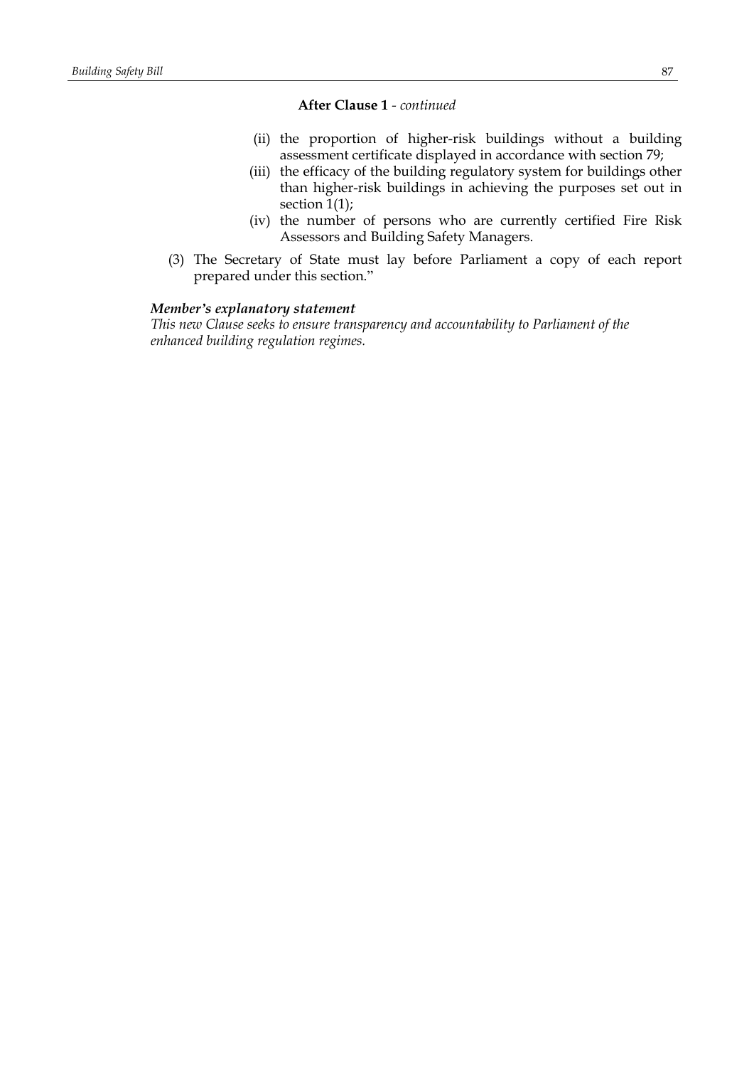**After Clause 1** - *continued*

(ii) the proportion of higher-risk buildings without a building assessment certificate displayed in accordance with section 79;

(iii) the efficacy of the building regulatory system for buildings other than higher-risk buildings in achieving the purposes set out in section 1(1);

(iv) the number of persons who are currently certified Fire Risk Assessors and Building Safety Managers.

(3) The Secretary of State must lay before Parliament a copy of each report prepared under this section."

***Member's explanatory statement***

*This new Clause seeks to ensure transparency and accountability to Parliament of the enhanced building regulation regimes.*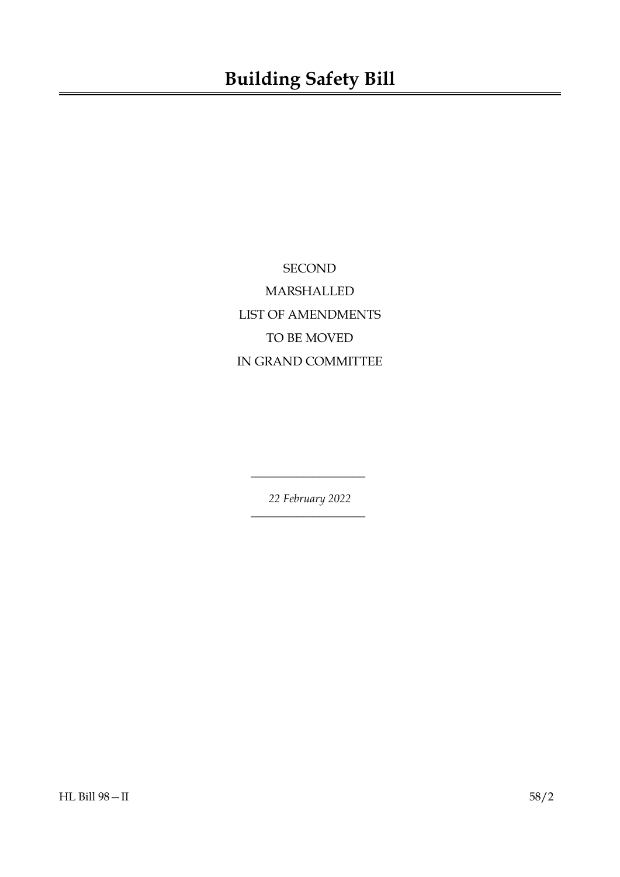# Building Safety Bill

SECOND

MARSHALLED

LIST OF AMENDMENTS

TO BE MOVED

IN GRAND COMMITTEE

---

*22 February 2022*

---

HL Bill 98—II

58/2